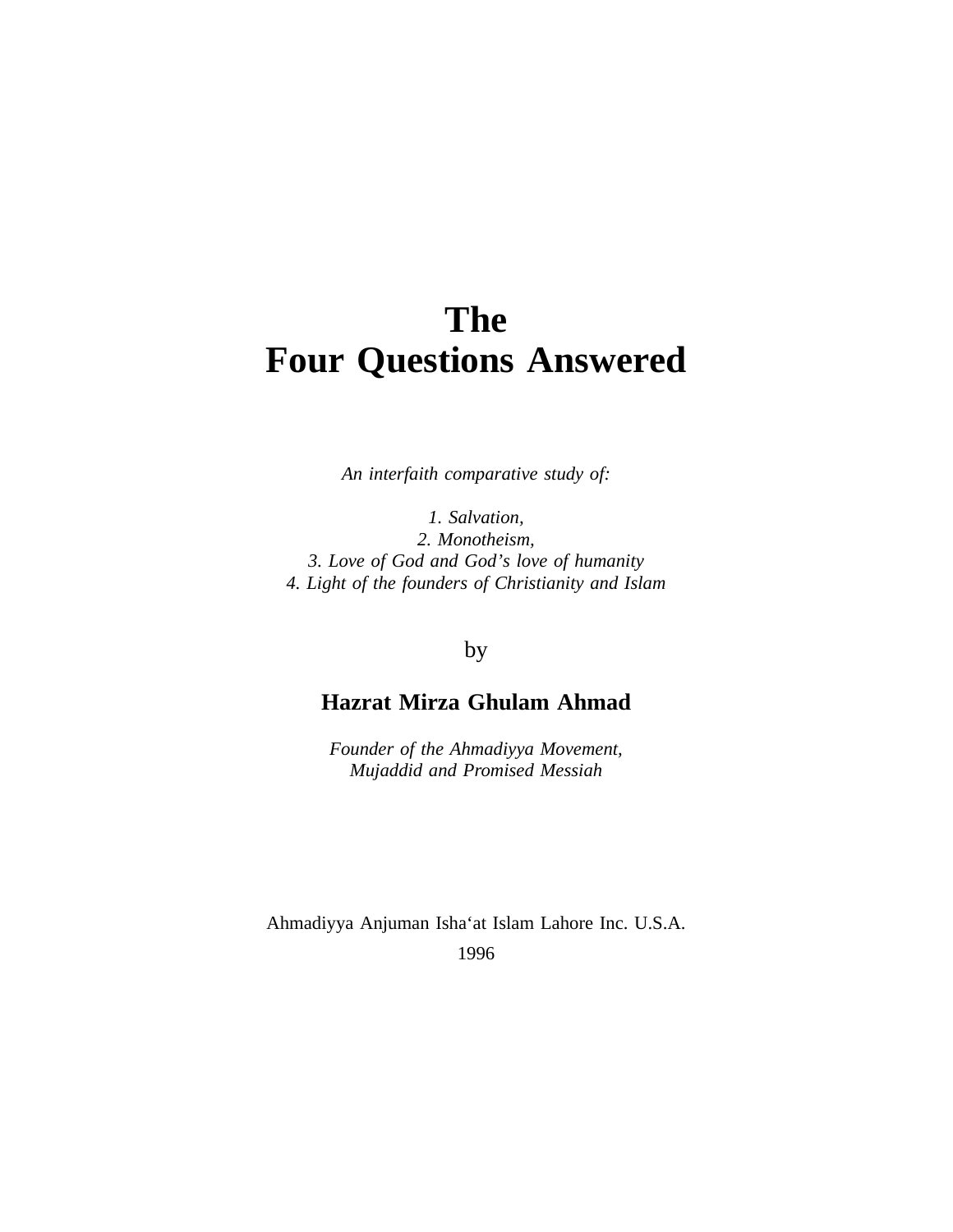# The
# Four Questions Answered

*An interfaith comparative study of:*

*1. Salvation,*
*2. Monotheism,*
*3. Love of God and God's love of humanity*
*4. Light of the founders of Christianity and Islam*

by

**Hazrat Mirza Ghulam Ahmad**

*Founder of the Ahmadiyya Movement,*
*Mujaddid and Promised Messiah*

Ahmadiyya Anjuman Isha'at Islam Lahore Inc. U.S.A.

1996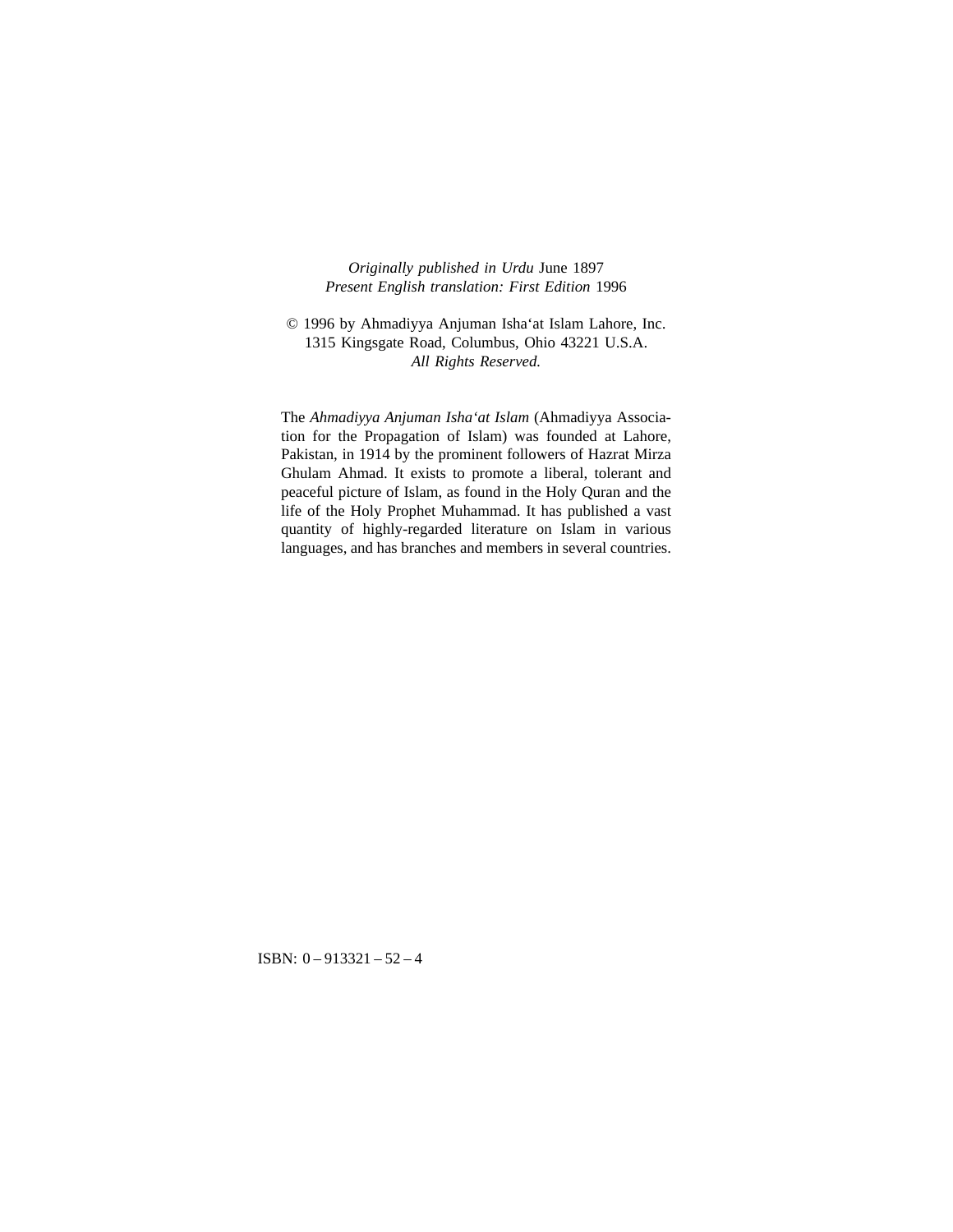*Originally published in Urdu* June 1897
*Present English translation: First Edition* 1996

© 1996 by Ahmadiyya Anjuman Isha‘at Islam Lahore, Inc.
1315 Kingsgate Road, Columbus, Ohio 43221 U.S.A.
*All Rights Reserved.*

The *Ahmadiyya Anjuman Isha‘at Islam* (Ahmadiyya Association for the Propagation of Islam) was founded at Lahore, Pakistan, in 1914 by the prominent followers of Hazrat Mirza Ghulam Ahmad. It exists to promote a liberal, tolerant and peaceful picture of Islam, as found in the Holy Quran and the life of the Holy Prophet Muhammad. It has published a vast quantity of highly-regarded literature on Islam in various languages, and has branches and members in several countries.

ISBN: 0 – 913321 – 52 – 4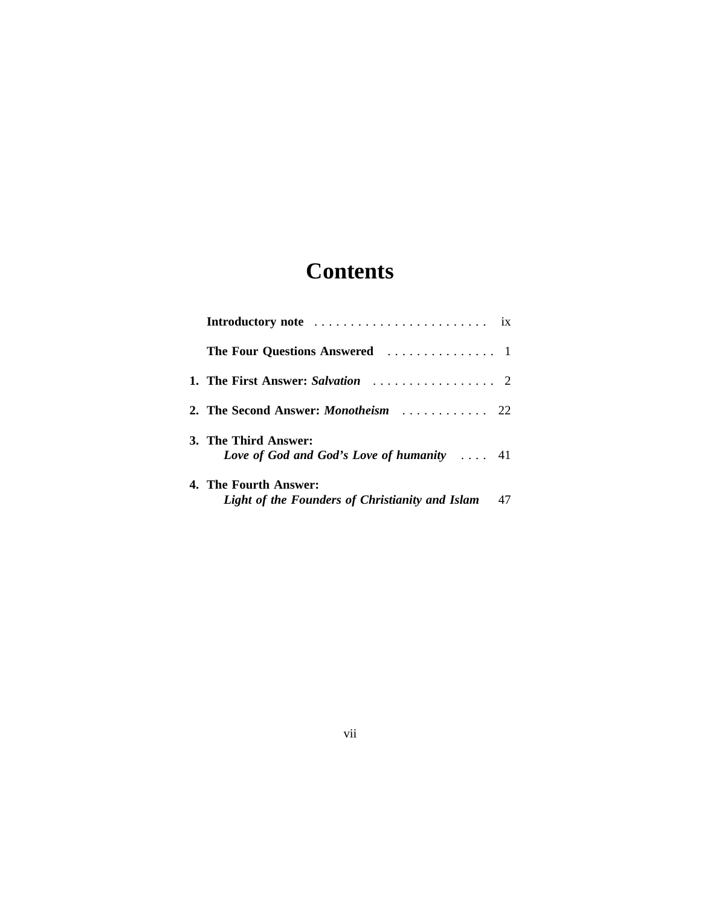# Contents

**Introductory note** . . . . . . . . . . . . . . . . . . . . . . . . ix

**The Four Questions Answered** . . . . . . . . . . . . . . . 1

**1. The First Answer: *Salvation*** . . . . . . . . . . . . . . . . . 2

**2. The Second Answer: *Monotheism*** . . . . . . . . . . . . 22

**3. The Third Answer:**
***Love of God and God's Love of humanity*** . . . . 41

**4. The Fourth Answer:**
***Light of the Founders of Christianity and Islam*** 47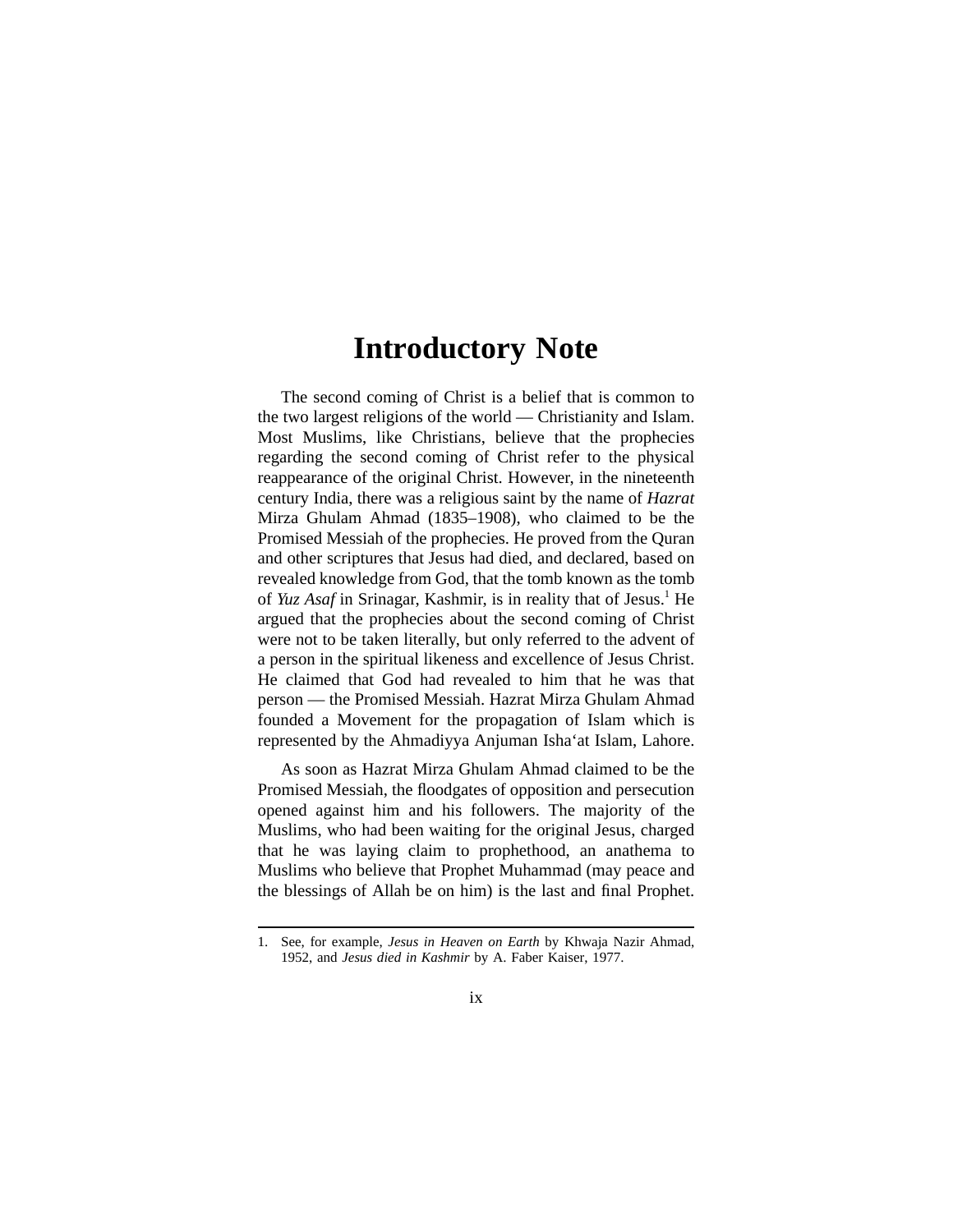# Introductory Note

The second coming of Christ is a belief that is common to the two largest religions of the world — Christianity and Islam. Most Muslims, like Christians, believe that the prophecies regarding the second coming of Christ refer to the physical reappearance of the original Christ. However, in the nineteenth century India, there was a religious saint by the name of *Hazrat* Mirza Ghulam Ahmad (1835–1908), who claimed to be the Promised Messiah of the prophecies. He proved from the Quran and other scriptures that Jesus had died, and declared, based on revealed knowledge from God, that the tomb known as the tomb of *Yuz Asaf* in Srinagar, Kashmir, is in reality that of Jesus.[1] He argued that the prophecies about the second coming of Christ were not to be taken literally, but only referred to the advent of a person in the spiritual likeness and excellence of Jesus Christ. He claimed that God had revealed to him that he was that person — the Promised Messiah. Hazrat Mirza Ghulam Ahmad founded a Movement for the propagation of Islam which is represented by the Ahmadiyya Anjuman Isha'at Islam, Lahore.

As soon as Hazrat Mirza Ghulam Ahmad claimed to be the Promised Messiah, the floodgates of opposition and persecution opened against him and his followers. The majority of the Muslims, who had been waiting for the original Jesus, charged that he was laying claim to prophethood, an anathema to Muslims who believe that Prophet Muhammad (may peace and the blessings of Allah be on him) is the last and final Prophet.

---

1. See, for example, *Jesus in Heaven on Earth* by Khwaja Nazir Ahmad, 1952, and *Jesus died in Kashmir* by A. Faber Kaiser, 1977.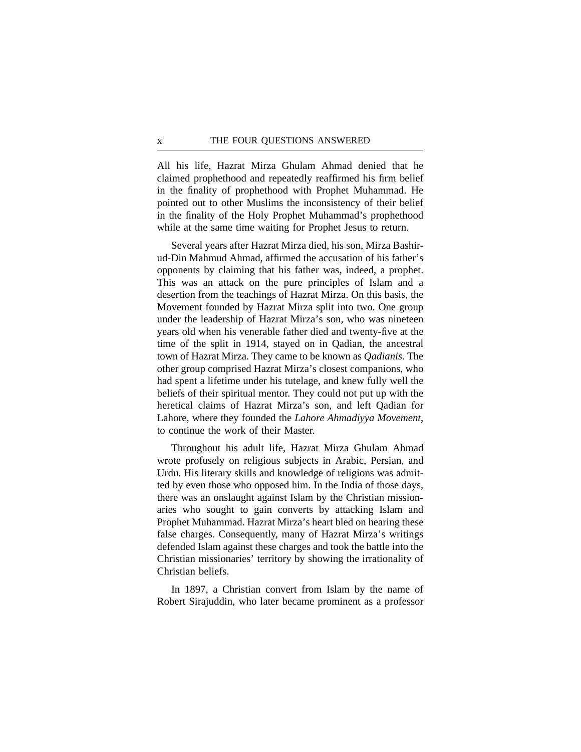All his life, Hazrat Mirza Ghulam Ahmad denied that he claimed prophethood and repeatedly reaffirmed his firm belief in the finality of prophethood with Prophet Muhammad. He pointed out to other Muslims the inconsistency of their belief in the finality of the Holy Prophet Muhammad's prophethood while at the same time waiting for Prophet Jesus to return.

Several years after Hazrat Mirza died, his son, Mirza Bashir-ud-Din Mahmud Ahmad, affirmed the accusation of his father's opponents by claiming that his father was, indeed, a prophet. This was an attack on the pure principles of Islam and a desertion from the teachings of Hazrat Mirza. On this basis, the Movement founded by Hazrat Mirza split into two. One group under the leadership of Hazrat Mirza's son, who was nineteen years old when his venerable father died and twenty-five at the time of the split in 1914, stayed on in Qadian, the ancestral town of Hazrat Mirza. They came to be known as *Qadianis*. The other group comprised Hazrat Mirza's closest companions, who had spent a lifetime under his tutelage, and knew fully well the beliefs of their spiritual mentor. They could not put up with the heretical claims of Hazrat Mirza's son, and left Qadian for Lahore, where they founded the *Lahore Ahmadiyya Movement*, to continue the work of their Master.

Throughout his adult life, Hazrat Mirza Ghulam Ahmad wrote profusely on religious subjects in Arabic, Persian, and Urdu. His literary skills and knowledge of religions was admitted by even those who opposed him. In the India of those days, there was an onslaught against Islam by the Christian missionaries who sought to gain converts by attacking Islam and Prophet Muhammad. Hazrat Mirza's heart bled on hearing these false charges. Consequently, many of Hazrat Mirza's writings defended Islam against these charges and took the battle into the Christian missionaries' territory by showing the irrationality of Christian beliefs.

In 1897, a Christian convert from Islam by the name of Robert Sirajuddin, who later became prominent as a professor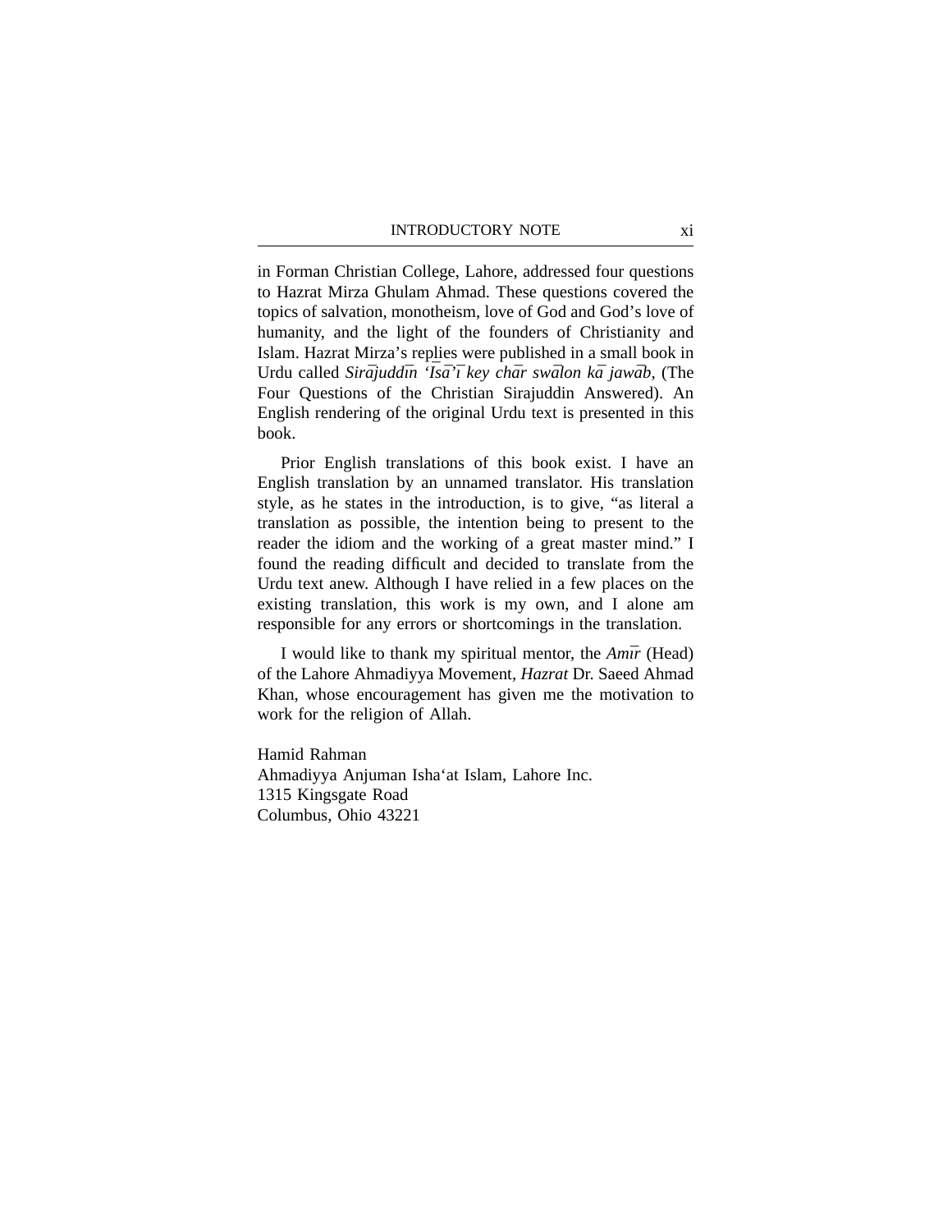in Forman Christian College, Lahore, addressed four questions to Hazrat Mirza Ghulam Ahmad. These questions covered the topics of salvation, monotheism, love of God and God's love of humanity, and the light of the founders of Christianity and Islam. Hazrat Mirza's replies were published in a small book in Urdu called *Sirājuddīn 'Īsā'ī key chār swālon kā jawāb*, (The Four Questions of the Christian Sirajuddin Answered). An English rendering of the original Urdu text is presented in this book.

Prior English translations of this book exist. I have an English translation by an unnamed translator. His translation style, as he states in the introduction, is to give, "as literal a translation as possible, the intention being to present to the reader the idiom and the working of a great master mind." I found the reading difficult and decided to translate from the Urdu text anew. Although I have relied in a few places on the existing translation, this work is my own, and I alone am responsible for any errors or shortcomings in the translation.

I would like to thank my spiritual mentor, the *Amīr* (Head) of the Lahore Ahmadiyya Movement, *Hazrat* Dr. Saeed Ahmad Khan, whose encouragement has given me the motivation to work for the religion of Allah.

Hamid Rahman
Ahmadiyya Anjuman Isha'at Islam, Lahore Inc.
1315 Kingsgate Road
Columbus, Ohio 43221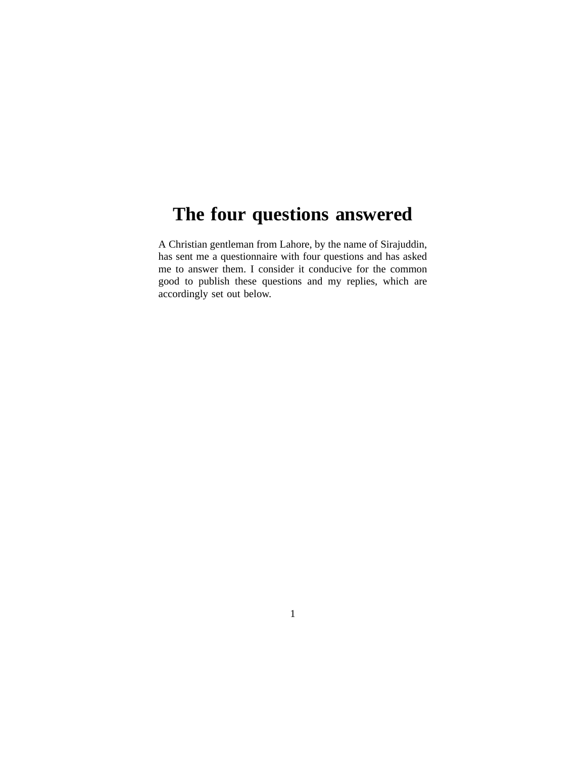# The four questions answered

A Christian gentleman from Lahore, by the name of Sirajuddin, has sent me a questionnaire with four questions and has asked me to answer them. I consider it conducive for the common good to publish these questions and my replies, which are accordingly set out below.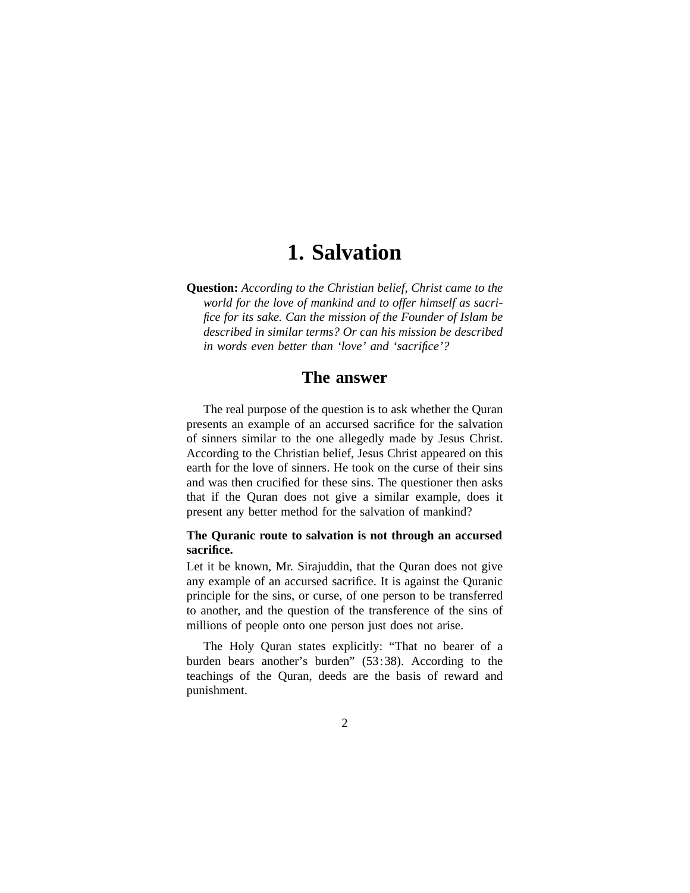# 1. Salvation

**Question:** *According to the Christian belief, Christ came to the world for the love of mankind and to offer himself as sacrifice for its sake. Can the mission of the Founder of Islam be described in similar terms? Or can his mission be described in words even better than 'love' and 'sacrifice'?*

## The answer

The real purpose of the question is to ask whether the Quran presents an example of an accursed sacrifice for the salvation of sinners similar to the one allegedly made by Jesus Christ. According to the Christian belief, Jesus Christ appeared on this earth for the love of sinners. He took on the curse of their sins and was then crucified for these sins. The questioner then asks that if the Quran does not give a similar example, does it present any better method for the salvation of mankind?

**The Quranic route to salvation is not through an accursed sacrifice.**

Let it be known, Mr. Sirajuddin, that the Quran does not give any example of an accursed sacrifice. It is against the Quranic principle for the sins, or curse, of one person to be transferred to another, and the question of the transference of the sins of millions of people onto one person just does not arise.

The Holy Quran states explicitly: "That no bearer of a burden bears another's burden" (53:38). According to the teachings of the Quran, deeds are the basis of reward and punishment.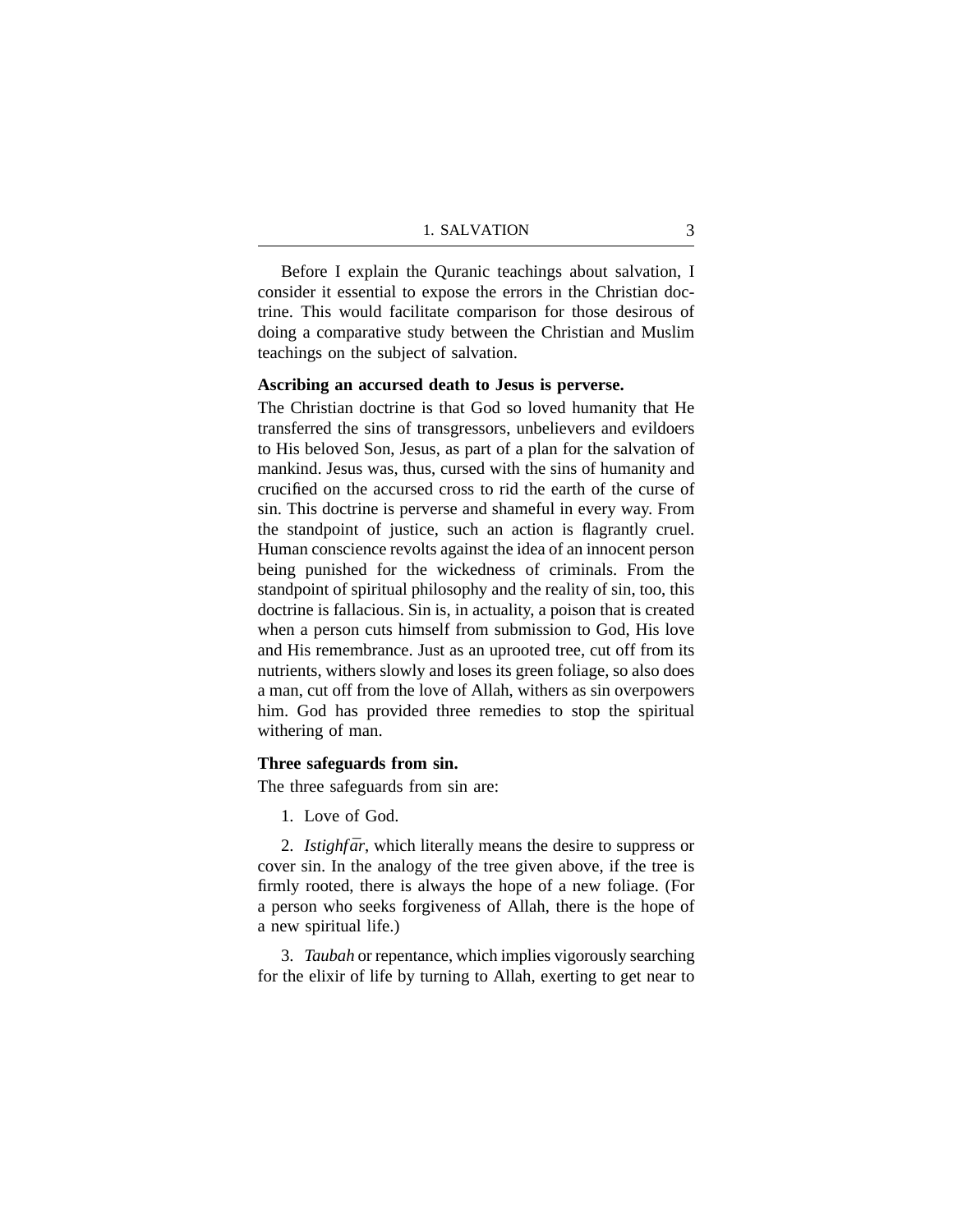Before I explain the Quranic teachings about salvation, I consider it essential to expose the errors in the Christian doctrine. This would facilitate comparison for those desirous of doing a comparative study between the Christian and Muslim teachings on the subject of salvation.

**Ascribing an accursed death to Jesus is perverse.**

The Christian doctrine is that God so loved humanity that He transferred the sins of transgressors, unbelievers and evildoers to His beloved Son, Jesus, as part of a plan for the salvation of mankind. Jesus was, thus, cursed with the sins of humanity and crucified on the accursed cross to rid the earth of the curse of sin. This doctrine is perverse and shameful in every way. From the standpoint of justice, such an action is flagrantly cruel. Human conscience revolts against the idea of an innocent person being punished for the wickedness of criminals. From the standpoint of spiritual philosophy and the reality of sin, too, this doctrine is fallacious. Sin is, in actuality, a poison that is created when a person cuts himself from submission to God, His love and His remembrance. Just as an uprooted tree, cut off from its nutrients, withers slowly and loses its green foliage, so also does a man, cut off from the love of Allah, withers as sin overpowers him. God has provided three remedies to stop the spiritual withering of man.

**Three safeguards from sin.**

The three safeguards from sin are:

1. Love of God.

2. *Istighfār*, which literally means the desire to suppress or cover sin. In the analogy of the tree given above, if the tree is firmly rooted, there is always the hope of a new foliage. (For a person who seeks forgiveness of Allah, there is the hope of a new spiritual life.)

3. *Taubah* or repentance, which implies vigorously searching for the elixir of life by turning to Allah, exerting to get near to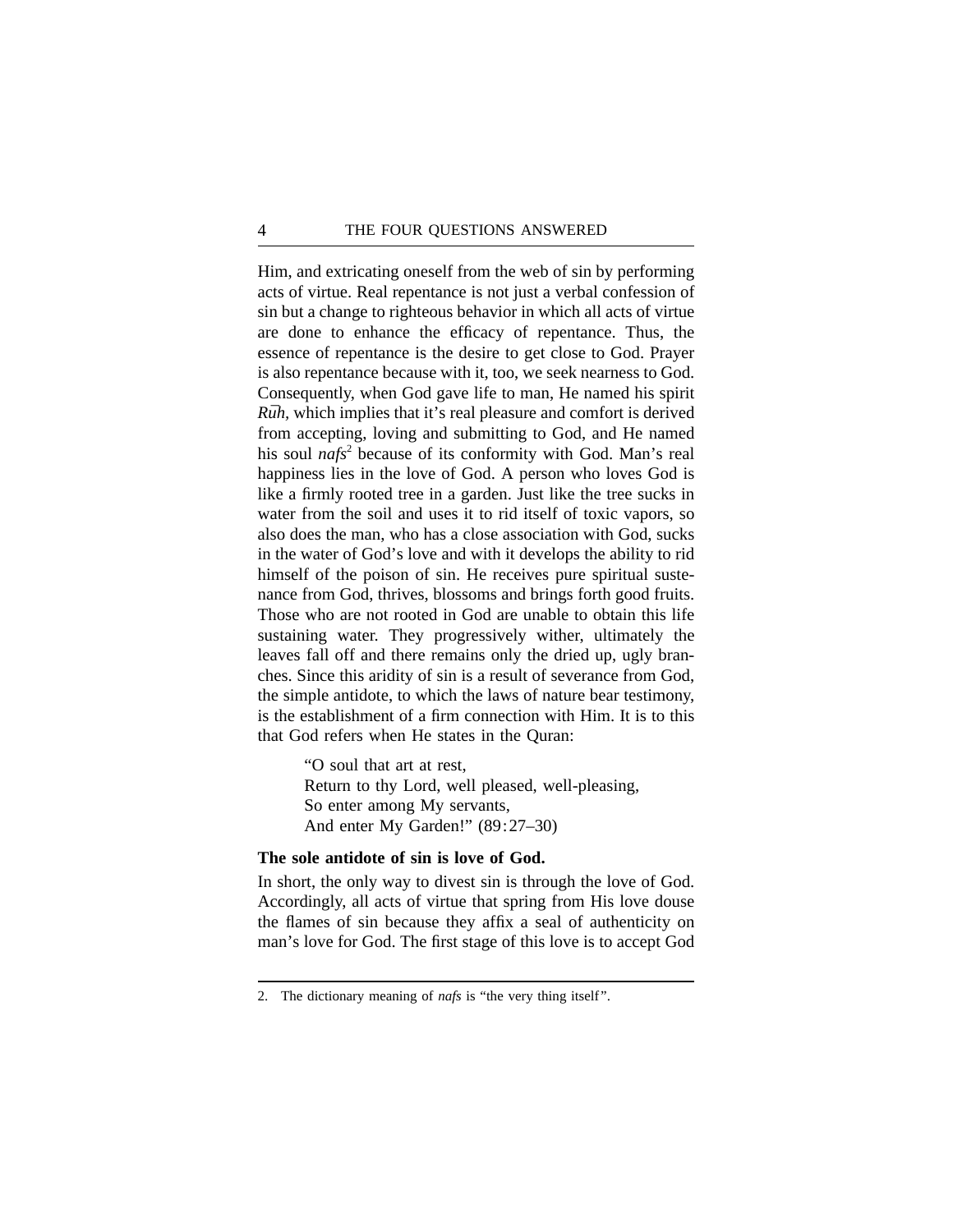Him, and extricating oneself from the web of sin by performing acts of virtue. Real repentance is not just a verbal confession of sin but a change to righteous behavior in which all acts of virtue are done to enhance the efficacy of repentance. Thus, the essence of repentance is the desire to get close to God. Prayer is also repentance because with it, too, we seek nearness to God. Consequently, when God gave life to man, He named his spirit *Rūh*, which implies that it's real pleasure and comfort is derived from accepting, loving and submitting to God, and He named his soul *nafs*[2] because of its conformity with God. Man's real happiness lies in the love of God. A person who loves God is like a firmly rooted tree in a garden. Just like the tree sucks in water from the soil and uses it to rid itself of toxic vapors, so also does the man, who has a close association with God, sucks in the water of God's love and with it develops the ability to rid himself of the poison of sin. He receives pure spiritual sustenance from God, thrives, blossoms and brings forth good fruits. Those who are not rooted in God are unable to obtain this life sustaining water. They progressively wither, ultimately the leaves fall off and there remains only the dried up, ugly branches. Since this aridity of sin is a result of severance from God, the simple antidote, to which the laws of nature bear testimony, is the establishment of a firm connection with Him. It is to this that God refers when He states in the Quran:

> "O soul that art at rest,
> Return to thy Lord, well pleased, well-pleasing,
> So enter among My servants,
> And enter My Garden!" (89:27–30)

**The sole antidote of sin is love of God.**

In short, the only way to divest sin is through the love of God. Accordingly, all acts of virtue that spring from His love douse the flames of sin because they affix a seal of authenticity on man's love for God. The first stage of this love is to accept God

---

2. The dictionary meaning of *nafs* is "the very thing itself".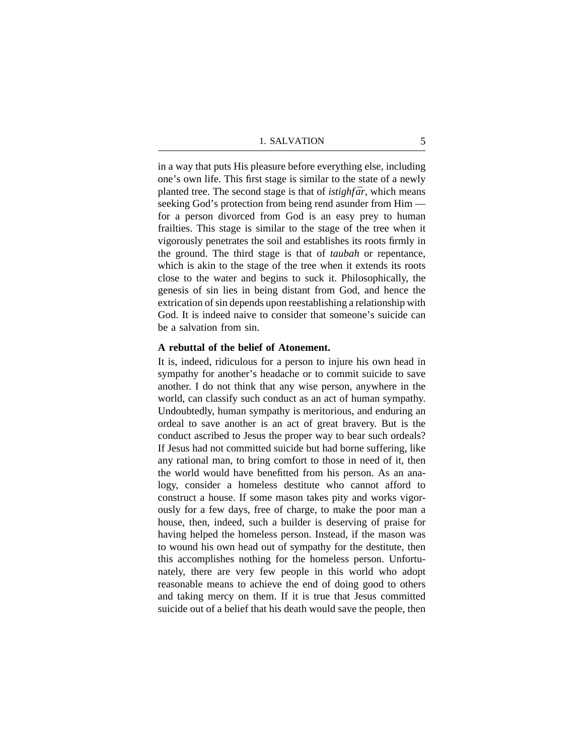in a way that puts His pleasure before everything else, including one's own life. This first stage is similar to the state of a newly planted tree. The second stage is that of *istighfār*, which means seeking God's protection from being rend asunder from Him — for a person divorced from God is an easy prey to human frailties. This stage is similar to the stage of the tree when it vigorously penetrates the soil and establishes its roots firmly in the ground. The third stage is that of *taubah* or repentance, which is akin to the stage of the tree when it extends its roots close to the water and begins to suck it. Philosophically, the genesis of sin lies in being distant from God, and hence the extrication of sin depends upon reestablishing a relationship with God. It is indeed naive to consider that someone's suicide can be a salvation from sin.

**A rebuttal of the belief of Atonement.**

It is, indeed, ridiculous for a person to injure his own head in sympathy for another's headache or to commit suicide to save another. I do not think that any wise person, anywhere in the world, can classify such conduct as an act of human sympathy. Undoubtedly, human sympathy is meritorious, and enduring an ordeal to save another is an act of great bravery. But is the conduct ascribed to Jesus the proper way to bear such ordeals? If Jesus had not committed suicide but had borne suffering, like any rational man, to bring comfort to those in need of it, then the world would have benefitted from his person. As an analogy, consider a homeless destitute who cannot afford to construct a house. If some mason takes pity and works vigorously for a few days, free of charge, to make the poor man a house, then, indeed, such a builder is deserving of praise for having helped the homeless person. Instead, if the mason was to wound his own head out of sympathy for the destitute, then this accomplishes nothing for the homeless person. Unfortunately, there are very few people in this world who adopt reasonable means to achieve the end of doing good to others and taking mercy on them. If it is true that Jesus committed suicide out of a belief that his death would save the people, then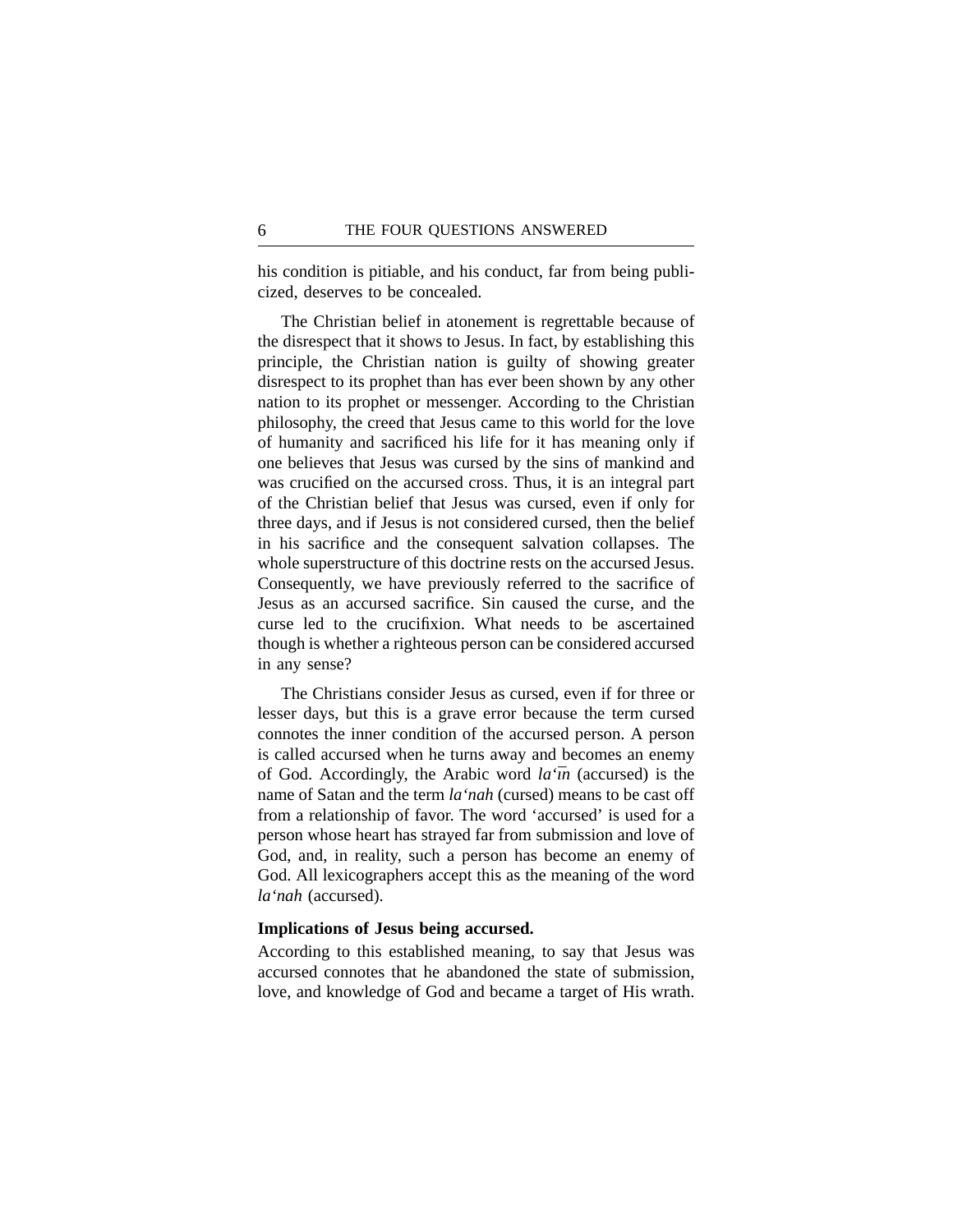his condition is pitiable, and his conduct, far from being publicized, deserves to be concealed.

The Christian belief in atonement is regrettable because of the disrespect that it shows to Jesus. In fact, by establishing this principle, the Christian nation is guilty of showing greater disrespect to its prophet than has ever been shown by any other nation to its prophet or messenger. According to the Christian philosophy, the creed that Jesus came to this world for the love of humanity and sacrificed his life for it has meaning only if one believes that Jesus was cursed by the sins of mankind and was crucified on the accursed cross. Thus, it is an integral part of the Christian belief that Jesus was cursed, even if only for three days, and if Jesus is not considered cursed, then the belief in his sacrifice and the consequent salvation collapses. The whole superstructure of this doctrine rests on the accursed Jesus. Consequently, we have previously referred to the sacrifice of Jesus as an accursed sacrifice. Sin caused the curse, and the curse led to the crucifixion. What needs to be ascertained though is whether a righteous person can be considered accursed in any sense?

The Christians consider Jesus as cursed, even if for three or lesser days, but this is a grave error because the term cursed connotes the inner condition of the accursed person. A person is called accursed when he turns away and becomes an enemy of God. Accordingly, the Arabic word *la'īn* (accursed) is the name of Satan and the term *la'nah* (cursed) means to be cast off from a relationship of favor. The word 'accursed' is used for a person whose heart has strayed far from submission and love of God, and, in reality, such a person has become an enemy of God. All lexicographers accept this as the meaning of the word *la'nah* (accursed).

**Implications of Jesus being accursed.**

According to this established meaning, to say that Jesus was accursed connotes that he abandoned the state of submission, love, and knowledge of God and became a target of His wrath.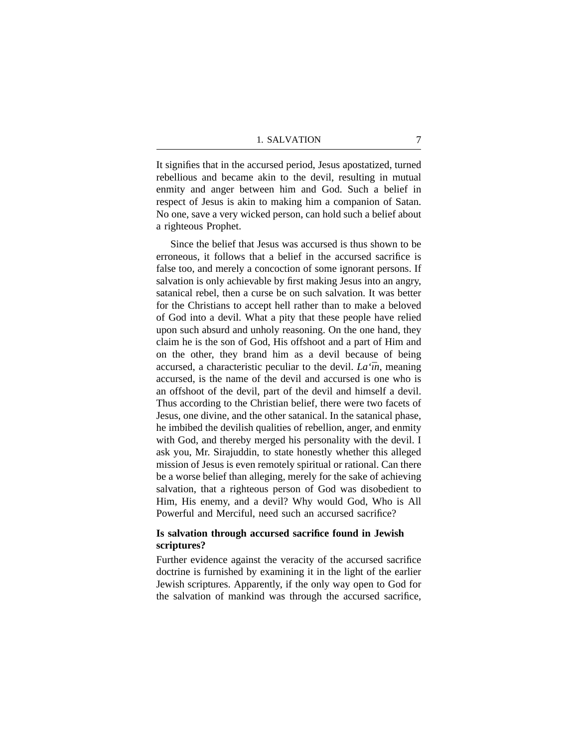It signifies that in the accursed period, Jesus apostatized, turned rebellious and became akin to the devil, resulting in mutual enmity and anger between him and God. Such a belief in respect of Jesus is akin to making him a companion of Satan. No one, save a very wicked person, can hold such a belief about a righteous Prophet.

Since the belief that Jesus was accursed is thus shown to be erroneous, it follows that a belief in the accursed sacrifice is false too, and merely a concoction of some ignorant persons. If salvation is only achievable by first making Jesus into an angry, satanical rebel, then a curse be on such salvation. It was better for the Christians to accept hell rather than to make a beloved of God into a devil. What a pity that these people have relied upon such absurd and unholy reasoning. On the one hand, they claim he is the son of God, His offshoot and a part of Him and on the other, they brand him as a devil because of being accursed, a characteristic peculiar to the devil. *La'īn*, meaning accursed, is the name of the devil and accursed is one who is an offshoot of the devil, part of the devil and himself a devil. Thus according to the Christian belief, there were two facets of Jesus, one divine, and the other satanical. In the satanical phase, he imbibed the devilish qualities of rebellion, anger, and enmity with God, and thereby merged his personality with the devil. I ask you, Mr. Sirajuddin, to state honestly whether this alleged mission of Jesus is even remotely spiritual or rational. Can there be a worse belief than alleging, merely for the sake of achieving salvation, that a righteous person of God was disobedient to Him, His enemy, and a devil? Why would God, Who is All Powerful and Merciful, need such an accursed sacrifice?

**Is salvation through accursed sacrifice found in Jewish scriptures?**

Further evidence against the veracity of the accursed sacrifice doctrine is furnished by examining it in the light of the earlier Jewish scriptures. Apparently, if the only way open to God for the salvation of mankind was through the accursed sacrifice,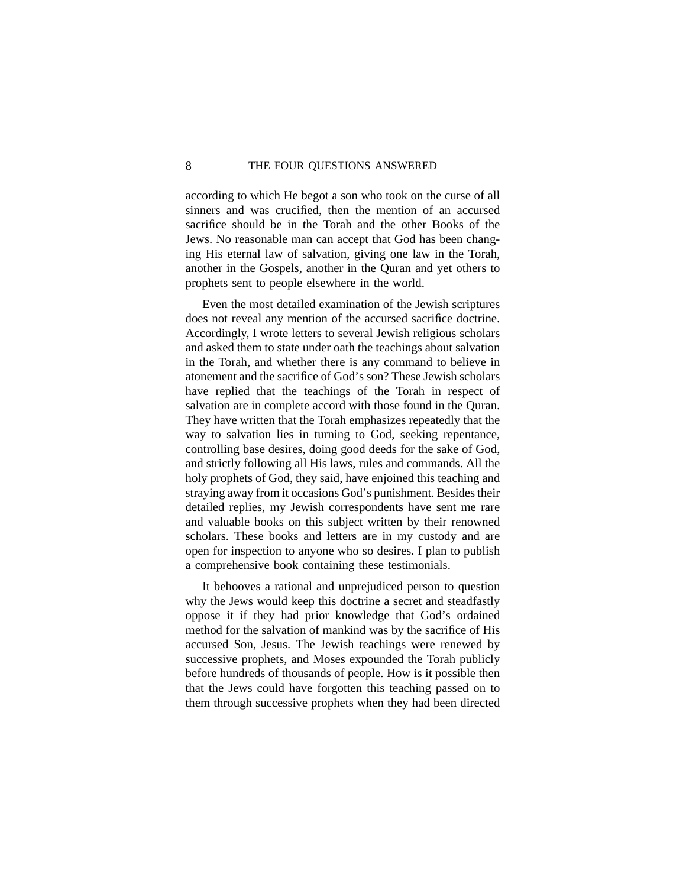according to which He begot a son who took on the curse of all sinners and was crucified, then the mention of an accursed sacrifice should be in the Torah and the other Books of the Jews. No reasonable man can accept that God has been changing His eternal law of salvation, giving one law in the Torah, another in the Gospels, another in the Quran and yet others to prophets sent to people elsewhere in the world.

Even the most detailed examination of the Jewish scriptures does not reveal any mention of the accursed sacrifice doctrine. Accordingly, I wrote letters to several Jewish religious scholars and asked them to state under oath the teachings about salvation in the Torah, and whether there is any command to believe in atonement and the sacrifice of God's son? These Jewish scholars have replied that the teachings of the Torah in respect of salvation are in complete accord with those found in the Quran. They have written that the Torah emphasizes repeatedly that the way to salvation lies in turning to God, seeking repentance, controlling base desires, doing good deeds for the sake of God, and strictly following all His laws, rules and commands. All the holy prophets of God, they said, have enjoined this teaching and straying away from it occasions God's punishment. Besides their detailed replies, my Jewish correspondents have sent me rare and valuable books on this subject written by their renowned scholars. These books and letters are in my custody and are open for inspection to anyone who so desires. I plan to publish a comprehensive book containing these testimonials.

It behooves a rational and unprejudiced person to question why the Jews would keep this doctrine a secret and steadfastly oppose it if they had prior knowledge that God's ordained method for the salvation of mankind was by the sacrifice of His accursed Son, Jesus. The Jewish teachings were renewed by successive prophets, and Moses expounded the Torah publicly before hundreds of thousands of people. How is it possible then that the Jews could have forgotten this teaching passed on to them through successive prophets when they had been directed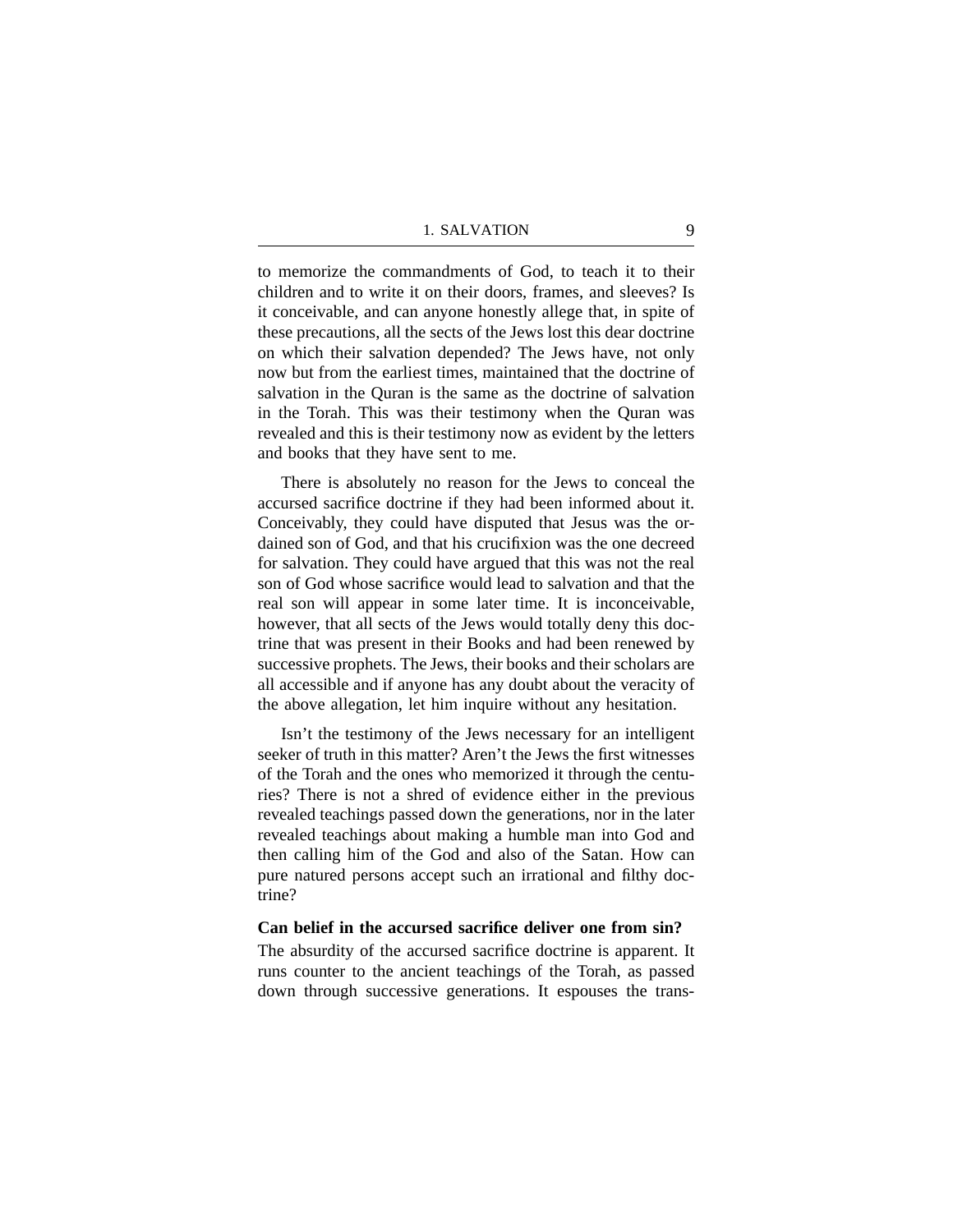to memorize the commandments of God, to teach it to their children and to write it on their doors, frames, and sleeves? Is it conceivable, and can anyone honestly allege that, in spite of these precautions, all the sects of the Jews lost this dear doctrine on which their salvation depended? The Jews have, not only now but from the earliest times, maintained that the doctrine of salvation in the Quran is the same as the doctrine of salvation in the Torah. This was their testimony when the Quran was revealed and this is their testimony now as evident by the letters and books that they have sent to me.

There is absolutely no reason for the Jews to conceal the accursed sacrifice doctrine if they had been informed about it. Conceivably, they could have disputed that Jesus was the ordained son of God, and that his crucifixion was the one decreed for salvation. They could have argued that this was not the real son of God whose sacrifice would lead to salvation and that the real son will appear in some later time. It is inconceivable, however, that all sects of the Jews would totally deny this doctrine that was present in their Books and had been renewed by successive prophets. The Jews, their books and their scholars are all accessible and if anyone has any doubt about the veracity of the above allegation, let him inquire without any hesitation.

Isn't the testimony of the Jews necessary for an intelligent seeker of truth in this matter? Aren't the Jews the first witnesses of the Torah and the ones who memorized it through the centuries? There is not a shred of evidence either in the previous revealed teachings passed down the generations, nor in the later revealed teachings about making a humble man into God and then calling him of the God and also of the Satan. How can pure natured persons accept such an irrational and filthy doctrine?

**Can belief in the accursed sacrifice deliver one from sin?**

The absurdity of the accursed sacrifice doctrine is apparent. It runs counter to the ancient teachings of the Torah, as passed down through successive generations. It espouses the trans-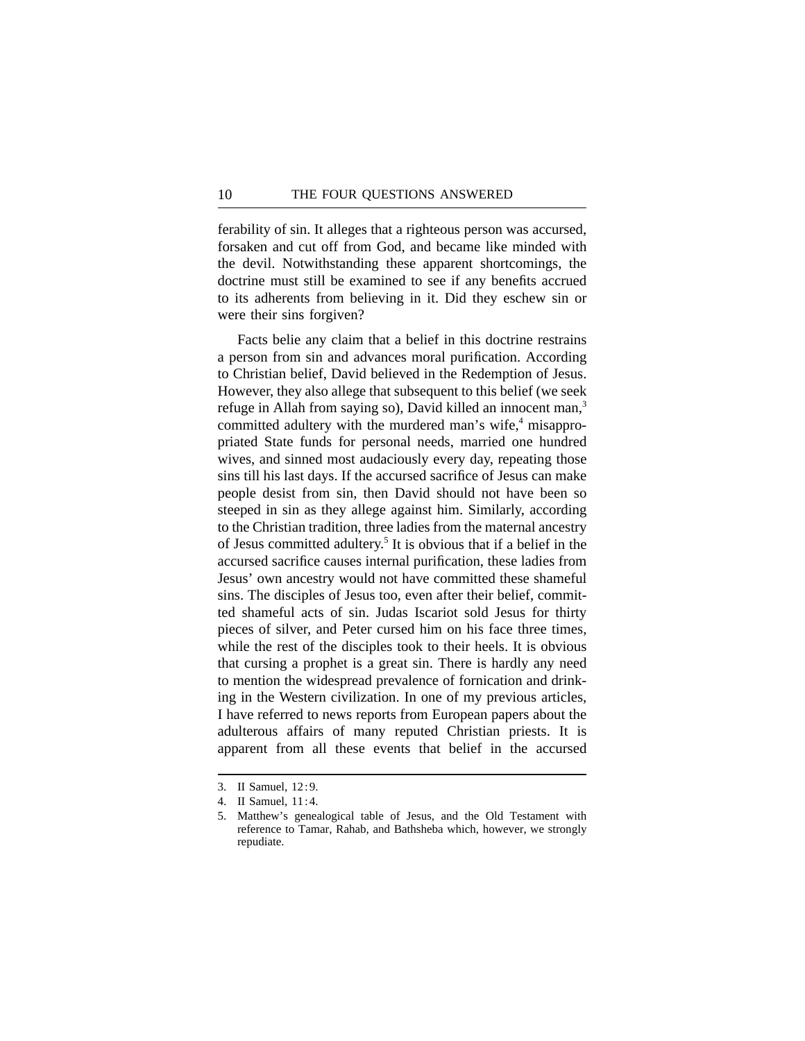ferability of sin. It alleges that a righteous person was accursed, forsaken and cut off from God, and became like minded with the devil. Notwithstanding these apparent shortcomings, the doctrine must still be examined to see if any benefits accrued to its adherents from believing in it. Did they eschew sin or were their sins forgiven?

Facts belie any claim that a belief in this doctrine restrains a person from sin and advances moral purification. According to Christian belief, David believed in the Redemption of Jesus. However, they also allege that subsequent to this belief (we seek refuge in Allah from saying so), David killed an innocent man,[3] committed adultery with the murdered man's wife,[4] misappropriated State funds for personal needs, married one hundred wives, and sinned most audaciously every day, repeating those sins till his last days. If the accursed sacrifice of Jesus can make people desist from sin, then David should not have been so steeped in sin as they allege against him. Similarly, according to the Christian tradition, three ladies from the maternal ancestry of Jesus committed adultery.[5] It is obvious that if a belief in the accursed sacrifice causes internal purification, these ladies from Jesus' own ancestry would not have committed these shameful sins. The disciples of Jesus too, even after their belief, committed shameful acts of sin. Judas Iscariot sold Jesus for thirty pieces of silver, and Peter cursed him on his face three times, while the rest of the disciples took to their heels. It is obvious that cursing a prophet is a great sin. There is hardly any need to mention the widespread prevalence of fornication and drinking in the Western civilization. In one of my previous articles, I have referred to news reports from European papers about the adulterous affairs of many reputed Christian priests. It is apparent from all these events that belief in the accursed

---

3. II Samuel, 12:9.
4. II Samuel, 11:4.
5. Matthew's genealogical table of Jesus, and the Old Testament with reference to Tamar, Rahab, and Bathsheba which, however, we strongly repudiate.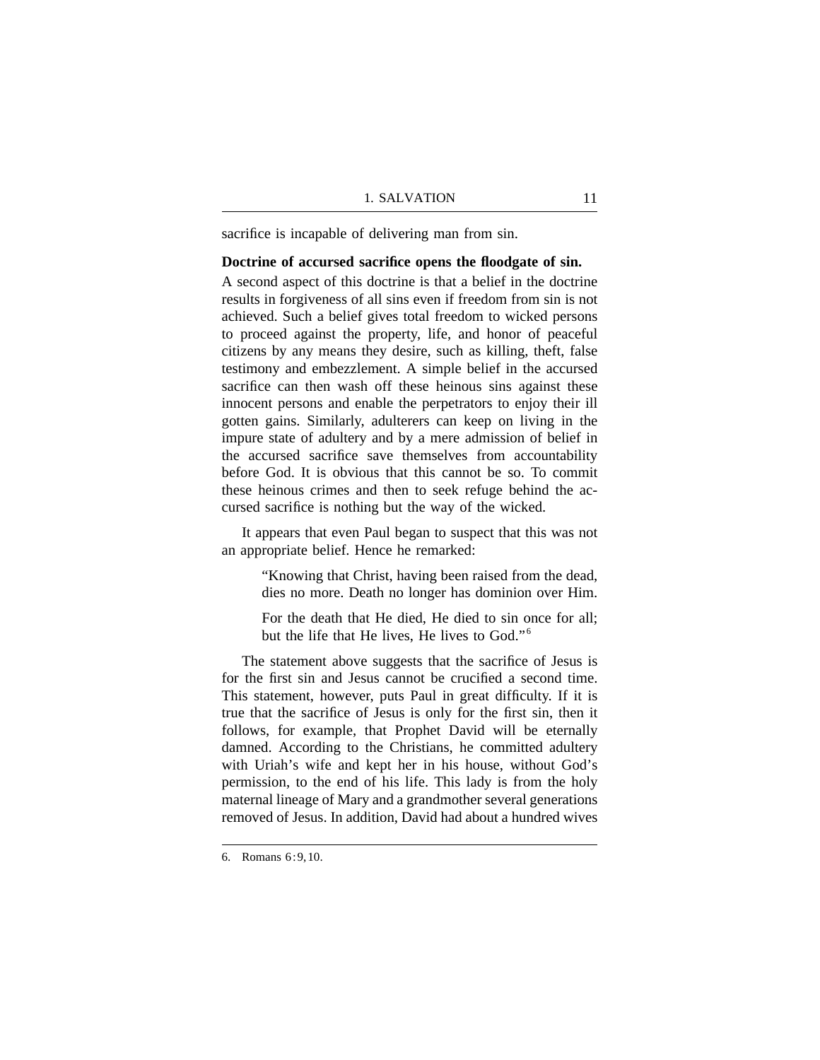sacrifice is incapable of delivering man from sin.

**Doctrine of accursed sacrifice opens the floodgate of sin.** A second aspect of this doctrine is that a belief in the doctrine results in forgiveness of all sins even if freedom from sin is not achieved. Such a belief gives total freedom to wicked persons to proceed against the property, life, and honor of peaceful citizens by any means they desire, such as killing, theft, false testimony and embezzlement. A simple belief in the accursed sacrifice can then wash off these heinous sins against these innocent persons and enable the perpetrators to enjoy their ill gotten gains. Similarly, adulterers can keep on living in the impure state of adultery and by a mere admission of belief in the accursed sacrifice save themselves from accountability before God. It is obvious that this cannot be so. To commit these heinous crimes and then to seek refuge behind the accursed sacrifice is nothing but the way of the wicked.

It appears that even Paul began to suspect that this was not an appropriate belief. Hence he remarked:

> "Knowing that Christ, having been raised from the dead, dies no more. Death no longer has dominion over Him.
>
> For the death that He died, He died to sin once for all; but the life that He lives, He lives to God."[6]

The statement above suggests that the sacrifice of Jesus is for the first sin and Jesus cannot be crucified a second time. This statement, however, puts Paul in great difficulty. If it is true that the sacrifice of Jesus is only for the first sin, then it follows, for example, that Prophet David will be eternally damned. According to the Christians, he committed adultery with Uriah's wife and kept her in his house, without God's permission, to the end of his life. This lady is from the holy maternal lineage of Mary and a grandmother several generations removed of Jesus. In addition, David had about a hundred wives

6. Romans 6:9, 10.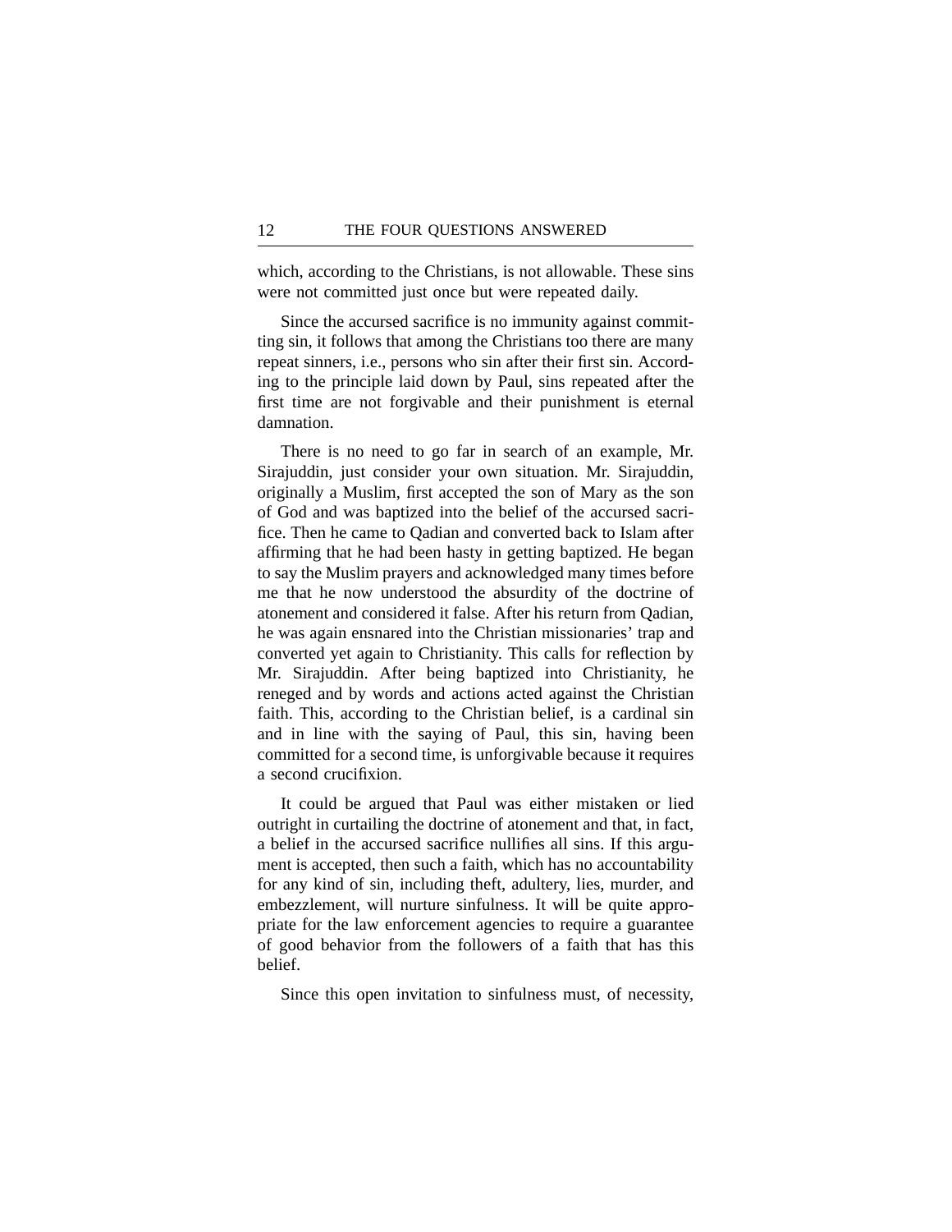which, according to the Christians, is not allowable. These sins were not committed just once but were repeated daily.

Since the accursed sacrifice is no immunity against committing sin, it follows that among the Christians too there are many repeat sinners, i.e., persons who sin after their first sin. According to the principle laid down by Paul, sins repeated after the first time are not forgivable and their punishment is eternal damnation.

There is no need to go far in search of an example, Mr. Sirajuddin, just consider your own situation. Mr. Sirajuddin, originally a Muslim, first accepted the son of Mary as the son of God and was baptized into the belief of the accursed sacrifice. Then he came to Qadian and converted back to Islam after affirming that he had been hasty in getting baptized. He began to say the Muslim prayers and acknowledged many times before me that he now understood the absurdity of the doctrine of atonement and considered it false. After his return from Qadian, he was again ensnared into the Christian missionaries' trap and converted yet again to Christianity. This calls for reflection by Mr. Sirajuddin. After being baptized into Christianity, he reneged and by words and actions acted against the Christian faith. This, according to the Christian belief, is a cardinal sin and in line with the saying of Paul, this sin, having been committed for a second time, is unforgivable because it requires a second crucifixion.

It could be argued that Paul was either mistaken or lied outright in curtailing the doctrine of atonement and that, in fact, a belief in the accursed sacrifice nullifies all sins. If this argument is accepted, then such a faith, which has no accountability for any kind of sin, including theft, adultery, lies, murder, and embezzlement, will nurture sinfulness. It will be quite appropriate for the law enforcement agencies to require a guarantee of good behavior from the followers of a faith that has this belief.

Since this open invitation to sinfulness must, of necessity,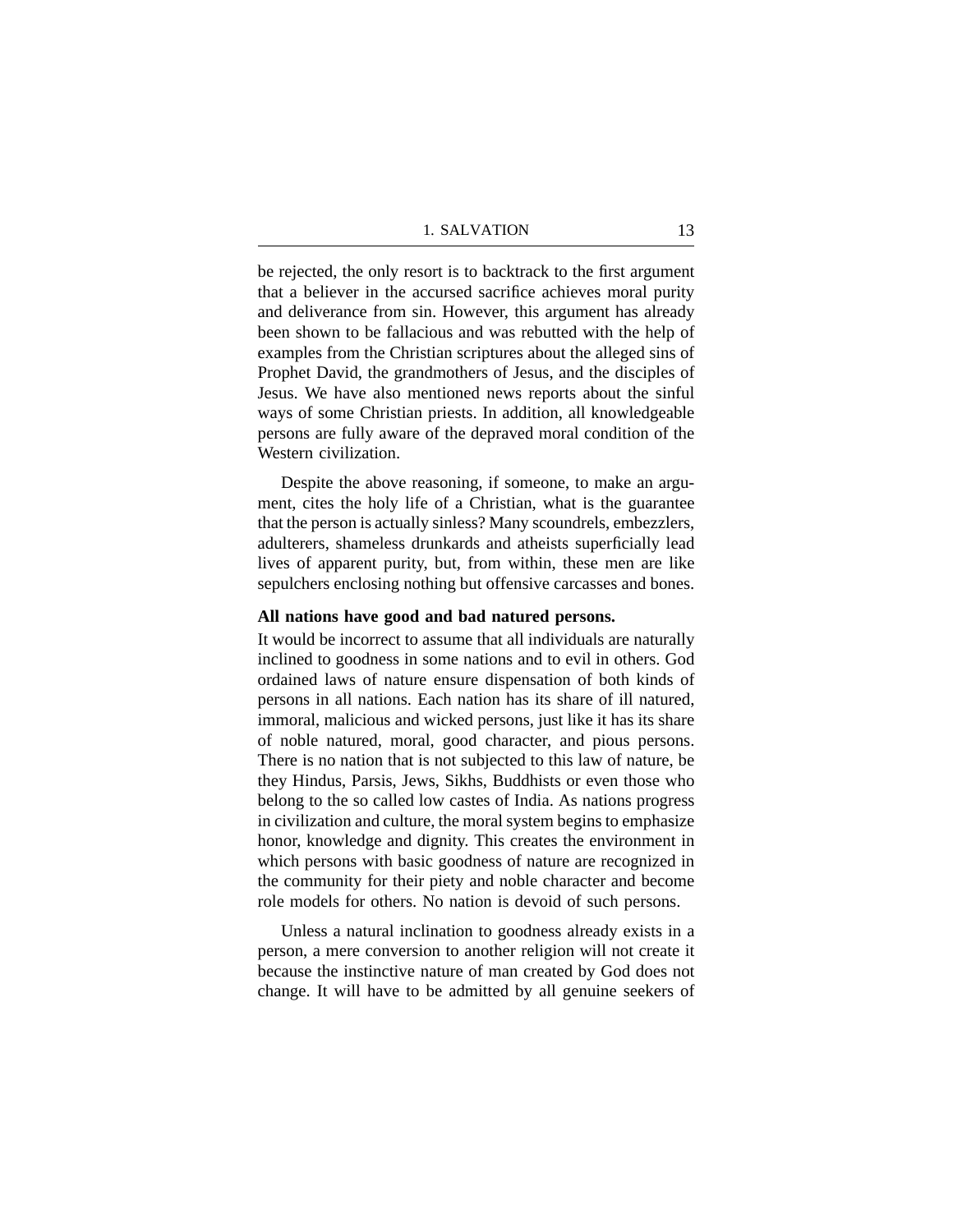be rejected, the only resort is to backtrack to the first argument that a believer in the accursed sacrifice achieves moral purity and deliverance from sin. However, this argument has already been shown to be fallacious and was rebutted with the help of examples from the Christian scriptures about the alleged sins of Prophet David, the grandmothers of Jesus, and the disciples of Jesus. We have also mentioned news reports about the sinful ways of some Christian priests. In addition, all knowledgeable persons are fully aware of the depraved moral condition of the Western civilization.

Despite the above reasoning, if someone, to make an argument, cites the holy life of a Christian, what is the guarantee that the person is actually sinless? Many scoundrels, embezzlers, adulterers, shameless drunkards and atheists superficially lead lives of apparent purity, but, from within, these men are like sepulchers enclosing nothing but offensive carcasses and bones.

**All nations have good and bad natured persons.**

It would be incorrect to assume that all individuals are naturally inclined to goodness in some nations and to evil in others. God ordained laws of nature ensure dispensation of both kinds of persons in all nations. Each nation has its share of ill natured, immoral, malicious and wicked persons, just like it has its share of noble natured, moral, good character, and pious persons. There is no nation that is not subjected to this law of nature, be they Hindus, Parsis, Jews, Sikhs, Buddhists or even those who belong to the so called low castes of India. As nations progress in civilization and culture, the moral system begins to emphasize honor, knowledge and dignity. This creates the environment in which persons with basic goodness of nature are recognized in the community for their piety and noble character and become role models for others. No nation is devoid of such persons.

Unless a natural inclination to goodness already exists in a person, a mere conversion to another religion will not create it because the instinctive nature of man created by God does not change. It will have to be admitted by all genuine seekers of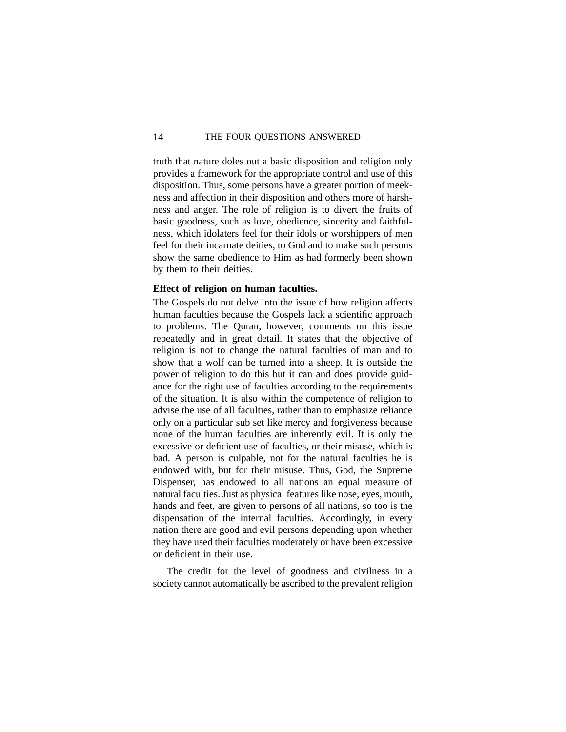truth that nature doles out a basic disposition and religion only provides a framework for the appropriate control and use of this disposition. Thus, some persons have a greater portion of meekness and affection in their disposition and others more of harshness and anger. The role of religion is to divert the fruits of basic goodness, such as love, obedience, sincerity and faithfulness, which idolaters feel for their idols or worshippers of men feel for their incarnate deities, to God and to make such persons show the same obedience to Him as had formerly been shown by them to their deities.

**Effect of religion on human faculties.**

The Gospels do not delve into the issue of how religion affects human faculties because the Gospels lack a scientific approach to problems. The Quran, however, comments on this issue repeatedly and in great detail. It states that the objective of religion is not to change the natural faculties of man and to show that a wolf can be turned into a sheep. It is outside the power of religion to do this but it can and does provide guidance for the right use of faculties according to the requirements of the situation. It is also within the competence of religion to advise the use of all faculties, rather than to emphasize reliance only on a particular sub set like mercy and forgiveness because none of the human faculties are inherently evil. It is only the excessive or deficient use of faculties, or their misuse, which is bad. A person is culpable, not for the natural faculties he is endowed with, but for their misuse. Thus, God, the Supreme Dispenser, has endowed to all nations an equal measure of natural faculties. Just as physical features like nose, eyes, mouth, hands and feet, are given to persons of all nations, so too is the dispensation of the internal faculties. Accordingly, in every nation there are good and evil persons depending upon whether they have used their faculties moderately or have been excessive or deficient in their use.

The credit for the level of goodness and civilness in a society cannot automatically be ascribed to the prevalent religion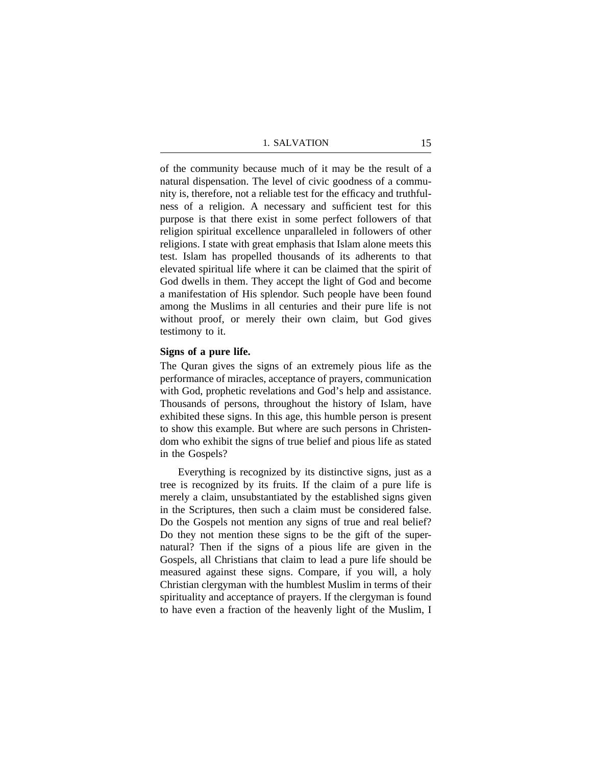of the community because much of it may be the result of a natural dispensation. The level of civic goodness of a community is, therefore, not a reliable test for the efficacy and truthfulness of a religion. A necessary and sufficient test for this purpose is that there exist in some perfect followers of that religion spiritual excellence unparalleled in followers of other religions. I state with great emphasis that Islam alone meets this test. Islam has propelled thousands of its adherents to that elevated spiritual life where it can be claimed that the spirit of God dwells in them. They accept the light of God and become a manifestation of His splendor. Such people have been found among the Muslims in all centuries and their pure life is not without proof, or merely their own claim, but God gives testimony to it.

**Signs of a pure life.**

The Quran gives the signs of an extremely pious life as the performance of miracles, acceptance of prayers, communication with God, prophetic revelations and God's help and assistance. Thousands of persons, throughout the history of Islam, have exhibited these signs. In this age, this humble person is present to show this example. But where are such persons in Christendom who exhibit the signs of true belief and pious life as stated in the Gospels?

Everything is recognized by its distinctive signs, just as a tree is recognized by its fruits. If the claim of a pure life is merely a claim, unsubstantiated by the established signs given in the Scriptures, then such a claim must be considered false. Do the Gospels not mention any signs of true and real belief? Do they not mention these signs to be the gift of the supernatural? Then if the signs of a pious life are given in the Gospels, all Christians that claim to lead a pure life should be measured against these signs. Compare, if you will, a holy Christian clergyman with the humblest Muslim in terms of their spirituality and acceptance of prayers. If the clergyman is found to have even a fraction of the heavenly light of the Muslim, I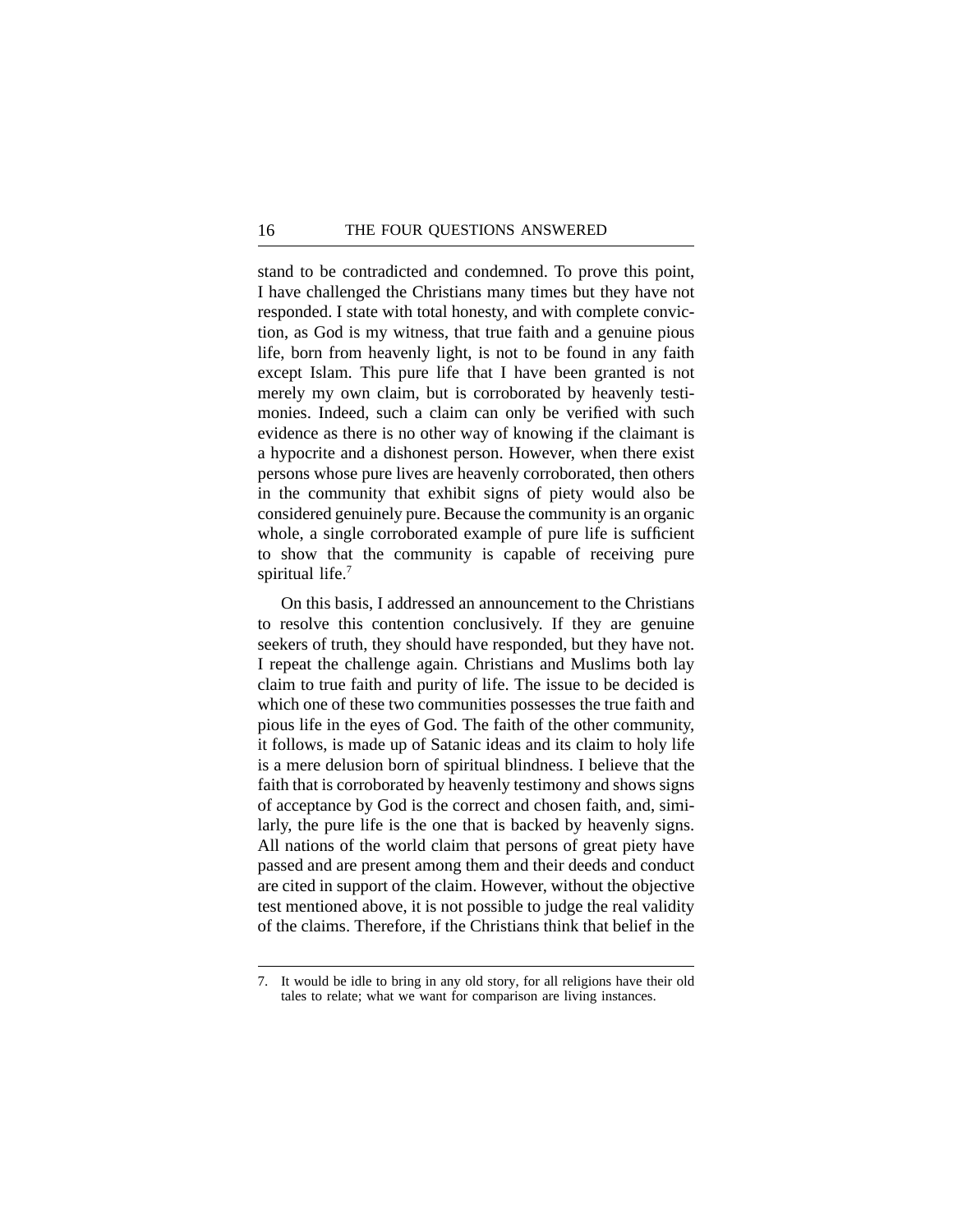stand to be contradicted and condemned. To prove this point, I have challenged the Christians many times but they have not responded. I state with total honesty, and with complete conviction, as God is my witness, that true faith and a genuine pious life, born from heavenly light, is not to be found in any faith except Islam. This pure life that I have been granted is not merely my own claim, but is corroborated by heavenly testimonies. Indeed, such a claim can only be verified with such evidence as there is no other way of knowing if the claimant is a hypocrite and a dishonest person. However, when there exist persons whose pure lives are heavenly corroborated, then others in the community that exhibit signs of piety would also be considered genuinely pure. Because the community is an organic whole, a single corroborated example of pure life is sufficient to show that the community is capable of receiving pure spiritual life.[7]

On this basis, I addressed an announcement to the Christians to resolve this contention conclusively. If they are genuine seekers of truth, they should have responded, but they have not. I repeat the challenge again. Christians and Muslims both lay claim to true faith and purity of life. The issue to be decided is which one of these two communities possesses the true faith and pious life in the eyes of God. The faith of the other community, it follows, is made up of Satanic ideas and its claim to holy life is a mere delusion born of spiritual blindness. I believe that the faith that is corroborated by heavenly testimony and shows signs of acceptance by God is the correct and chosen faith, and, similarly, the pure life is the one that is backed by heavenly signs. All nations of the world claim that persons of great piety have passed and are present among them and their deeds and conduct are cited in support of the claim. However, without the objective test mentioned above, it is not possible to judge the real validity of the claims. Therefore, if the Christians think that belief in the

---

7. It would be idle to bring in any old story, for all religions have their old tales to relate; what we want for comparison are living instances.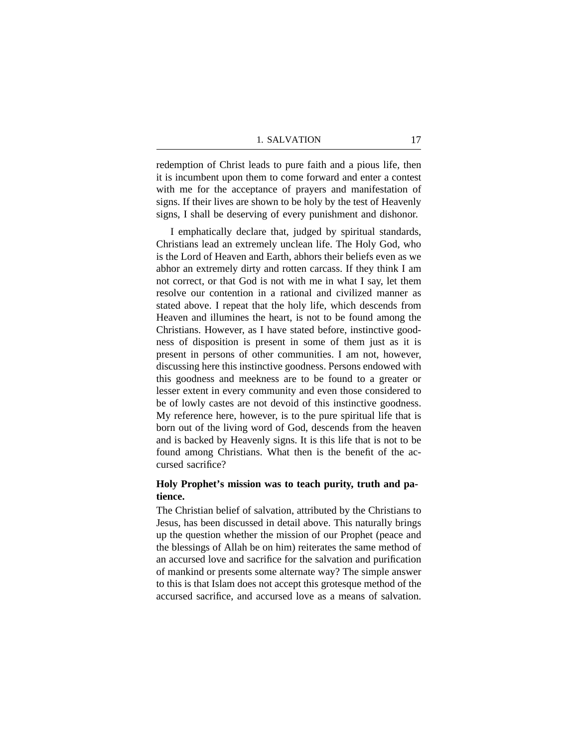redemption of Christ leads to pure faith and a pious life, then it is incumbent upon them to come forward and enter a contest with me for the acceptance of prayers and manifestation of signs. If their lives are shown to be holy by the test of Heavenly signs, I shall be deserving of every punishment and dishonor.

I emphatically declare that, judged by spiritual standards, Christians lead an extremely unclean life. The Holy God, who is the Lord of Heaven and Earth, abhors their beliefs even as we abhor an extremely dirty and rotten carcass. If they think I am not correct, or that God is not with me in what I say, let them resolve our contention in a rational and civilized manner as stated above. I repeat that the holy life, which descends from Heaven and illumines the heart, is not to be found among the Christians. However, as I have stated before, instinctive goodness of disposition is present in some of them just as it is present in persons of other communities. I am not, however, discussing here this instinctive goodness. Persons endowed with this goodness and meekness are to be found to a greater or lesser extent in every community and even those considered to be of lowly castes are not devoid of this instinctive goodness. My reference here, however, is to the pure spiritual life that is born out of the living word of God, descends from the heaven and is backed by Heavenly signs. It is this life that is not to be found among Christians. What then is the benefit of the accursed sacrifice?

### Holy Prophet's mission was to teach purity, truth and patience.

The Christian belief of salvation, attributed by the Christians to Jesus, has been discussed in detail above. This naturally brings up the question whether the mission of our Prophet (peace and the blessings of Allah be on him) reiterates the same method of an accursed love and sacrifice for the salvation and purification of mankind or presents some alternate way? The simple answer to this is that Islam does not accept this grotesque method of the accursed sacrifice, and accursed love as a means of salvation.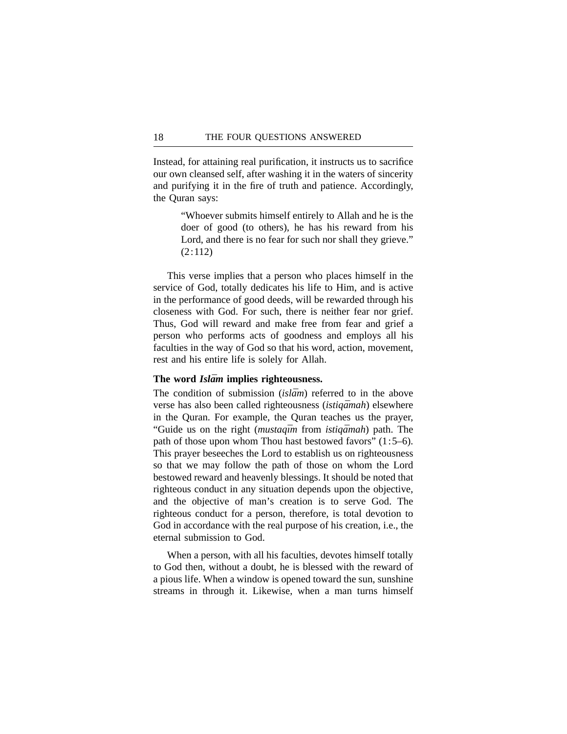Instead, for attaining real purification, it instructs us to sacrifice our own cleansed self, after washing it in the waters of sincerity and purifying it in the fire of truth and patience. Accordingly, the Quran says:

> "Whoever submits himself entirely to Allah and he is the doer of good (to others), he has his reward from his Lord, and there is no fear for such nor shall they grieve." (2:112)

This verse implies that a person who places himself in the service of God, totally dedicates his life to Him, and is active in the performance of good deeds, will be rewarded through his closeness with God. For such, there is neither fear nor grief. Thus, God will reward and make free from fear and grief a person who performs acts of goodness and employs all his faculties in the way of God so that his word, action, movement, rest and his entire life is solely for Allah.

**The word *Islām* implies righteousness.**

The condition of submission (*islām*) referred to in the above verse has also been called righteousness (*istiqāmah*) elsewhere in the Quran. For example, the Quran teaches us the prayer, "Guide us on the right (*mustaqīm* from *istiqāmah*) path. The path of those upon whom Thou hast bestowed favors" (1:5–6). This prayer beseeches the Lord to establish us on righteousness so that we may follow the path of those on whom the Lord bestowed reward and heavenly blessings. It should be noted that righteous conduct in any situation depends upon the objective, and the objective of man's creation is to serve God. The righteous conduct for a person, therefore, is total devotion to God in accordance with the real purpose of his creation, i.e., the eternal submission to God.

When a person, with all his faculties, devotes himself totally to God then, without a doubt, he is blessed with the reward of a pious life. When a window is opened toward the sun, sunshine streams in through it. Likewise, when a man turns himself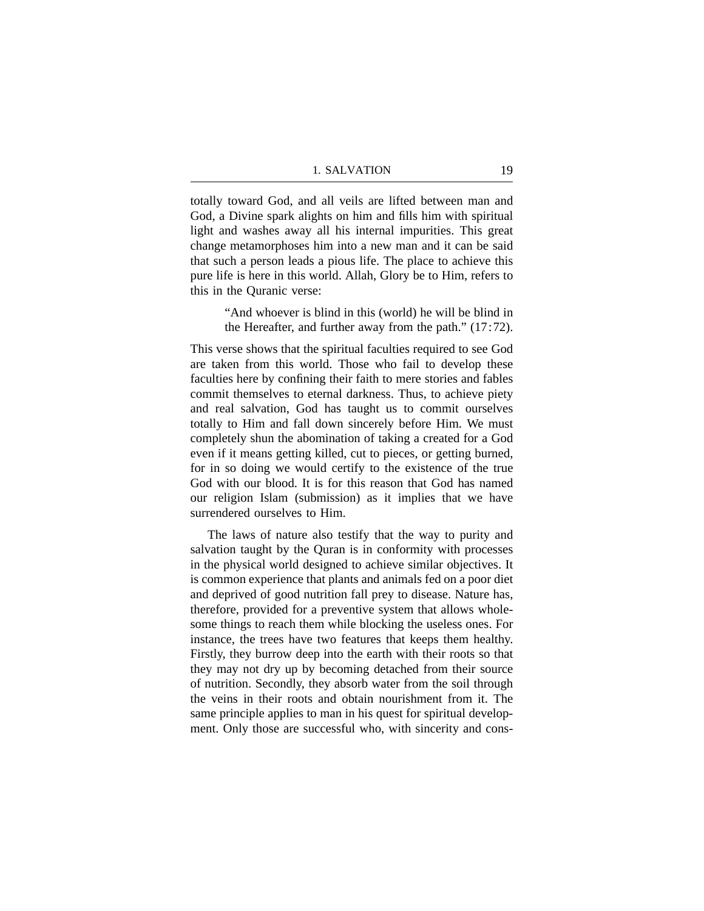totally toward God, and all veils are lifted between man and God, a Divine spark alights on him and fills him with spiritual light and washes away all his internal impurities. This great change metamorphoses him into a new man and it can be said that such a person leads a pious life. The place to achieve this pure life is here in this world. Allah, Glory be to Him, refers to this in the Quranic verse:

> "And whoever is blind in this (world) he will be blind in the Hereafter, and further away from the path." (17:72).

This verse shows that the spiritual faculties required to see God are taken from this world. Those who fail to develop these faculties here by confining their faith to mere stories and fables commit themselves to eternal darkness. Thus, to achieve piety and real salvation, God has taught us to commit ourselves totally to Him and fall down sincerely before Him. We must completely shun the abomination of taking a created for a God even if it means getting killed, cut to pieces, or getting burned, for in so doing we would certify to the existence of the true God with our blood. It is for this reason that God has named our religion Islam (submission) as it implies that we have surrendered ourselves to Him.

The laws of nature also testify that the way to purity and salvation taught by the Quran is in conformity with processes in the physical world designed to achieve similar objectives. It is common experience that plants and animals fed on a poor diet and deprived of good nutrition fall prey to disease. Nature has, therefore, provided for a preventive system that allows wholesome things to reach them while blocking the useless ones. For instance, the trees have two features that keeps them healthy. Firstly, they burrow deep into the earth with their roots so that they may not dry up by becoming detached from their source of nutrition. Secondly, they absorb water from the soil through the veins in their roots and obtain nourishment from it. The same principle applies to man in his quest for spiritual development. Only those are successful who, with sincerity and cons-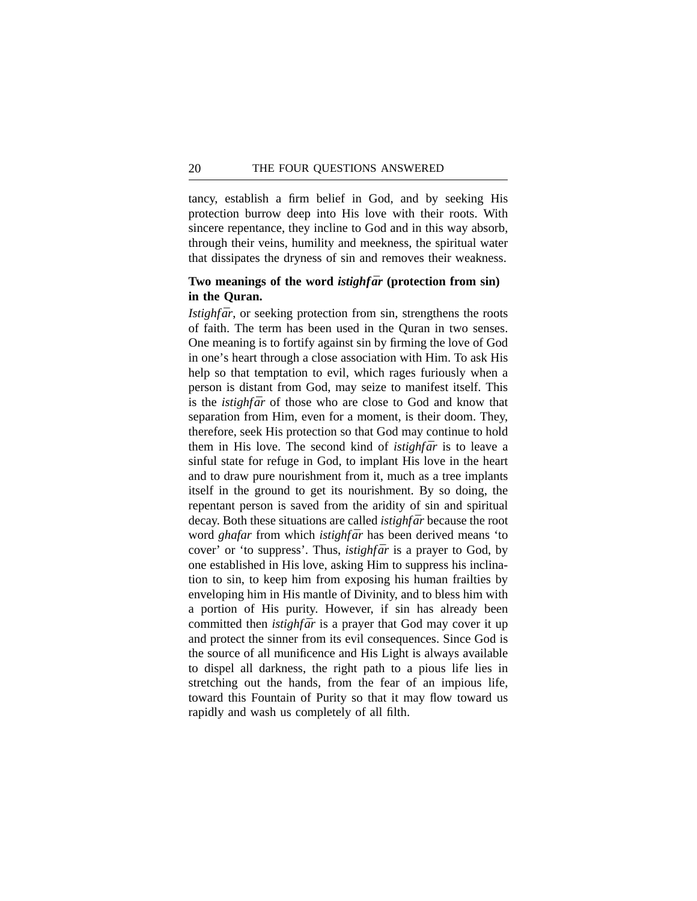tancy, establish a firm belief in God, and by seeking His protection burrow deep into His love with their roots. With sincere repentance, they incline to God and in this way absorb, through their veins, humility and meekness, the spiritual water that dissipates the dryness of sin and removes their weakness.

### Two meanings of the word *istighfār* (protection from sin) in the Quran.

*Istighfār*, or seeking protection from sin, strengthens the roots of faith. The term has been used in the Quran in two senses. One meaning is to fortify against sin by firming the love of God in one's heart through a close association with Him. To ask His help so that temptation to evil, which rages furiously when a person is distant from God, may seize to manifest itself. This is the *istighfār* of those who are close to God and know that separation from Him, even for a moment, is their doom. They, therefore, seek His protection so that God may continue to hold them in His love. The second kind of *istighfār* is to leave a sinful state for refuge in God, to implant His love in the heart and to draw pure nourishment from it, much as a tree implants itself in the ground to get its nourishment. By so doing, the repentant person is saved from the aridity of sin and spiritual decay. Both these situations are called *istighfār* because the root word *ghafar* from which *istighfār* has been derived means 'to cover' or 'to suppress'. Thus, *istighfār* is a prayer to God, by one established in His love, asking Him to suppress his inclination to sin, to keep him from exposing his human frailties by enveloping him in His mantle of Divinity, and to bless him with a portion of His purity. However, if sin has already been committed then *istighfār* is a prayer that God may cover it up and protect the sinner from its evil consequences. Since God is the source of all munificence and His Light is always available to dispel all darkness, the right path to a pious life lies in stretching out the hands, from the fear of an impious life, toward this Fountain of Purity so that it may flow toward us rapidly and wash us completely of all filth.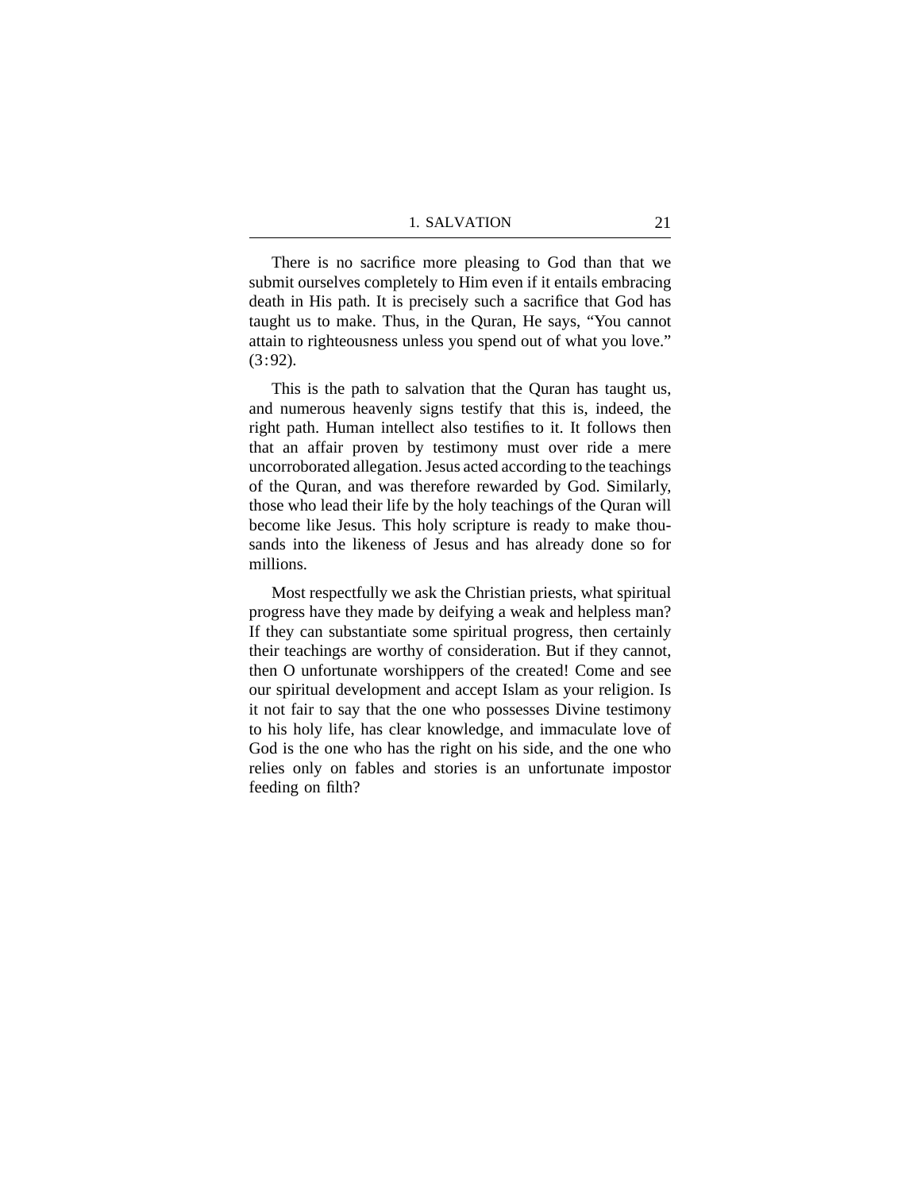There is no sacrifice more pleasing to God than that we submit ourselves completely to Him even if it entails embracing death in His path. It is precisely such a sacrifice that God has taught us to make. Thus, in the Quran, He says, "You cannot attain to righteousness unless you spend out of what you love." (3:92).

This is the path to salvation that the Quran has taught us, and numerous heavenly signs testify that this is, indeed, the right path. Human intellect also testifies to it. It follows then that an affair proven by testimony must over ride a mere uncorroborated allegation. Jesus acted according to the teachings of the Quran, and was therefore rewarded by God. Similarly, those who lead their life by the holy teachings of the Quran will become like Jesus. This holy scripture is ready to make thousands into the likeness of Jesus and has already done so for millions.

Most respectfully we ask the Christian priests, what spiritual progress have they made by deifying a weak and helpless man? If they can substantiate some spiritual progress, then certainly their teachings are worthy of consideration. But if they cannot, then O unfortunate worshippers of the created! Come and see our spiritual development and accept Islam as your religion. Is it not fair to say that the one who possesses Divine testimony to his holy life, has clear knowledge, and immaculate love of God is the one who has the right on his side, and the one who relies only on fables and stories is an unfortunate impostor feeding on filth?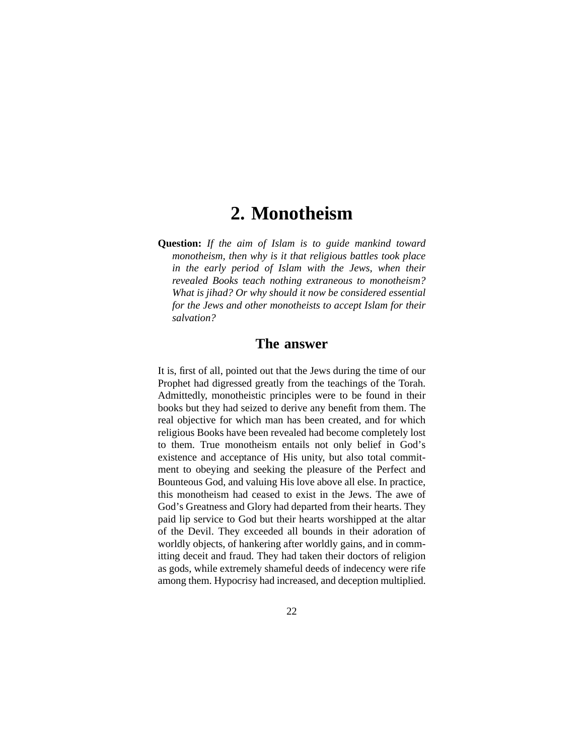# 2. Monotheism

**Question:** *If the aim of Islam is to guide mankind toward monotheism, then why is it that religious battles took place in the early period of Islam with the Jews, when their revealed Books teach nothing extraneous to monotheism? What is jihad? Or why should it now be considered essential for the Jews and other monotheists to accept Islam for their salvation?*

## The answer

It is, first of all, pointed out that the Jews during the time of our Prophet had digressed greatly from the teachings of the Torah. Admittedly, monotheistic principles were to be found in their books but they had seized to derive any benefit from them. The real objective for which man has been created, and for which religious Books have been revealed had become completely lost to them. True monotheism entails not only belief in God's existence and acceptance of His unity, but also total commitment to obeying and seeking the pleasure of the Perfect and Bounteous God, and valuing His love above all else. In practice, this monotheism had ceased to exist in the Jews. The awe of God's Greatness and Glory had departed from their hearts. They paid lip service to God but their hearts worshipped at the altar of the Devil. They exceeded all bounds in their adoration of worldly objects, of hankering after worldly gains, and in committing deceit and fraud. They had taken their doctors of religion as gods, while extremely shameful deeds of indecency were rife among them. Hypocrisy had increased, and deception multiplied.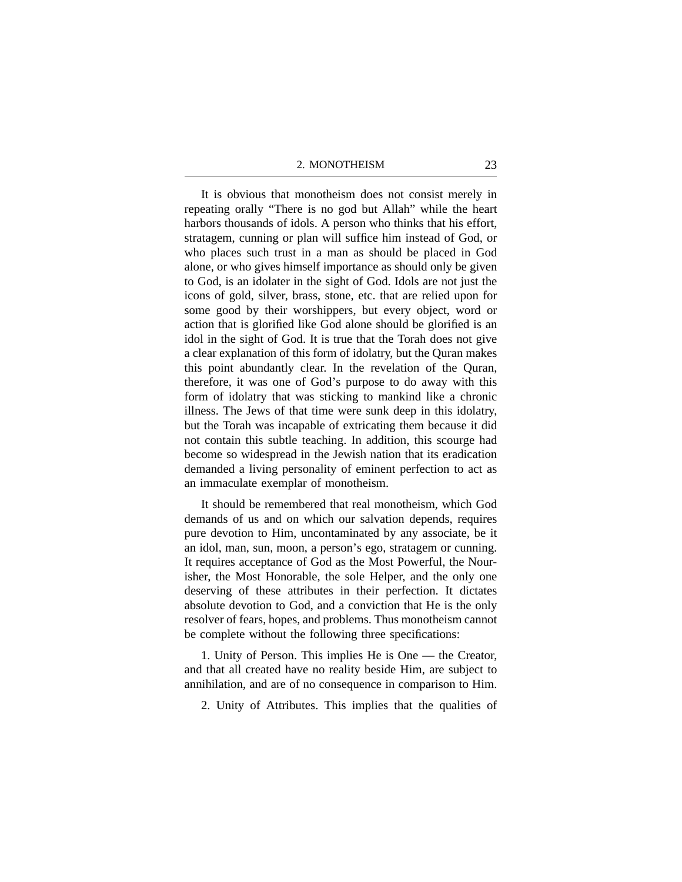It is obvious that monotheism does not consist merely in repeating orally "There is no god but Allah" while the heart harbors thousands of idols. A person who thinks that his effort, stratagem, cunning or plan will suffice him instead of God, or who places such trust in a man as should be placed in God alone, or who gives himself importance as should only be given to God, is an idolater in the sight of God. Idols are not just the icons of gold, silver, brass, stone, etc. that are relied upon for some good by their worshippers, but every object, word or action that is glorified like God alone should be glorified is an idol in the sight of God. It is true that the Torah does not give a clear explanation of this form of idolatry, but the Quran makes this point abundantly clear. In the revelation of the Quran, therefore, it was one of God's purpose to do away with this form of idolatry that was sticking to mankind like a chronic illness. The Jews of that time were sunk deep in this idolatry, but the Torah was incapable of extricating them because it did not contain this subtle teaching. In addition, this scourge had become so widespread in the Jewish nation that its eradication demanded a living personality of eminent perfection to act as an immaculate exemplar of monotheism.

It should be remembered that real monotheism, which God demands of us and on which our salvation depends, requires pure devotion to Him, uncontaminated by any associate, be it an idol, man, sun, moon, a person's ego, stratagem or cunning. It requires acceptance of God as the Most Powerful, the Nourisher, the Most Honorable, the sole Helper, and the only one deserving of these attributes in their perfection. It dictates absolute devotion to God, and a conviction that He is the only resolver of fears, hopes, and problems. Thus monotheism cannot be complete without the following three specifications:

1. Unity of Person. This implies He is One — the Creator, and that all created have no reality beside Him, are subject to annihilation, and are of no consequence in comparison to Him.

2. Unity of Attributes. This implies that the qualities of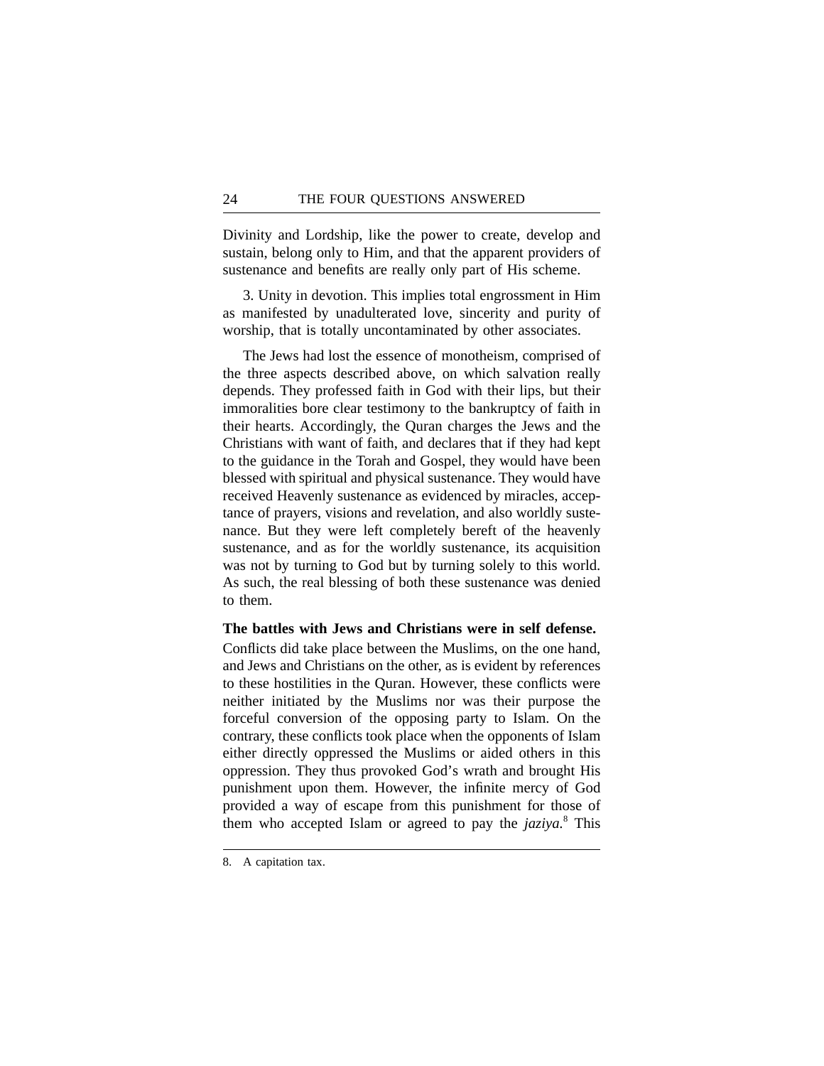Divinity and Lordship, like the power to create, develop and sustain, belong only to Him, and that the apparent providers of sustenance and benefits are really only part of His scheme.

3. Unity in devotion. This implies total engrossment in Him as manifested by unadulterated love, sincerity and purity of worship, that is totally uncontaminated by other associates.

The Jews had lost the essence of monotheism, comprised of the three aspects described above, on which salvation really depends. They professed faith in God with their lips, but their immoralities bore clear testimony to the bankruptcy of faith in their hearts. Accordingly, the Quran charges the Jews and the Christians with want of faith, and declares that if they had kept to the guidance in the Torah and Gospel, they would have been blessed with spiritual and physical sustenance. They would have received Heavenly sustenance as evidenced by miracles, acceptance of prayers, visions and revelation, and also worldly sustenance. But they were left completely bereft of the heavenly sustenance, and as for the worldly sustenance, its acquisition was not by turning to God but by turning solely to this world. As such, the real blessing of both these sustenance was denied to them.

**The battles with Jews and Christians were in self defense.**

Conflicts did take place between the Muslims, on the one hand, and Jews and Christians on the other, as is evident by references to these hostilities in the Quran. However, these conflicts were neither initiated by the Muslims nor was their purpose the forceful conversion of the opposing party to Islam. On the contrary, these conflicts took place when the opponents of Islam either directly oppressed the Muslims or aided others in this oppression. They thus provoked God's wrath and brought His punishment upon them. However, the infinite mercy of God provided a way of escape from this punishment for those of them who accepted Islam or agreed to pay the *jaziya*.[8] This

8. A capitation tax.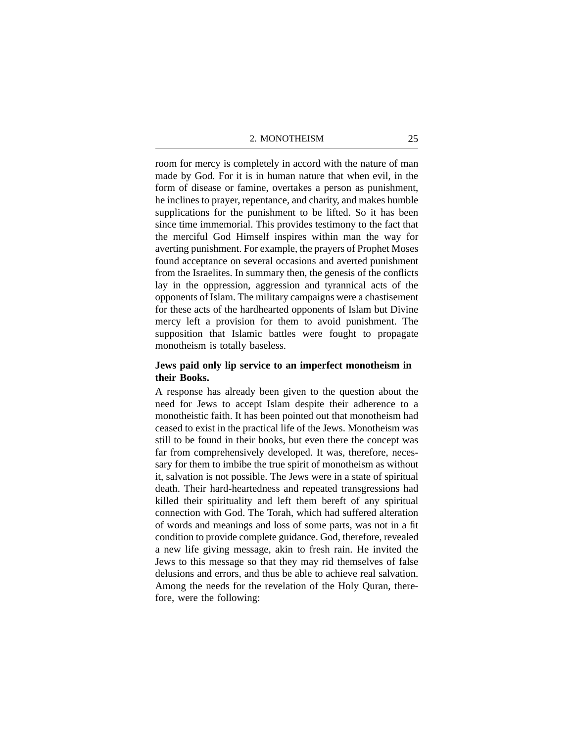room for mercy is completely in accord with the nature of man made by God. For it is in human nature that when evil, in the form of disease or famine, overtakes a person as punishment, he inclines to prayer, repentance, and charity, and makes humble supplications for the punishment to be lifted. So it has been since time immemorial. This provides testimony to the fact that the merciful God Himself inspires within man the way for averting punishment. For example, the prayers of Prophet Moses found acceptance on several occasions and averted punishment from the Israelites. In summary then, the genesis of the conflicts lay in the oppression, aggression and tyrannical acts of the opponents of Islam. The military campaigns were a chastisement for these acts of the hardhearted opponents of Islam but Divine mercy left a provision for them to avoid punishment. The supposition that Islamic battles were fought to propagate monotheism is totally baseless.

**Jews paid only lip service to an imperfect monotheism in their Books.**

A response has already been given to the question about the need for Jews to accept Islam despite their adherence to a monotheistic faith. It has been pointed out that monotheism had ceased to exist in the practical life of the Jews. Monotheism was still to be found in their books, but even there the concept was far from comprehensively developed. It was, therefore, necessary for them to imbibe the true spirit of monotheism as without it, salvation is not possible. The Jews were in a state of spiritual death. Their hard-heartedness and repeated transgressions had killed their spirituality and left them bereft of any spiritual connection with God. The Torah, which had suffered alteration of words and meanings and loss of some parts, was not in a fit condition to provide complete guidance. God, therefore, revealed a new life giving message, akin to fresh rain. He invited the Jews to this message so that they may rid themselves of false delusions and errors, and thus be able to achieve real salvation. Among the needs for the revelation of the Holy Quran, therefore, were the following: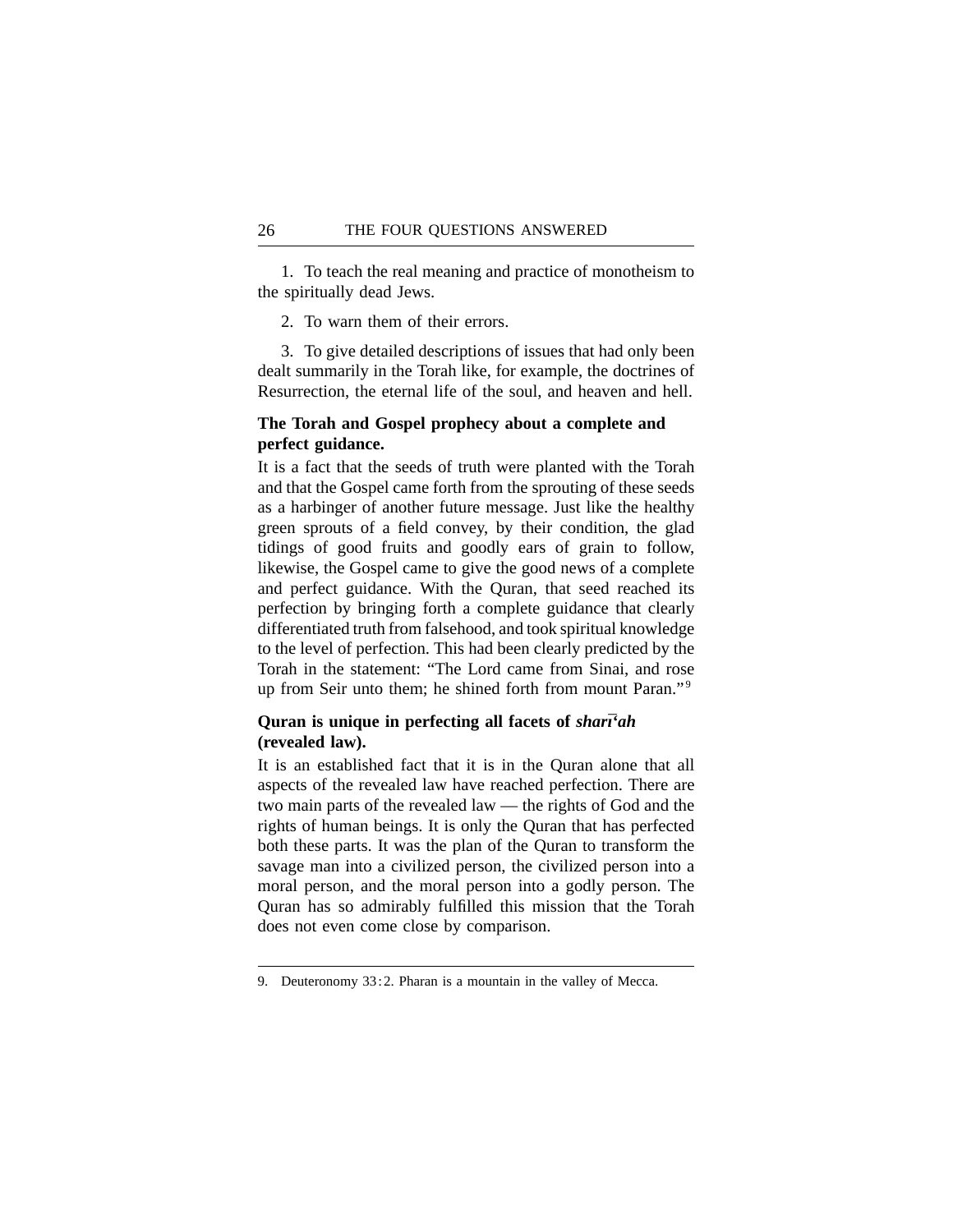1. To teach the real meaning and practice of monotheism to the spiritually dead Jews.

2. To warn them of their errors.

3. To give detailed descriptions of issues that had only been dealt summarily in the Torah like, for example, the doctrines of Resurrection, the eternal life of the soul, and heaven and hell.

### The Torah and Gospel prophecy about a complete and perfect guidance.

It is a fact that the seeds of truth were planted with the Torah and that the Gospel came forth from the sprouting of these seeds as a harbinger of another future message. Just like the healthy green sprouts of a field convey, by their condition, the glad tidings of good fruits and goodly ears of grain to follow, likewise, the Gospel came to give the good news of a complete and perfect guidance. With the Quran, that seed reached its perfection by bringing forth a complete guidance that clearly differentiated truth from falsehood, and took spiritual knowledge to the level of perfection. This had been clearly predicted by the Torah in the statement: "The Lord came from Sinai, and rose up from Seir unto them; he shined forth from mount Paran."[9]

### Quran is unique in perfecting all facets of *sharī'ah* (revealed law).

It is an established fact that it is in the Quran alone that all aspects of the revealed law have reached perfection. There are two main parts of the revealed law — the rights of God and the rights of human beings. It is only the Quran that has perfected both these parts. It was the plan of the Quran to transform the savage man into a civilized person, the civilized person into a moral person, and the moral person into a godly person. The Quran has so admirably fulfilled this mission that the Torah does not even come close by comparison.

---

9. Deuteronomy 33:2. Pharan is a mountain in the valley of Mecca.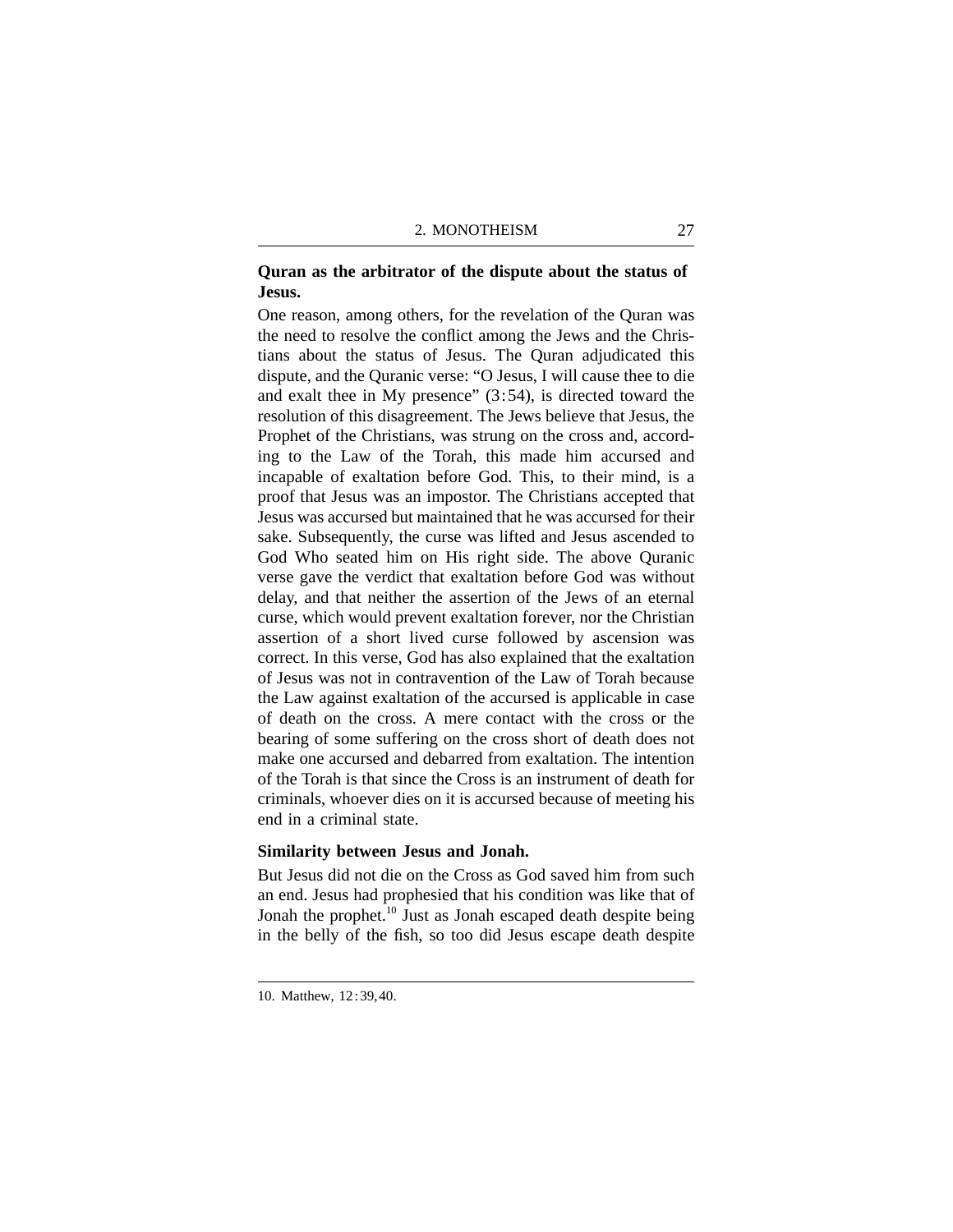**Quran as the arbitrator of the dispute about the status of Jesus.**

One reason, among others, for the revelation of the Quran was the need to resolve the conflict among the Jews and the Christians about the status of Jesus. The Quran adjudicated this dispute, and the Quranic verse: "O Jesus, I will cause thee to die and exalt thee in My presence" (3:54), is directed toward the resolution of this disagreement. The Jews believe that Jesus, the Prophet of the Christians, was strung on the cross and, according to the Law of the Torah, this made him accursed and incapable of exaltation before God. This, to their mind, is a proof that Jesus was an impostor. The Christians accepted that Jesus was accursed but maintained that he was accursed for their sake. Subsequently, the curse was lifted and Jesus ascended to God Who seated him on His right side. The above Quranic verse gave the verdict that exaltation before God was without delay, and that neither the assertion of the Jews of an eternal curse, which would prevent exaltation forever, nor the Christian assertion of a short lived curse followed by ascension was correct. In this verse, God has also explained that the exaltation of Jesus was not in contravention of the Law of Torah because the Law against exaltation of the accursed is applicable in case of death on the cross. A mere contact with the cross or the bearing of some suffering on the cross short of death does not make one accursed and debarred from exaltation. The intention of the Torah is that since the Cross is an instrument of death for criminals, whoever dies on it is accursed because of meeting his end in a criminal state.

**Similarity between Jesus and Jonah.**

But Jesus did not die on the Cross as God saved him from such an end. Jesus had prophesied that his condition was like that of Jonah the prophet.[10] Just as Jonah escaped death despite being in the belly of the fish, so too did Jesus escape death despite

10. Matthew, 12:39, 40.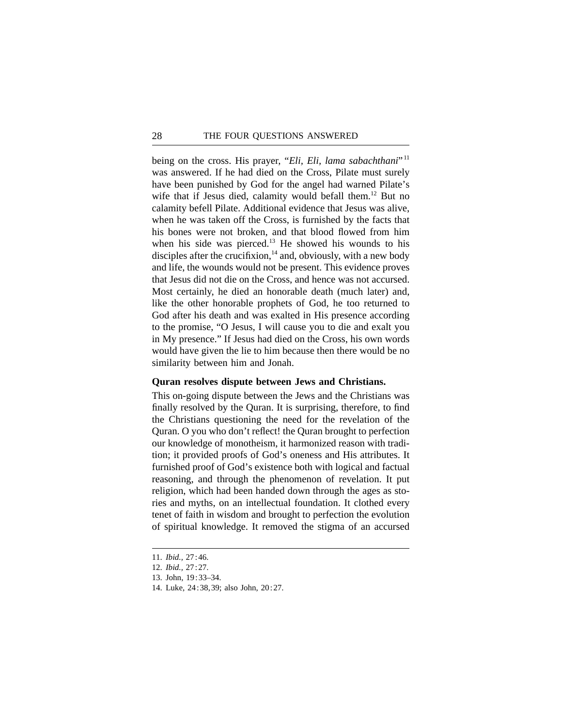being on the cross. His prayer, "*Eli, Eli, lama sabachthani*"[11] was answered. If he had died on the Cross, Pilate must surely have been punished by God for the angel had warned Pilate's wife that if Jesus died, calamity would befall them.[12] But no calamity befell Pilate. Additional evidence that Jesus was alive, when he was taken off the Cross, is furnished by the facts that his bones were not broken, and that blood flowed from him when his side was pierced.[13] He showed his wounds to his disciples after the crucifixion,[14] and, obviously, with a new body and life, the wounds would not be present. This evidence proves that Jesus did not die on the Cross, and hence was not accursed. Most certainly, he died an honorable death (much later) and, like the other honorable prophets of God, he too returned to God after his death and was exalted in His presence according to the promise, "O Jesus, I will cause you to die and exalt you in My presence." If Jesus had died on the Cross, his own words would have given the lie to him because then there would be no similarity between him and Jonah.

**Quran resolves dispute between Jews and Christians.**

This on-going dispute between the Jews and the Christians was finally resolved by the Quran. It is surprising, therefore, to find the Christians questioning the need for the revelation of the Quran. O you who don't reflect! the Quran brought to perfection our knowledge of monotheism, it harmonized reason with tradition; it provided proofs of God's oneness and His attributes. It furnished proof of God's existence both with logical and factual reasoning, and through the phenomenon of revelation. It put religion, which had been handed down through the ages as stories and myths, on an intellectual foundation. It clothed every tenet of faith in wisdom and brought to perfection the evolution of spiritual knowledge. It removed the stigma of an accursed

---

11. *Ibid.,* 27:46.
12. *Ibid.,* 27:27.
13. John, 19:33–34.
14. Luke, 24:38,39; also John, 20:27.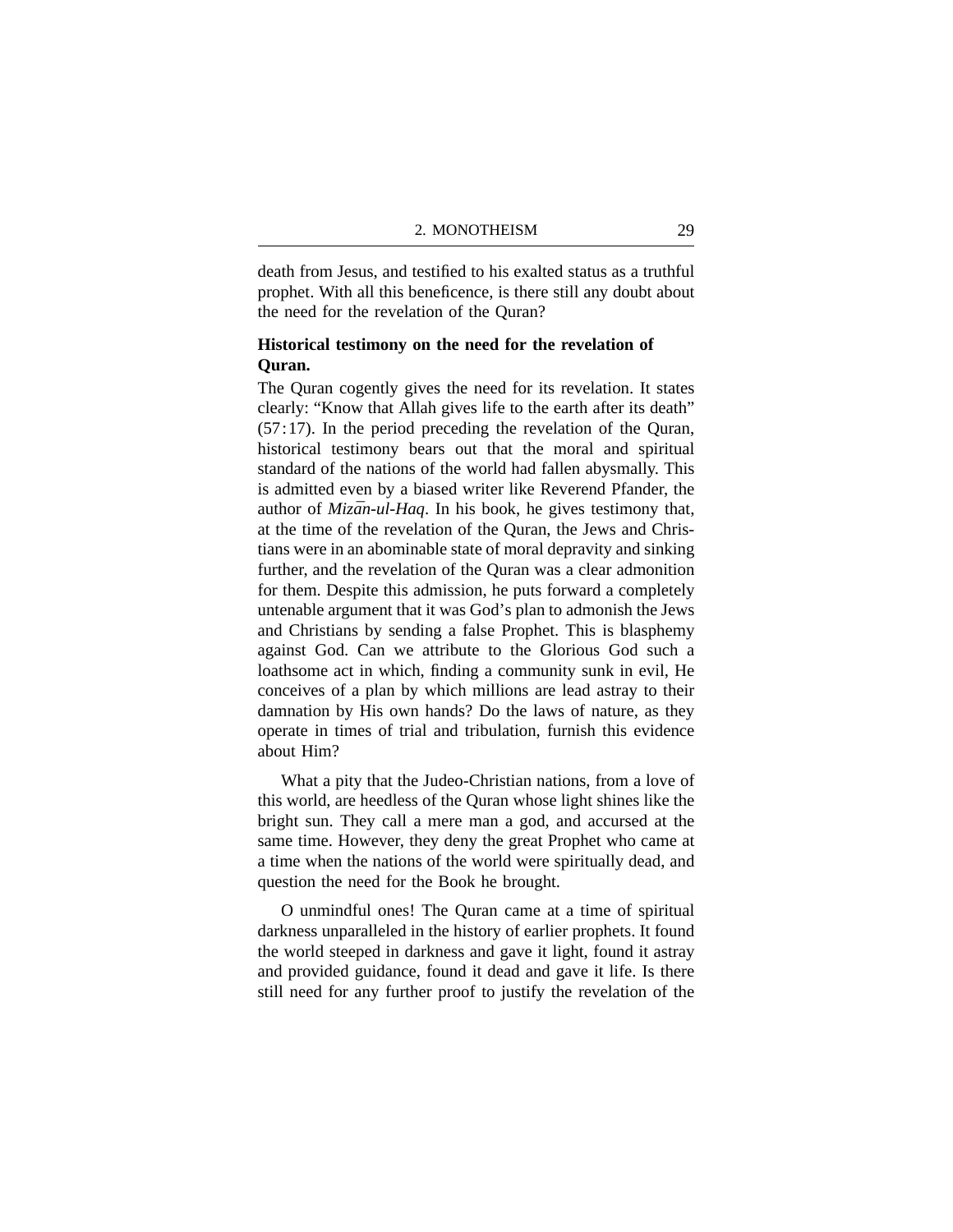death from Jesus, and testified to his exalted status as a truthful prophet. With all this beneficence, is there still any doubt about the need for the revelation of the Quran?

**Historical testimony on the need for the revelation of Quran.**

The Quran cogently gives the need for its revelation. It states clearly: "Know that Allah gives life to the earth after its death" (57:17). In the period preceding the revelation of the Quran, historical testimony bears out that the moral and spiritual standard of the nations of the world had fallen abysmally. This is admitted even by a biased writer like Reverend Pfander, the author of *Mizān-ul-Haq*. In his book, he gives testimony that, at the time of the revelation of the Quran, the Jews and Christians were in an abominable state of moral depravity and sinking further, and the revelation of the Quran was a clear admonition for them. Despite this admission, he puts forward a completely untenable argument that it was God's plan to admonish the Jews and Christians by sending a false Prophet. This is blasphemy against God. Can we attribute to the Glorious God such a loathsome act in which, finding a community sunk in evil, He conceives of a plan by which millions are lead astray to their damnation by His own hands? Do the laws of nature, as they operate in times of trial and tribulation, furnish this evidence about Him?

What a pity that the Judeo-Christian nations, from a love of this world, are heedless of the Quran whose light shines like the bright sun. They call a mere man a god, and accursed at the same time. However, they deny the great Prophet who came at a time when the nations of the world were spiritually dead, and question the need for the Book he brought.

O unmindful ones! The Quran came at a time of spiritual darkness unparalleled in the history of earlier prophets. It found the world steeped in darkness and gave it light, found it astray and provided guidance, found it dead and gave it life. Is there still need for any further proof to justify the revelation of the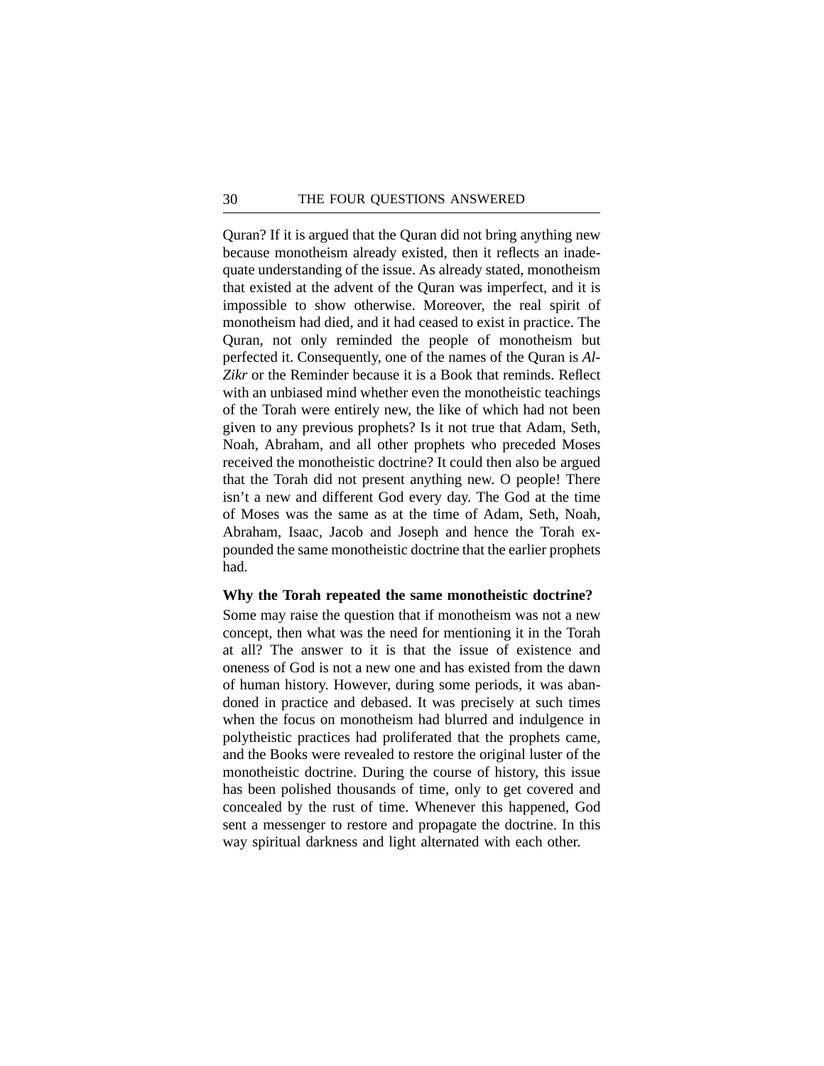Quran? If it is argued that the Quran did not bring anything new because monotheism already existed, then it reflects an inadequate understanding of the issue. As already stated, monotheism that existed at the advent of the Quran was imperfect, and it is impossible to show otherwise. Moreover, the real spirit of monotheism had died, and it had ceased to exist in practice. The Quran, not only reminded the people of monotheism but perfected it. Consequently, one of the names of the Quran is *Al-Zikr* or the Reminder because it is a Book that reminds. Reflect with an unbiased mind whether even the monotheistic teachings of the Torah were entirely new, the like of which had not been given to any previous prophets? Is it not true that Adam, Seth, Noah, Abraham, and all other prophets who preceded Moses received the monotheistic doctrine? It could then also be argued that the Torah did not present anything new. O people! There isn't a new and different God every day. The God at the time of Moses was the same as at the time of Adam, Seth, Noah, Abraham, Isaac, Jacob and Joseph and hence the Torah expounded the same monotheistic doctrine that the earlier prophets had.

**Why the Torah repeated the same monotheistic doctrine?**

Some may raise the question that if monotheism was not a new concept, then what was the need for mentioning it in the Torah at all? The answer to it is that the issue of existence and oneness of God is not a new one and has existed from the dawn of human history. However, during some periods, it was abandoned in practice and debased. It was precisely at such times when the focus on monotheism had blurred and indulgence in polytheistic practices had proliferated that the prophets came, and the Books were revealed to restore the original luster of the monotheistic doctrine. During the course of history, this issue has been polished thousands of time, only to get covered and concealed by the rust of time. Whenever this happened, God sent a messenger to restore and propagate the doctrine. In this way spiritual darkness and light alternated with each other.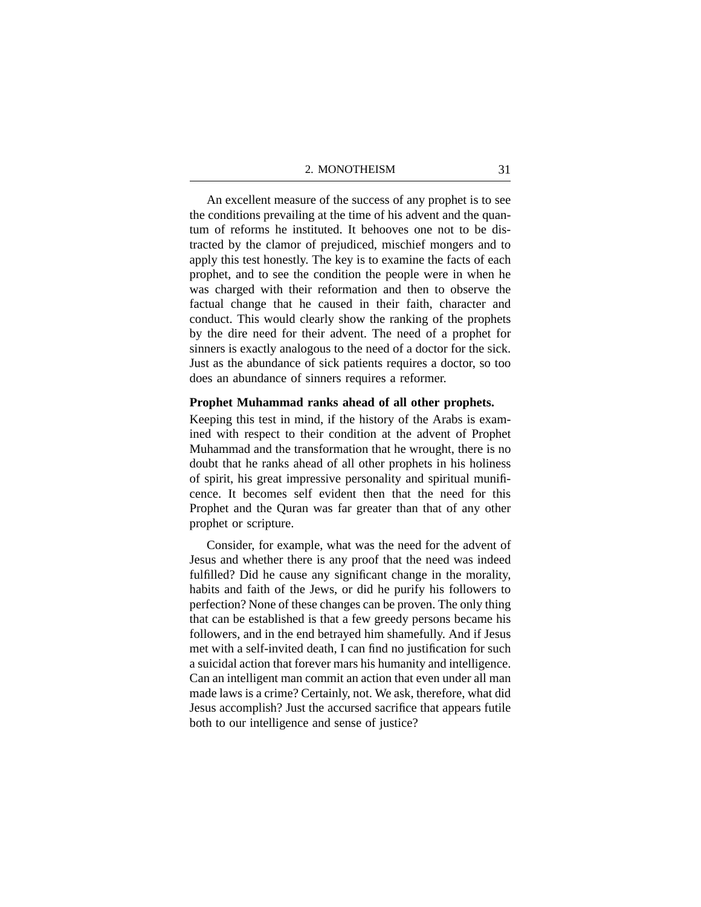An excellent measure of the success of any prophet is to see the conditions prevailing at the time of his advent and the quantum of reforms he instituted. It behooves one not to be distracted by the clamor of prejudiced, mischief mongers and to apply this test honestly. The key is to examine the facts of each prophet, and to see the condition the people were in when he was charged with their reformation and then to observe the factual change that he caused in their faith, character and conduct. This would clearly show the ranking of the prophets by the dire need for their advent. The need of a prophet for sinners is exactly analogous to the need of a doctor for the sick. Just as the abundance of sick patients requires a doctor, so too does an abundance of sinners requires a reformer.

**Prophet Muhammad ranks ahead of all other prophets.**

Keeping this test in mind, if the history of the Arabs is examined with respect to their condition at the advent of Prophet Muhammad and the transformation that he wrought, there is no doubt that he ranks ahead of all other prophets in his holiness of spirit, his great impressive personality and spiritual munificence. It becomes self evident then that the need for this Prophet and the Quran was far greater than that of any other prophet or scripture.

Consider, for example, what was the need for the advent of Jesus and whether there is any proof that the need was indeed fulfilled? Did he cause any significant change in the morality, habits and faith of the Jews, or did he purify his followers to perfection? None of these changes can be proven. The only thing that can be established is that a few greedy persons became his followers, and in the end betrayed him shamefully. And if Jesus met with a self-invited death, I can find no justification for such a suicidal action that forever mars his humanity and intelligence. Can an intelligent man commit an action that even under all man made laws is a crime? Certainly, not. We ask, therefore, what did Jesus accomplish? Just the accursed sacrifice that appears futile both to our intelligence and sense of justice?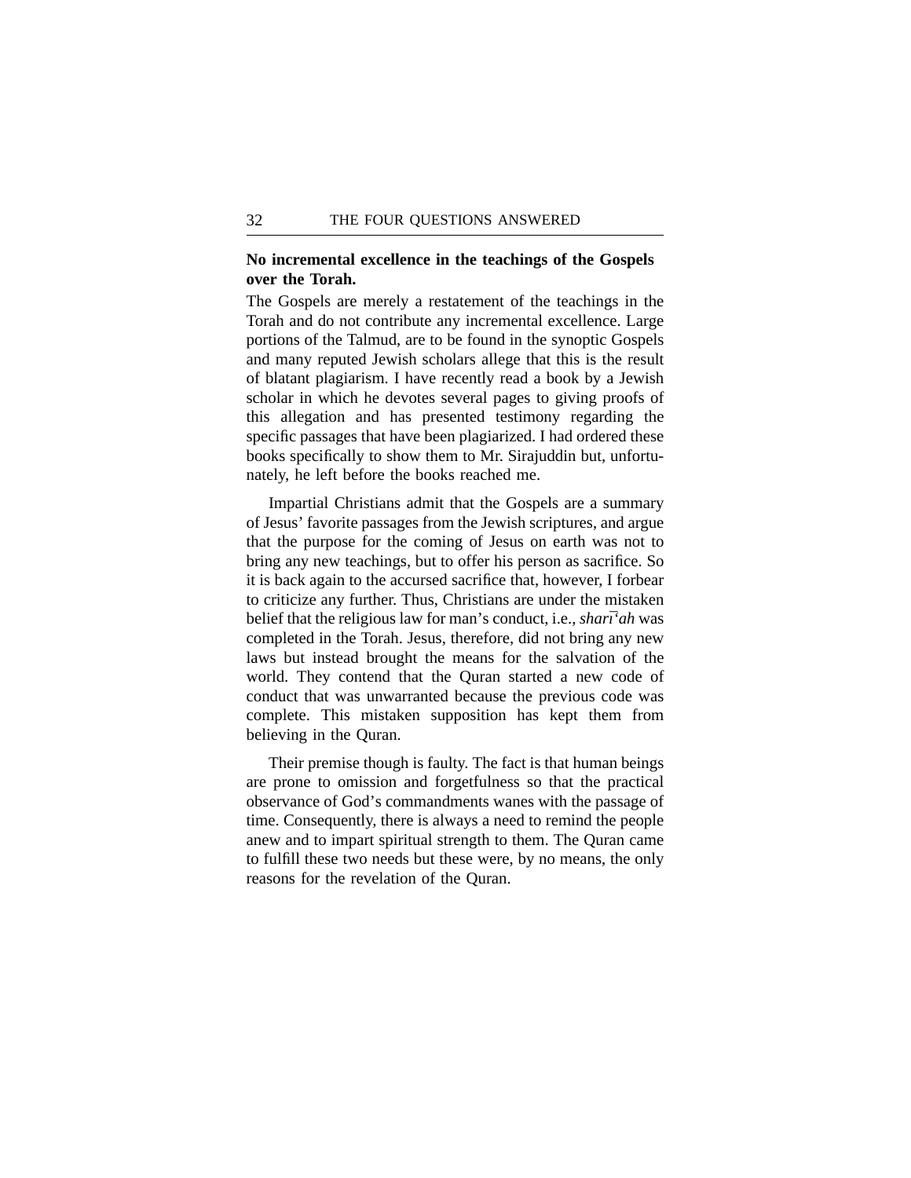**No incremental excellence in the teachings of the Gospels over the Torah.**

The Gospels are merely a restatement of the teachings in the Torah and do not contribute any incremental excellence. Large portions of the Talmud, are to be found in the synoptic Gospels and many reputed Jewish scholars allege that this is the result of blatant plagiarism. I have recently read a book by a Jewish scholar in which he devotes several pages to giving proofs of this allegation and has presented testimony regarding the specific passages that have been plagiarized. I had ordered these books specifically to show them to Mr. Sirajuddin but, unfortunately, he left before the books reached me.

Impartial Christians admit that the Gospels are a summary of Jesus' favorite passages from the Jewish scriptures, and argue that the purpose for the coming of Jesus on earth was not to bring any new teachings, but to offer his person as sacrifice. So it is back again to the accursed sacrifice that, however, I forbear to criticize any further. Thus, Christians are under the mistaken belief that the religious law for man's conduct, i.e., *sharī'ah* was completed in the Torah. Jesus, therefore, did not bring any new laws but instead brought the means for the salvation of the world. They contend that the Quran started a new code of conduct that was unwarranted because the previous code was complete. This mistaken supposition has kept them from believing in the Quran.

Their premise though is faulty. The fact is that human beings are prone to omission and forgetfulness so that the practical observance of God's commandments wanes with the passage of time. Consequently, there is always a need to remind the people anew and to impart spiritual strength to them. The Quran came to fulfill these two needs but these were, by no means, the only reasons for the revelation of the Quran.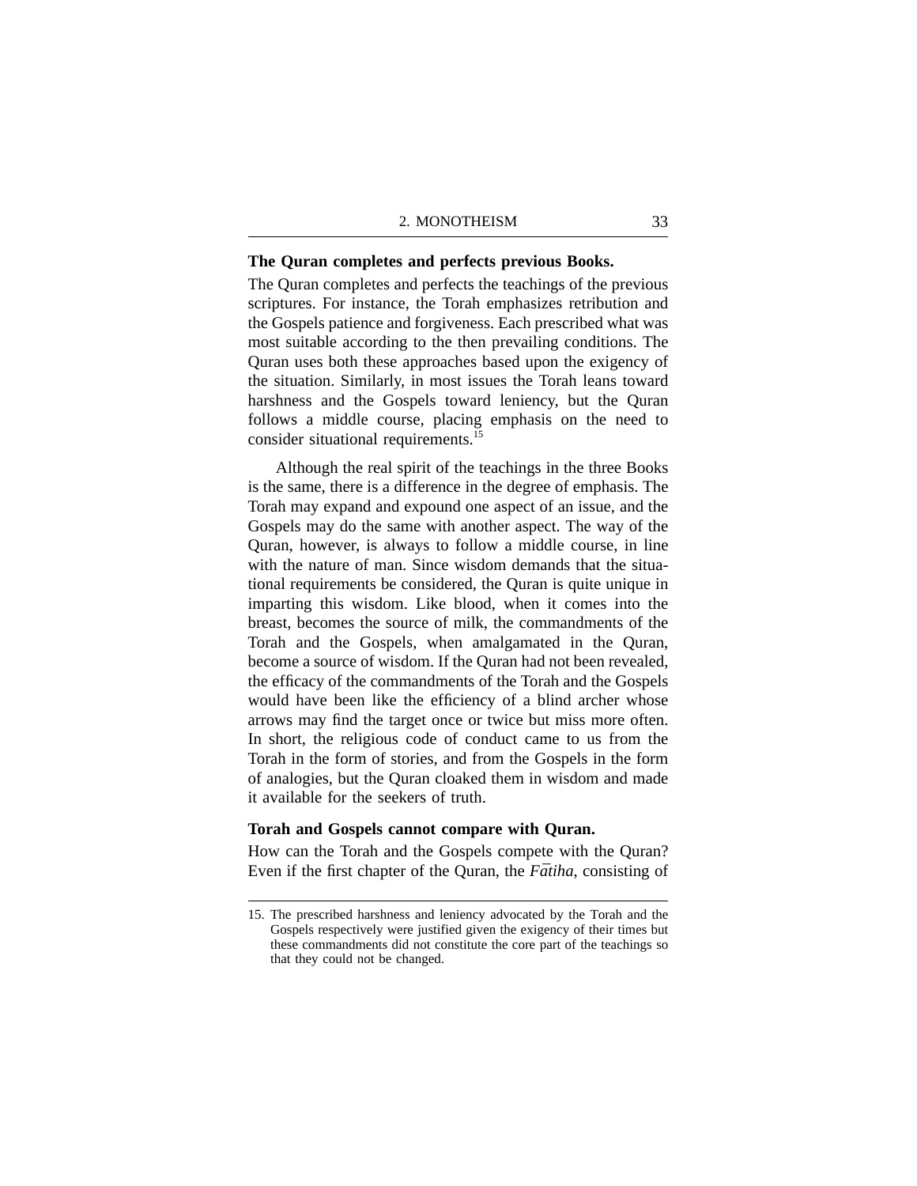**The Quran completes and perfects previous Books.**

The Quran completes and perfects the teachings of the previous scriptures. For instance, the Torah emphasizes retribution and the Gospels patience and forgiveness. Each prescribed what was most suitable according to the then prevailing conditions. The Quran uses both these approaches based upon the exigency of the situation. Similarly, in most issues the Torah leans toward harshness and the Gospels toward leniency, but the Quran follows a middle course, placing emphasis on the need to consider situational requirements.[15]

Although the real spirit of the teachings in the three Books is the same, there is a difference in the degree of emphasis. The Torah may expand and expound one aspect of an issue, and the Gospels may do the same with another aspect. The way of the Quran, however, is always to follow a middle course, in line with the nature of man. Since wisdom demands that the situational requirements be considered, the Quran is quite unique in imparting this wisdom. Like blood, when it comes into the breast, becomes the source of milk, the commandments of the Torah and the Gospels, when amalgamated in the Quran, become a source of wisdom. If the Quran had not been revealed, the efficacy of the commandments of the Torah and the Gospels would have been like the efficiency of a blind archer whose arrows may find the target once or twice but miss more often. In short, the religious code of conduct came to us from the Torah in the form of stories, and from the Gospels in the form of analogies, but the Quran cloaked them in wisdom and made it available for the seekers of truth.

**Torah and Gospels cannot compare with Quran.**

How can the Torah and the Gospels compete with the Quran? Even if the first chapter of the Quran, the *Fātiha*, consisting of

---

15. The prescribed harshness and leniency advocated by the Torah and the Gospels respectively were justified given the exigency of their times but these commandments did not constitute the core part of the teachings so that they could not be changed.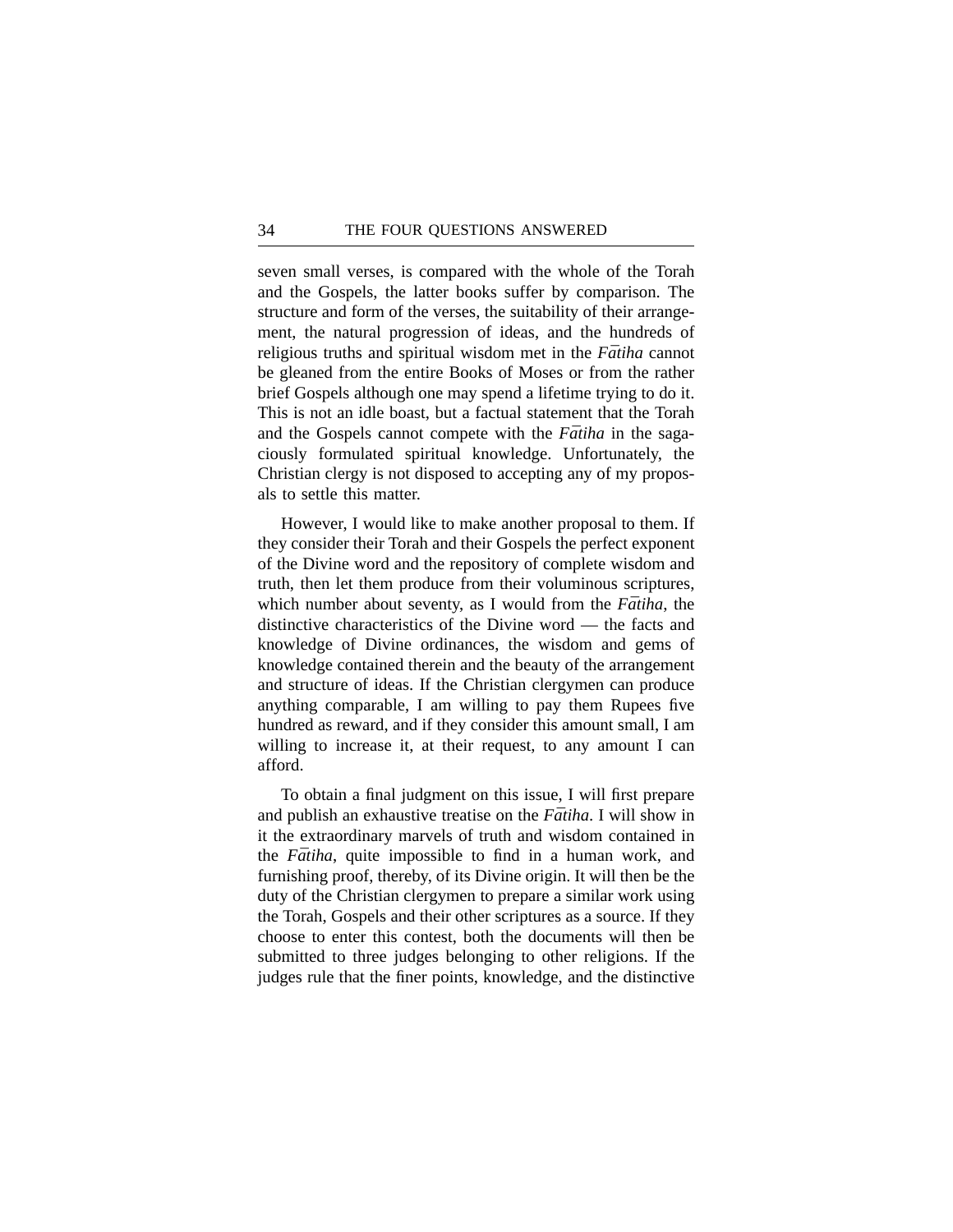seven small verses, is compared with the whole of the Torah and the Gospels, the latter books suffer by comparison. The structure and form of the verses, the suitability of their arrangement, the natural progression of ideas, and the hundreds of religious truths and spiritual wisdom met in the *Fātiha* cannot be gleaned from the entire Books of Moses or from the rather brief Gospels although one may spend a lifetime trying to do it. This is not an idle boast, but a factual statement that the Torah and the Gospels cannot compete with the *Fātiha* in the sagaciously formulated spiritual knowledge. Unfortunately, the Christian clergy is not disposed to accepting any of my proposals to settle this matter.

However, I would like to make another proposal to them. If they consider their Torah and their Gospels the perfect exponent of the Divine word and the repository of complete wisdom and truth, then let them produce from their voluminous scriptures, which number about seventy, as I would from the *Fātiha*, the distinctive characteristics of the Divine word — the facts and knowledge of Divine ordinances, the wisdom and gems of knowledge contained therein and the beauty of the arrangement and structure of ideas. If the Christian clergymen can produce anything comparable, I am willing to pay them Rupees five hundred as reward, and if they consider this amount small, I am willing to increase it, at their request, to any amount I can afford.

To obtain a final judgment on this issue, I will first prepare and publish an exhaustive treatise on the *Fātiha*. I will show in it the extraordinary marvels of truth and wisdom contained in the *Fātiha*, quite impossible to find in a human work, and furnishing proof, thereby, of its Divine origin. It will then be the duty of the Christian clergymen to prepare a similar work using the Torah, Gospels and their other scriptures as a source. If they choose to enter this contest, both the documents will then be submitted to three judges belonging to other religions. If the judges rule that the finer points, knowledge, and the distinctive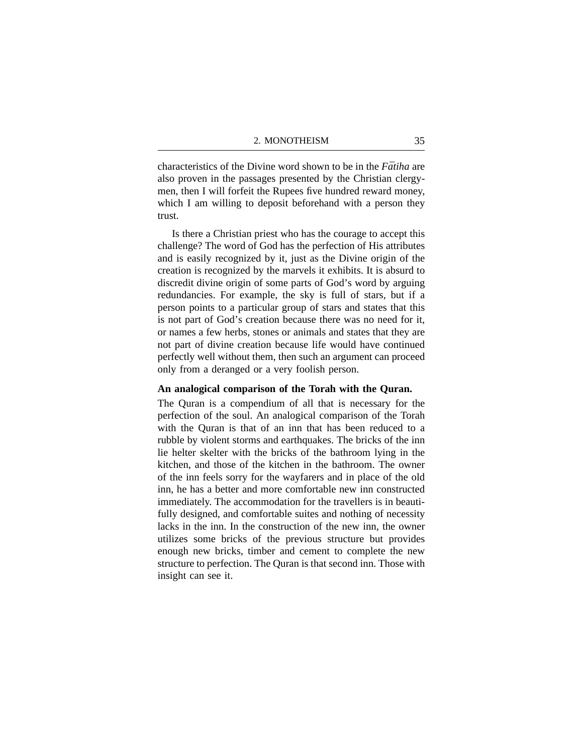characteristics of the Divine word shown to be in the *Fātiha* are also proven in the passages presented by the Christian clergymen, then I will forfeit the Rupees five hundred reward money, which I am willing to deposit beforehand with a person they trust.

Is there a Christian priest who has the courage to accept this challenge? The word of God has the perfection of His attributes and is easily recognized by it, just as the Divine origin of the creation is recognized by the marvels it exhibits. It is absurd to discredit divine origin of some parts of God's word by arguing redundancies. For example, the sky is full of stars, but if a person points to a particular group of stars and states that this is not part of God's creation because there was no need for it, or names a few herbs, stones or animals and states that they are not part of divine creation because life would have continued perfectly well without them, then such an argument can proceed only from a deranged or a very foolish person.

**An analogical comparison of the Torah with the Quran.**

The Quran is a compendium of all that is necessary for the perfection of the soul. An analogical comparison of the Torah with the Quran is that of an inn that has been reduced to a rubble by violent storms and earthquakes. The bricks of the inn lie helter skelter with the bricks of the bathroom lying in the kitchen, and those of the kitchen in the bathroom. The owner of the inn feels sorry for the wayfarers and in place of the old inn, he has a better and more comfortable new inn constructed immediately. The accommodation for the travellers is in beautifully designed, and comfortable suites and nothing of necessity lacks in the inn. In the construction of the new inn, the owner utilizes some bricks of the previous structure but provides enough new bricks, timber and cement to complete the new structure to perfection. The Quran is that second inn. Those with insight can see it.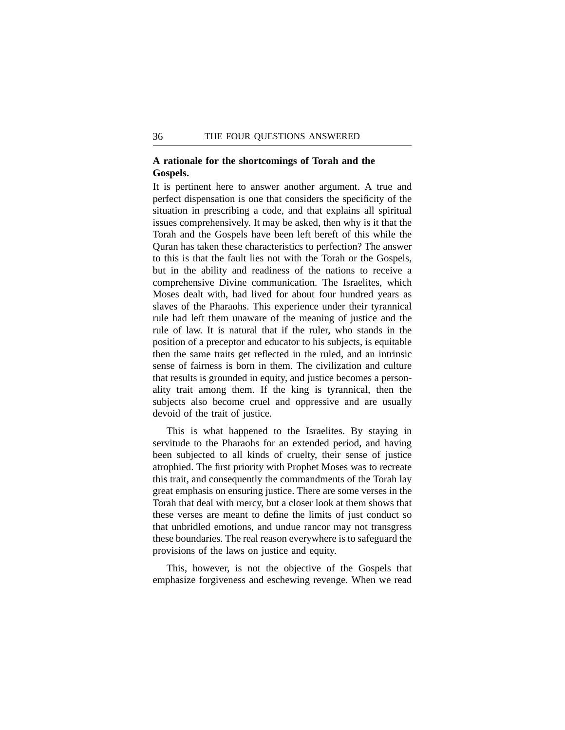### A rationale for the shortcomings of Torah and the Gospels.

It is pertinent here to answer another argument. A true and perfect dispensation is one that considers the specificity of the situation in prescribing a code, and that explains all spiritual issues comprehensively. It may be asked, then why is it that the Torah and the Gospels have been left bereft of this while the Quran has taken these characteristics to perfection? The answer to this is that the fault lies not with the Torah or the Gospels, but in the ability and readiness of the nations to receive a comprehensive Divine communication. The Israelites, which Moses dealt with, had lived for about four hundred years as slaves of the Pharaohs. This experience under their tyrannical rule had left them unaware of the meaning of justice and the rule of law. It is natural that if the ruler, who stands in the position of a preceptor and educator to his subjects, is equitable then the same traits get reflected in the ruled, and an intrinsic sense of fairness is born in them. The civilization and culture that results is grounded in equity, and justice becomes a personality trait among them. If the king is tyrannical, then the subjects also become cruel and oppressive and are usually devoid of the trait of justice.

This is what happened to the Israelites. By staying in servitude to the Pharaohs for an extended period, and having been subjected to all kinds of cruelty, their sense of justice atrophied. The first priority with Prophet Moses was to recreate this trait, and consequently the commandments of the Torah lay great emphasis on ensuring justice. There are some verses in the Torah that deal with mercy, but a closer look at them shows that these verses are meant to define the limits of just conduct so that unbridled emotions, and undue rancor may not transgress these boundaries. The real reason everywhere is to safeguard the provisions of the laws on justice and equity.

This, however, is not the objective of the Gospels that emphasize forgiveness and eschewing revenge. When we read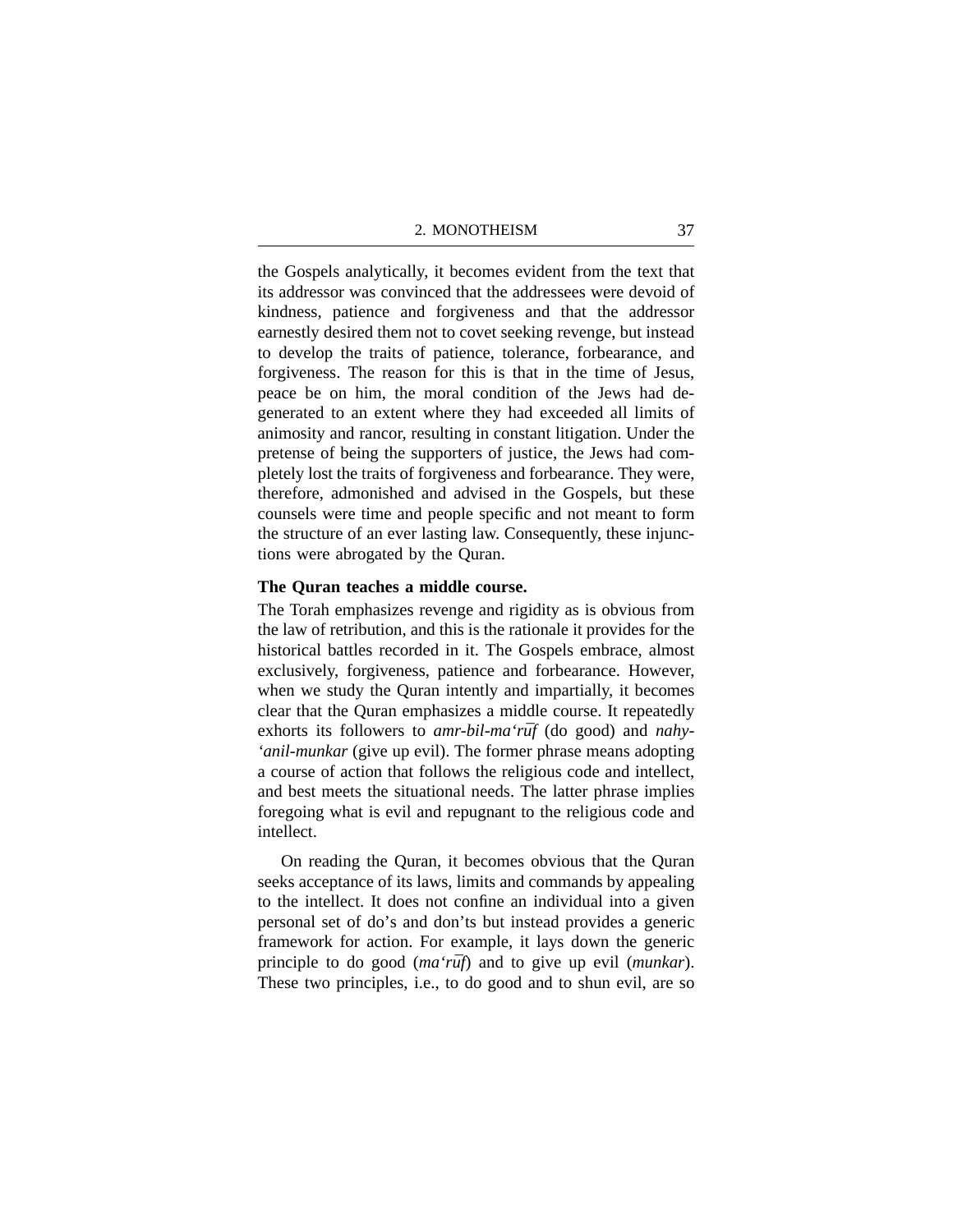the Gospels analytically, it becomes evident from the text that its addressor was convinced that the addressees were devoid of kindness, patience and forgiveness and that the addressor earnestly desired them not to covet seeking revenge, but instead to develop the traits of patience, tolerance, forbearance, and forgiveness. The reason for this is that in the time of Jesus, peace be on him, the moral condition of the Jews had degenerated to an extent where they had exceeded all limits of animosity and rancor, resulting in constant litigation. Under the pretense of being the supporters of justice, the Jews had completely lost the traits of forgiveness and forbearance. They were, therefore, admonished and advised in the Gospels, but these counsels were time and people specific and not meant to form the structure of an ever lasting law. Consequently, these injunctions were abrogated by the Quran.

**The Quran teaches a middle course.**

The Torah emphasizes revenge and rigidity as is obvious from the law of retribution, and this is the rationale it provides for the historical battles recorded in it. The Gospels embrace, almost exclusively, forgiveness, patience and forbearance. However, when we study the Quran intently and impartially, it becomes clear that the Quran emphasizes a middle course. It repeatedly exhorts its followers to *amr-bil-ma'rūf* (do good) and *nahy-'anil-munkar* (give up evil). The former phrase means adopting a course of action that follows the religious code and intellect, and best meets the situational needs. The latter phrase implies foregoing what is evil and repugnant to the religious code and intellect.

On reading the Quran, it becomes obvious that the Quran seeks acceptance of its laws, limits and commands by appealing to the intellect. It does not confine an individual into a given personal set of do's and don'ts but instead provides a generic framework for action. For example, it lays down the generic principle to do good (*ma'rūf*) and to give up evil (*munkar*). These two principles, i.e., to do good and to shun evil, are so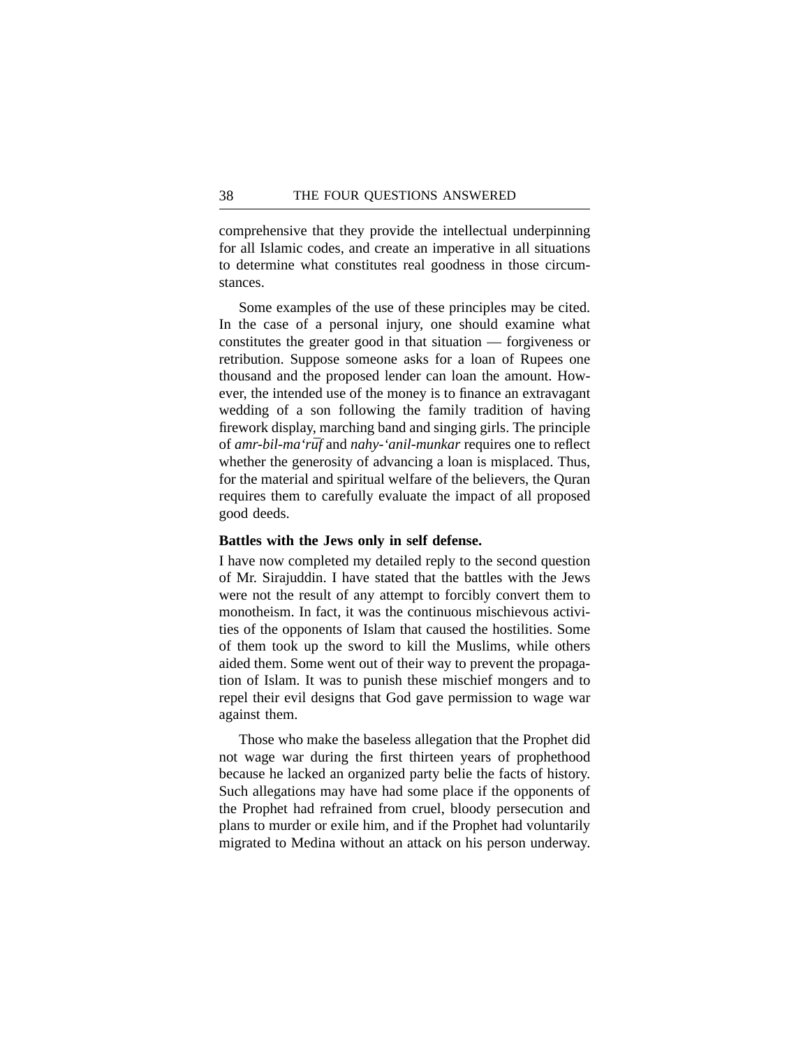comprehensive that they provide the intellectual underpinning for all Islamic codes, and create an imperative in all situations to determine what constitutes real goodness in those circumstances.

Some examples of the use of these principles may be cited. In the case of a personal injury, one should examine what constitutes the greater good in that situation — forgiveness or retribution. Suppose someone asks for a loan of Rupees one thousand and the proposed lender can loan the amount. However, the intended use of the money is to finance an extravagant wedding of a son following the family tradition of having firework display, marching band and singing girls. The principle of *amr-bil-ma'rūf* and *nahy-'anil-munkar* requires one to reflect whether the generosity of advancing a loan is misplaced. Thus, for the material and spiritual welfare of the believers, the Quran requires them to carefully evaluate the impact of all proposed good deeds.

**Battles with the Jews only in self defense.**

I have now completed my detailed reply to the second question of Mr. Sirajuddin. I have stated that the battles with the Jews were not the result of any attempt to forcibly convert them to monotheism. In fact, it was the continuous mischievous activities of the opponents of Islam that caused the hostilities. Some of them took up the sword to kill the Muslims, while others aided them. Some went out of their way to prevent the propagation of Islam. It was to punish these mischief mongers and to repel their evil designs that God gave permission to wage war against them.

Those who make the baseless allegation that the Prophet did not wage war during the first thirteen years of prophethood because he lacked an organized party belie the facts of history. Such allegations may have had some place if the opponents of the Prophet had refrained from cruel, bloody persecution and plans to murder or exile him, and if the Prophet had voluntarily migrated to Medina without an attack on his person underway.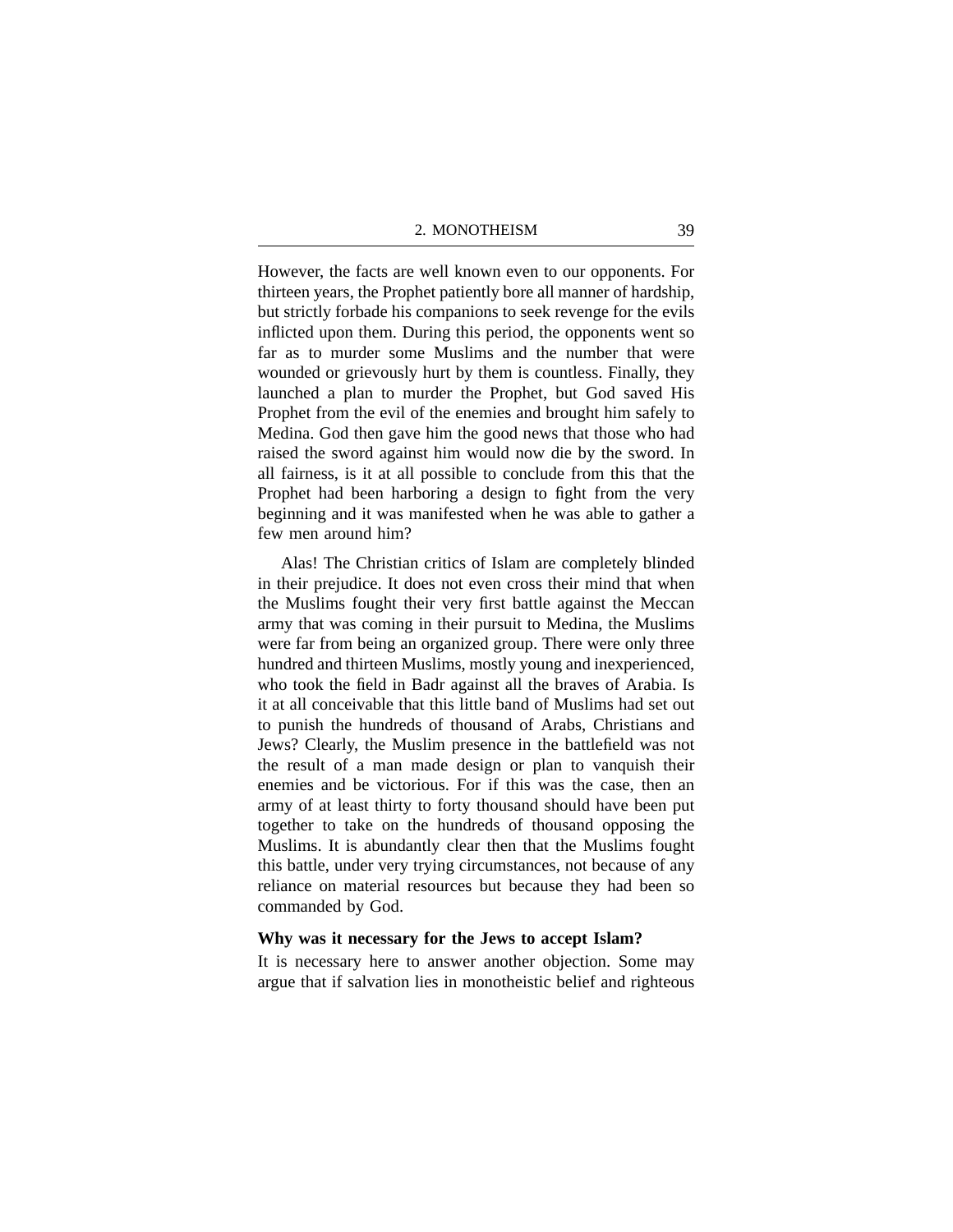However, the facts are well known even to our opponents. For thirteen years, the Prophet patiently bore all manner of hardship, but strictly forbade his companions to seek revenge for the evils inflicted upon them. During this period, the opponents went so far as to murder some Muslims and the number that were wounded or grievously hurt by them is countless. Finally, they launched a plan to murder the Prophet, but God saved His Prophet from the evil of the enemies and brought him safely to Medina. God then gave him the good news that those who had raised the sword against him would now die by the sword. In all fairness, is it at all possible to conclude from this that the Prophet had been harboring a design to fight from the very beginning and it was manifested when he was able to gather a few men around him?

Alas! The Christian critics of Islam are completely blinded in their prejudice. It does not even cross their mind that when the Muslims fought their very first battle against the Meccan army that was coming in their pursuit to Medina, the Muslims were far from being an organized group. There were only three hundred and thirteen Muslims, mostly young and inexperienced, who took the field in Badr against all the braves of Arabia. Is it at all conceivable that this little band of Muslims had set out to punish the hundreds of thousand of Arabs, Christians and Jews? Clearly, the Muslim presence in the battlefield was not the result of a man made design or plan to vanquish their enemies and be victorious. For if this was the case, then an army of at least thirty to forty thousand should have been put together to take on the hundreds of thousand opposing the Muslims. It is abundantly clear then that the Muslims fought this battle, under very trying circumstances, not because of any reliance on material resources but because they had been so commanded by God.

**Why was it necessary for the Jews to accept Islam?**

It is necessary here to answer another objection. Some may argue that if salvation lies in monotheistic belief and righteous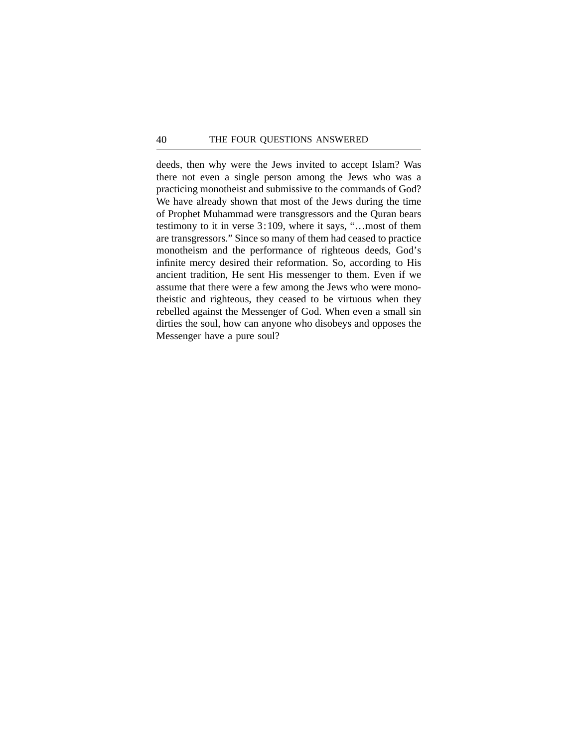deeds, then why were the Jews invited to accept Islam? Was there not even a single person among the Jews who was a practicing monotheist and submissive to the commands of God? We have already shown that most of the Jews during the time of Prophet Muhammad were transgressors and the Quran bears testimony to it in verse 3:109, where it says, "…most of them are transgressors." Since so many of them had ceased to practice monotheism and the performance of righteous deeds, God's infinite mercy desired their reformation. So, according to His ancient tradition, He sent His messenger to them. Even if we assume that there were a few among the Jews who were monotheistic and righteous, they ceased to be virtuous when they rebelled against the Messenger of God. When even a small sin dirties the soul, how can anyone who disobeys and opposes the Messenger have a pure soul?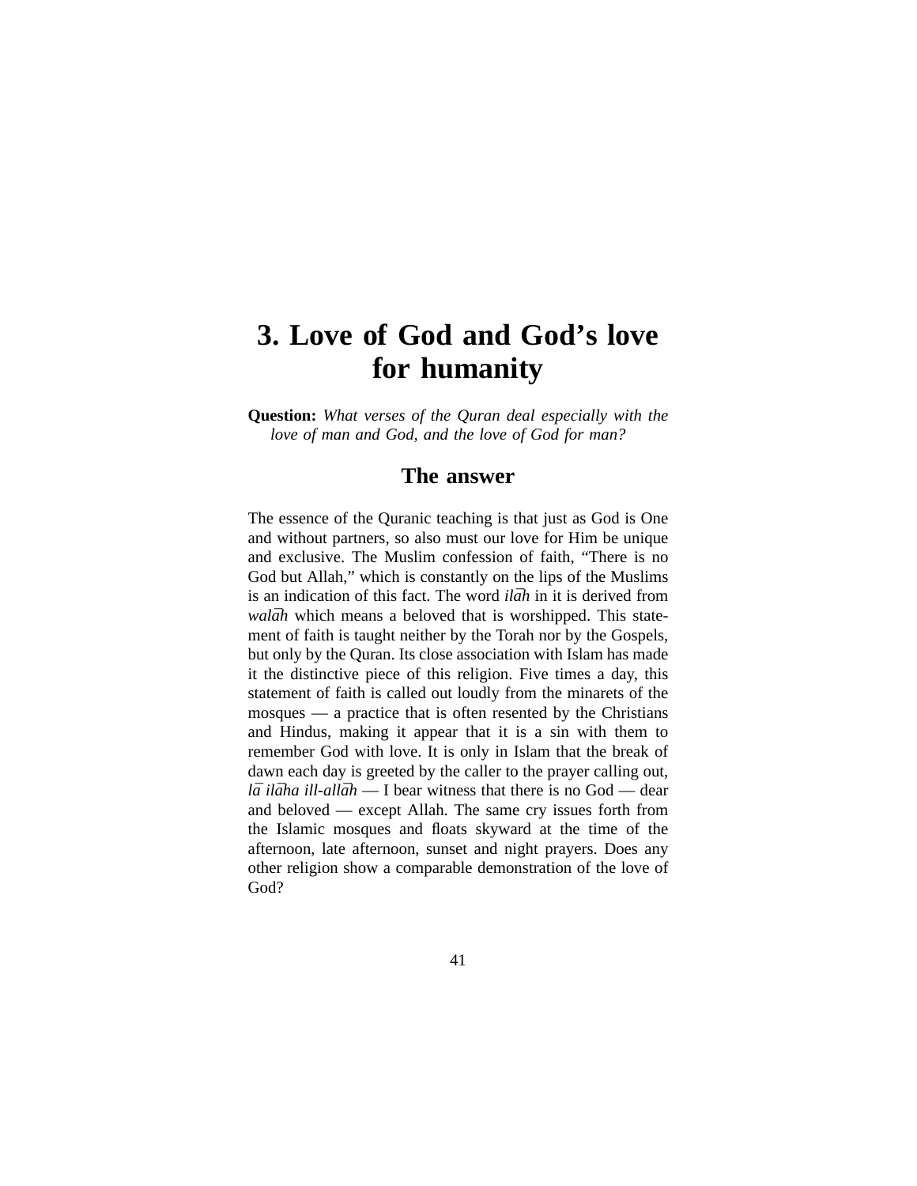# 3. Love of God and God's love for humanity

**Question:** *What verses of the Quran deal especially with the love of man and God, and the love of God for man?*

## The answer

The essence of the Quranic teaching is that just as God is One and without partners, so also must our love for Him be unique and exclusive. The Muslim confession of faith, "There is no God but Allah," which is constantly on the lips of the Muslims is an indication of this fact. The word *ilāh* in it is derived from *walāh* which means a beloved that is worshipped. This statement of faith is taught neither by the Torah nor by the Gospels, but only by the Quran. Its close association with Islam has made it the distinctive piece of this religion. Five times a day, this statement of faith is called out loudly from the minarets of the mosques — a practice that is often resented by the Christians and Hindus, making it appear that it is a sin with them to remember God with love. It is only in Islam that the break of dawn each day is greeted by the caller to the prayer calling out, *lā ilāha ill-allāh* — I bear witness that there is no God — dear and beloved — except Allah. The same cry issues forth from the Islamic mosques and floats skyward at the time of the afternoon, late afternoon, sunset and night prayers. Does any other religion show a comparable demonstration of the love of God?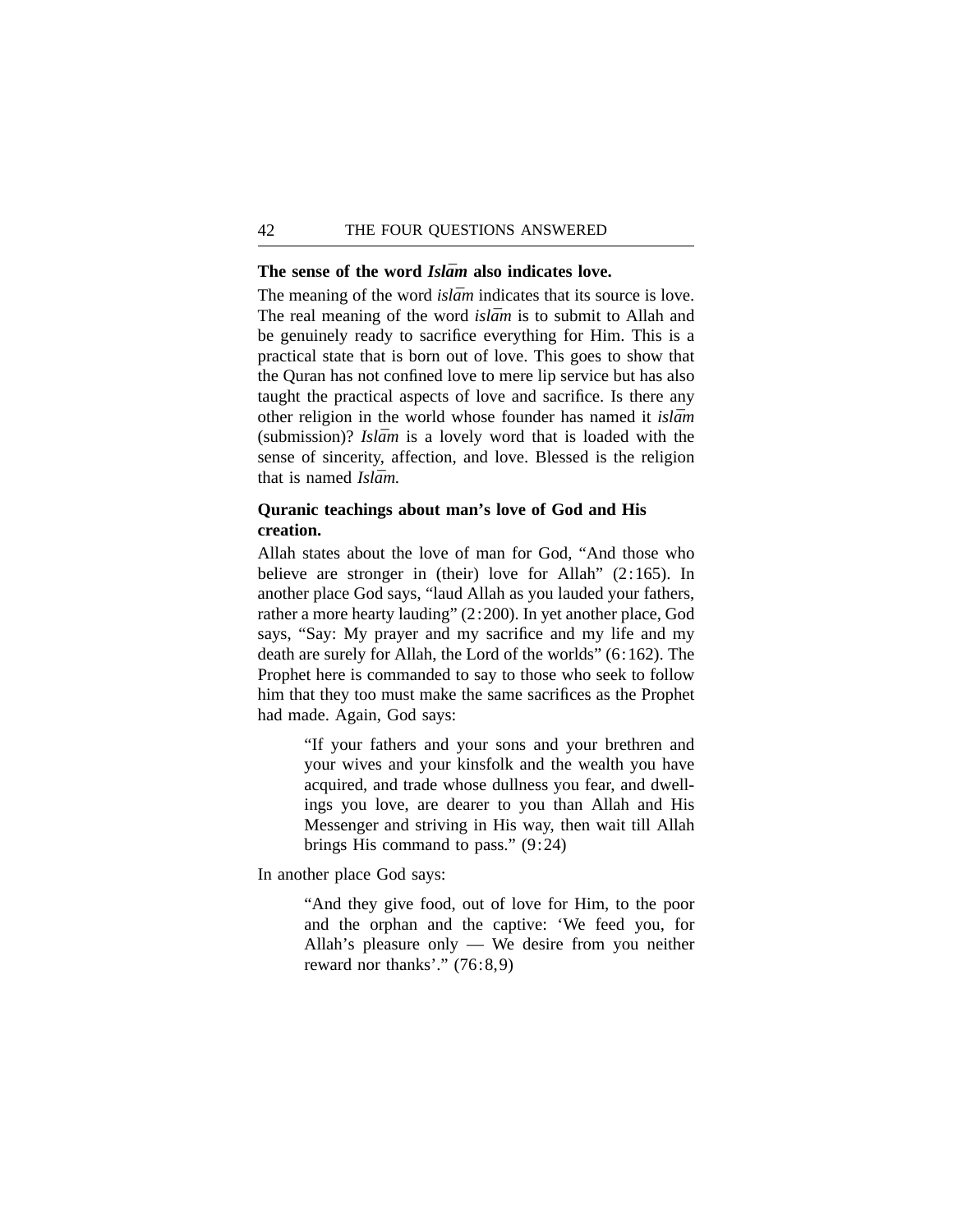### The sense of the word *Islām* also indicates love.

The meaning of the word *islām* indicates that its source is love. The real meaning of the word *islām* is to submit to Allah and be genuinely ready to sacrifice everything for Him. This is a practical state that is born out of love. This goes to show that the Quran has not confined love to mere lip service but has also taught the practical aspects of love and sacrifice. Is there any other religion in the world whose founder has named it *islām* (submission)? *Islām* is a lovely word that is loaded with the sense of sincerity, affection, and love. Blessed is the religion that is named *Islām.*

### Quranic teachings about man's love of God and His creation.

Allah states about the love of man for God, "And those who believe are stronger in (their) love for Allah" (2:165). In another place God says, "laud Allah as you lauded your fathers, rather a more hearty lauding" (2:200). In yet another place, God says, "Say: My prayer and my sacrifice and my life and my death are surely for Allah, the Lord of the worlds" (6:162). The Prophet here is commanded to say to those who seek to follow him that they too must make the same sacrifices as the Prophet had made. Again, God says:

> "If your fathers and your sons and your brethren and your wives and your kinsfolk and the wealth you have acquired, and trade whose dullness you fear, and dwellings you love, are dearer to you than Allah and His Messenger and striving in His way, then wait till Allah brings His command to pass." (9:24)

In another place God says:

> "And they give food, out of love for Him, to the poor and the orphan and the captive: 'We feed you, for Allah's pleasure only — We desire from you neither reward nor thanks'." (76:8,9)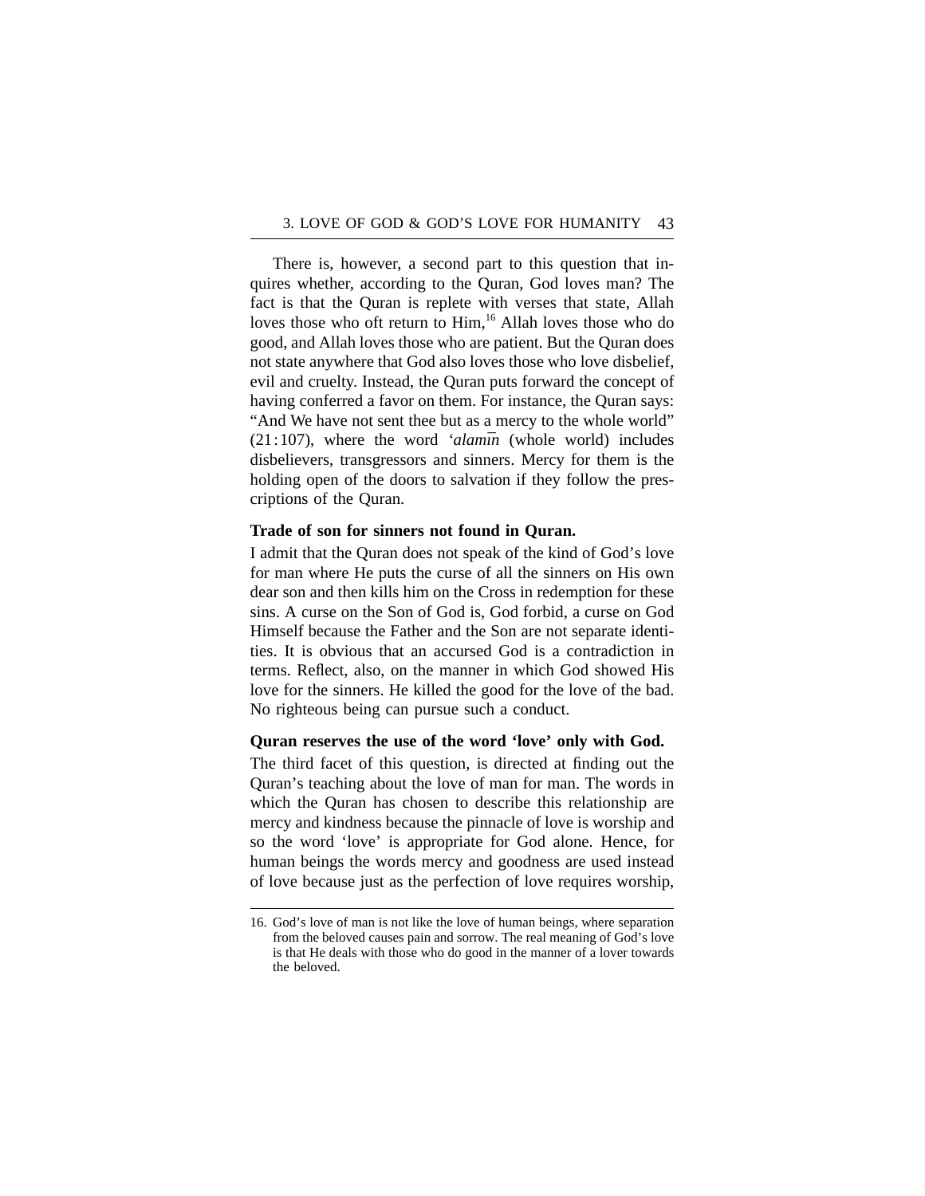There is, however, a second part to this question that inquires whether, according to the Quran, God loves man? The fact is that the Quran is replete with verses that state, Allah loves those who oft return to Him,[16] Allah loves those who do good, and Allah loves those who are patient. But the Quran does not state anywhere that God also loves those who love disbelief, evil and cruelty. Instead, the Quran puts forward the concept of having conferred a favor on them. For instance, the Quran says: "And We have not sent thee but as a mercy to the whole world" (21:107), where the word *'alamīn* (whole world) includes disbelievers, transgressors and sinners. Mercy for them is the holding open of the doors to salvation if they follow the prescriptions of the Quran.

**Trade of son for sinners not found in Quran.**

I admit that the Quran does not speak of the kind of God's love for man where He puts the curse of all the sinners on His own dear son and then kills him on the Cross in redemption for these sins. A curse on the Son of God is, God forbid, a curse on God Himself because the Father and the Son are not separate identities. It is obvious that an accursed God is a contradiction in terms. Reflect, also, on the manner in which God showed His love for the sinners. He killed the good for the love of the bad. No righteous being can pursue such a conduct.

**Quran reserves the use of the word 'love' only with God.**

The third facet of this question, is directed at finding out the Quran's teaching about the love of man for man. The words in which the Quran has chosen to describe this relationship are mercy and kindness because the pinnacle of love is worship and so the word 'love' is appropriate for God alone. Hence, for human beings the words mercy and goodness are used instead of love because just as the perfection of love requires worship,

---

16. God's love of man is not like the love of human beings, where separation from the beloved causes pain and sorrow. The real meaning of God's love is that He deals with those who do good in the manner of a lover towards the beloved.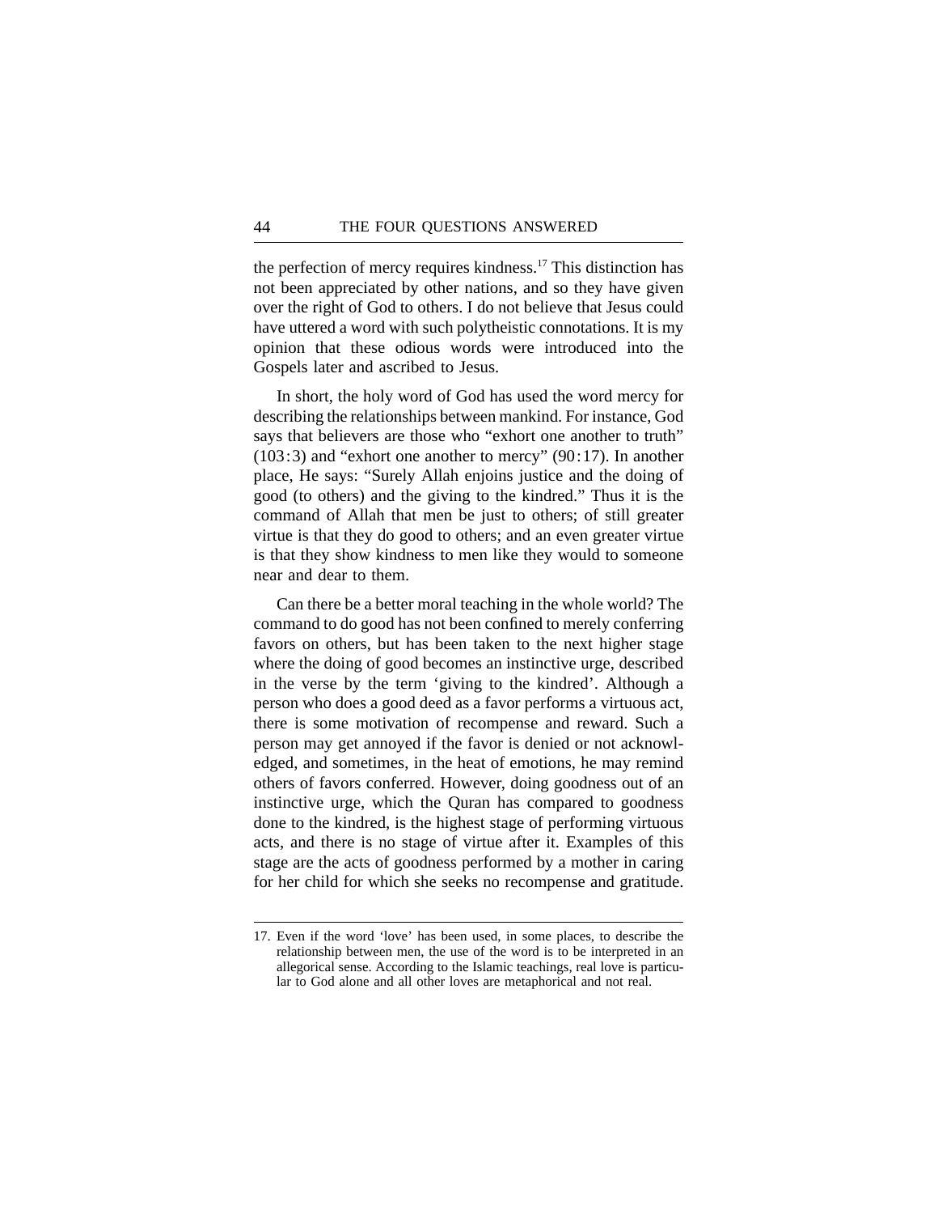the perfection of mercy requires kindness.[17] This distinction has not been appreciated by other nations, and so they have given over the right of God to others. I do not believe that Jesus could have uttered a word with such polytheistic connotations. It is my opinion that these odious words were introduced into the Gospels later and ascribed to Jesus.

In short, the holy word of God has used the word mercy for describing the relationships between mankind. For instance, God says that believers are those who "exhort one another to truth" (103:3) and "exhort one another to mercy" (90:17). In another place, He says: "Surely Allah enjoins justice and the doing of good (to others) and the giving to the kindred." Thus it is the command of Allah that men be just to others; of still greater virtue is that they do good to others; and an even greater virtue is that they show kindness to men like they would to someone near and dear to them.

Can there be a better moral teaching in the whole world? The command to do good has not been confined to merely conferring favors on others, but has been taken to the next higher stage where the doing of good becomes an instinctive urge, described in the verse by the term 'giving to the kindred'. Although a person who does a good deed as a favor performs a virtuous act, there is some motivation of recompense and reward. Such a person may get annoyed if the favor is denied or not acknowledged, and sometimes, in the heat of emotions, he may remind others of favors conferred. However, doing goodness out of an instinctive urge, which the Quran has compared to goodness done to the kindred, is the highest stage of performing virtuous acts, and there is no stage of virtue after it. Examples of this stage are the acts of goodness performed by a mother in caring for her child for which she seeks no recompense and gratitude.

---

17. Even if the word 'love' has been used, in some places, to describe the relationship between men, the use of the word is to be interpreted in an allegorical sense. According to the Islamic teachings, real love is particular to God alone and all other loves are metaphorical and not real.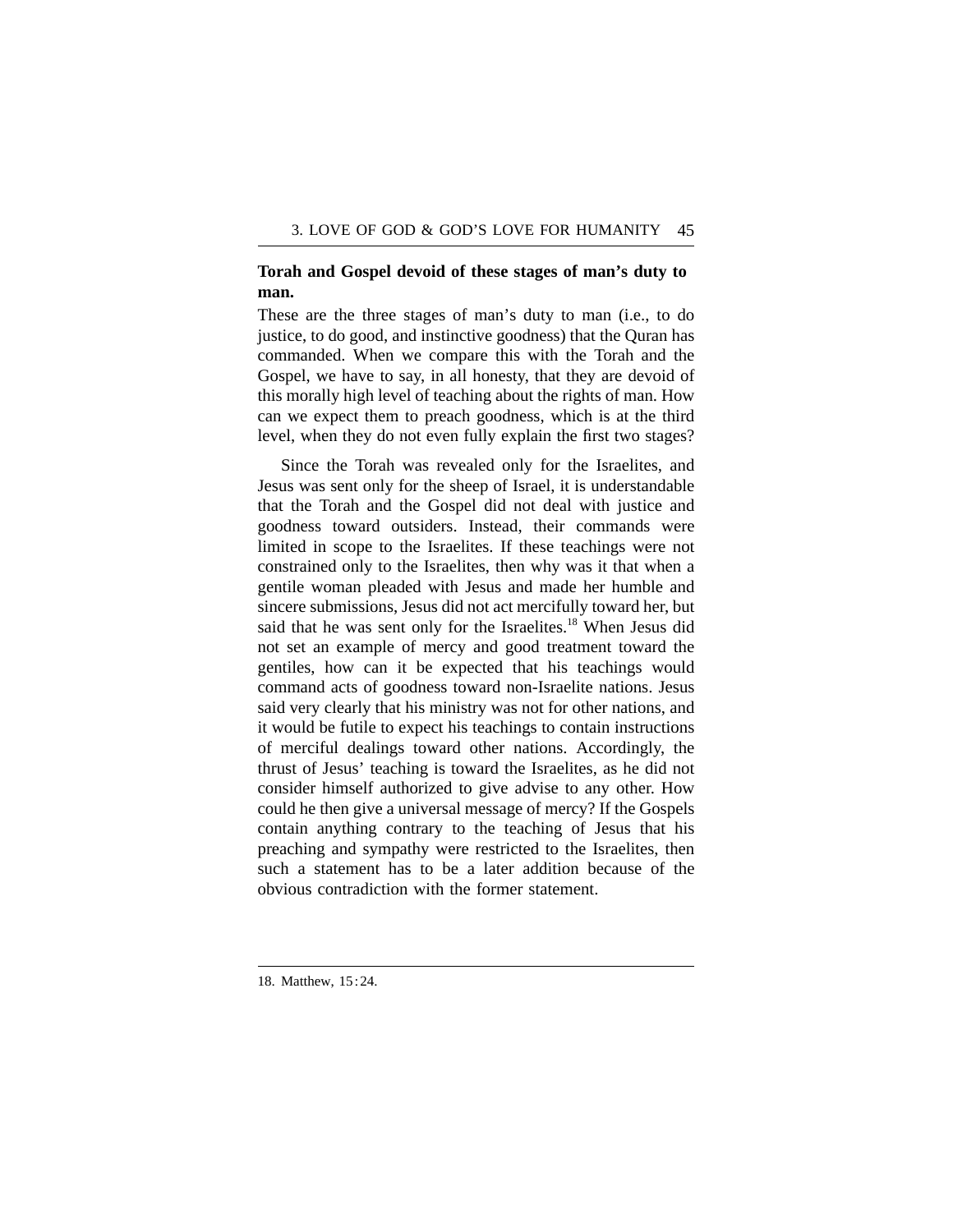### Torah and Gospel devoid of these stages of man's duty to man.

These are the three stages of man's duty to man (i.e., to do justice, to do good, and instinctive goodness) that the Quran has commanded. When we compare this with the Torah and the Gospel, we have to say, in all honesty, that they are devoid of this morally high level of teaching about the rights of man. How can we expect them to preach goodness, which is at the third level, when they do not even fully explain the first two stages?

Since the Torah was revealed only for the Israelites, and Jesus was sent only for the sheep of Israel, it is understandable that the Torah and the Gospel did not deal with justice and goodness toward outsiders. Instead, their commands were limited in scope to the Israelites. If these teachings were not constrained only to the Israelites, then why was it that when a gentile woman pleaded with Jesus and made her humble and sincere submissions, Jesus did not act mercifully toward her, but said that he was sent only for the Israelites.[18] When Jesus did not set an example of mercy and good treatment toward the gentiles, how can it be expected that his teachings would command acts of goodness toward non-Israelite nations. Jesus said very clearly that his ministry was not for other nations, and it would be futile to expect his teachings to contain instructions of merciful dealings toward other nations. Accordingly, the thrust of Jesus' teaching is toward the Israelites, as he did not consider himself authorized to give advise to any other. How could he then give a universal message of mercy? If the Gospels contain anything contrary to the teaching of Jesus that his preaching and sympathy were restricted to the Israelites, then such a statement has to be a later addition because of the obvious contradiction with the former statement.

---

18. Matthew, 15:24.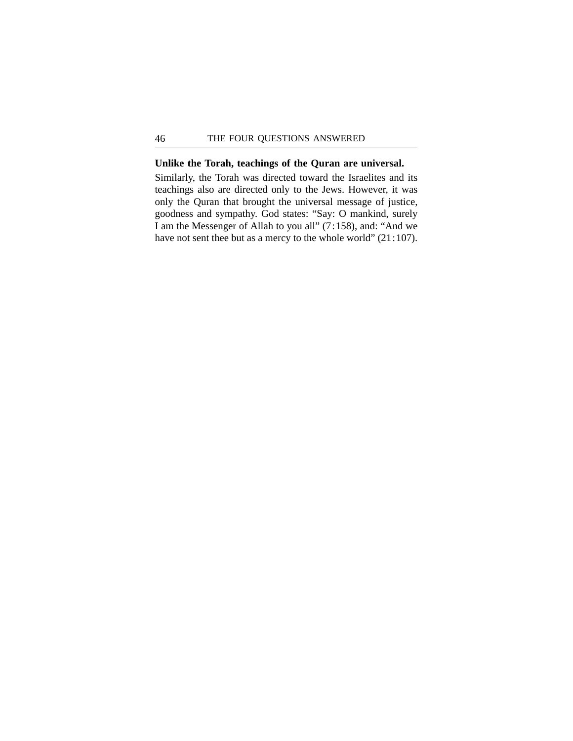**Unlike the Torah, teachings of the Quran are universal.**

Similarly, the Torah was directed toward the Israelites and its teachings also are directed only to the Jews. However, it was only the Quran that brought the universal message of justice, goodness and sympathy. God states: "Say: O mankind, surely I am the Messenger of Allah to you all" (7:158), and: "And we have not sent thee but as a mercy to the whole world" (21:107).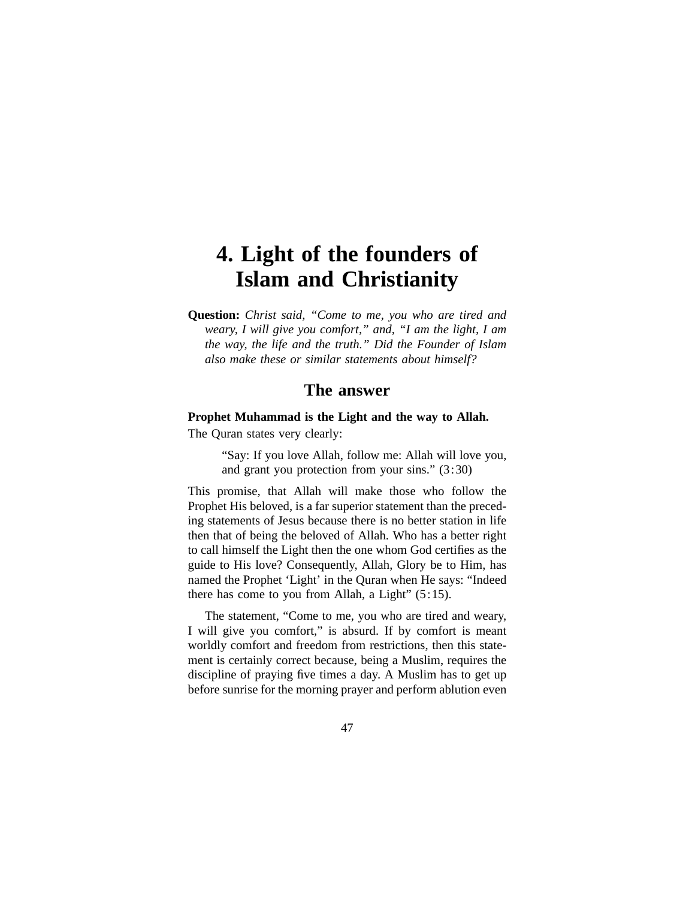# 4. Light of the founders of Islam and Christianity

**Question:** *Christ said, “Come to me, you who are tired and weary, I will give you comfort,” and, “I am the light, I am the way, the life and the truth.” Did the Founder of Islam also make these or similar statements about himself?*

## The answer

**Prophet Muhammad is the Light and the way to Allah.**

The Quran states very clearly:

> “Say: If you love Allah, follow me: Allah will love you, and grant you protection from your sins.” (3:30)

This promise, that Allah will make those who follow the Prophet His beloved, is a far superior statement than the preceding statements of Jesus because there is no better station in life then that of being the beloved of Allah. Who has a better right to call himself the Light then the one whom God certifies as the guide to His love? Consequently, Allah, Glory be to Him, has named the Prophet ‘Light’ in the Quran when He says: “Indeed there has come to you from Allah, a Light” (5:15).

The statement, “Come to me, you who are tired and weary, I will give you comfort,” is absurd. If by comfort is meant worldly comfort and freedom from restrictions, then this statement is certainly correct because, being a Muslim, requires the discipline of praying five times a day. A Muslim has to get up before sunrise for the morning prayer and perform ablution even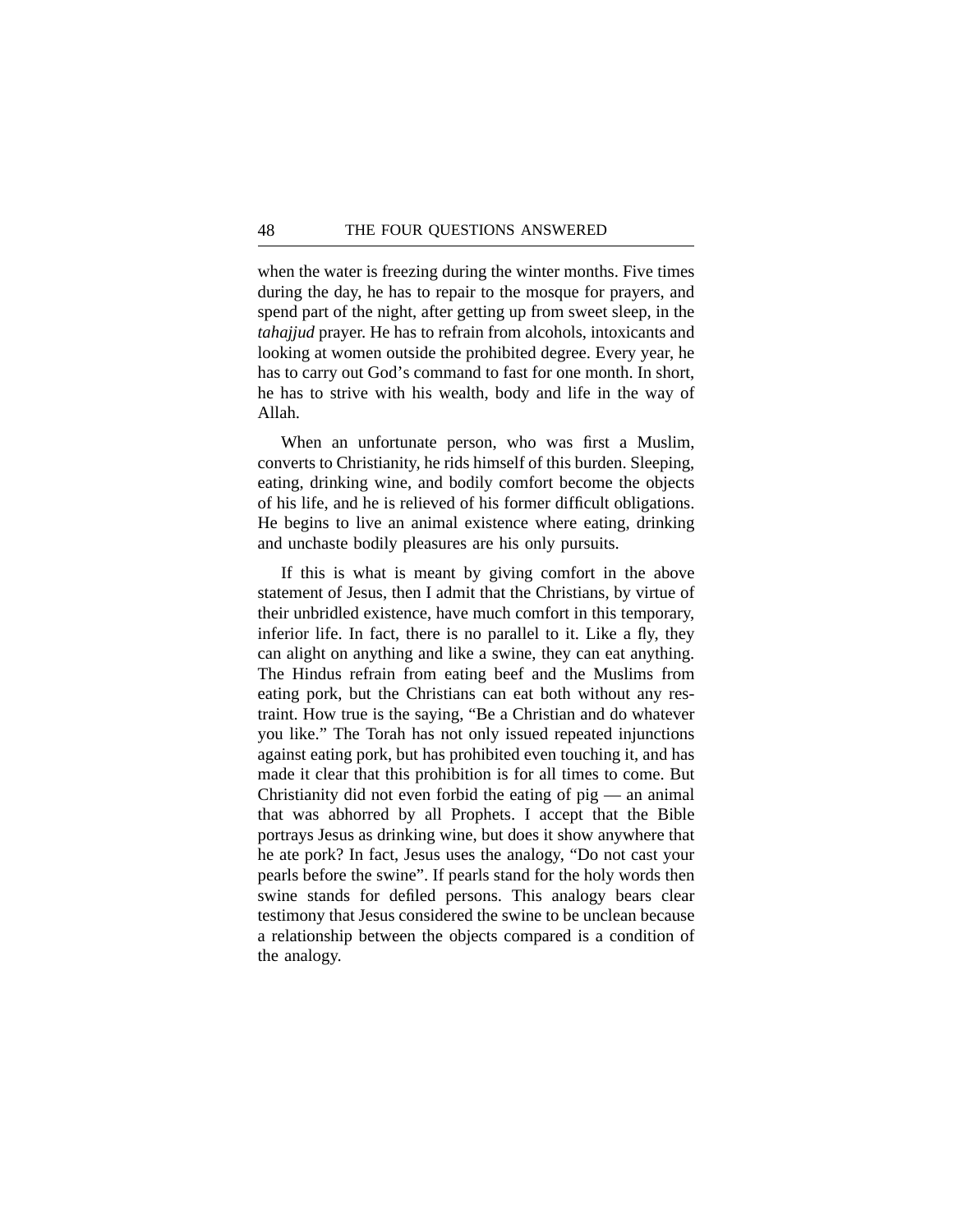when the water is freezing during the winter months. Five times during the day, he has to repair to the mosque for prayers, and spend part of the night, after getting up from sweet sleep, in the *tahajjud* prayer. He has to refrain from alcohols, intoxicants and looking at women outside the prohibited degree. Every year, he has to carry out God's command to fast for one month. In short, he has to strive with his wealth, body and life in the way of Allah.

When an unfortunate person, who was first a Muslim, converts to Christianity, he rids himself of this burden. Sleeping, eating, drinking wine, and bodily comfort become the objects of his life, and he is relieved of his former difficult obligations. He begins to live an animal existence where eating, drinking and unchaste bodily pleasures are his only pursuits.

If this is what is meant by giving comfort in the above statement of Jesus, then I admit that the Christians, by virtue of their unbridled existence, have much comfort in this temporary, inferior life. In fact, there is no parallel to it. Like a fly, they can alight on anything and like a swine, they can eat anything. The Hindus refrain from eating beef and the Muslims from eating pork, but the Christians can eat both without any restraint. How true is the saying, "Be a Christian and do whatever you like." The Torah has not only issued repeated injunctions against eating pork, but has prohibited even touching it, and has made it clear that this prohibition is for all times to come. But Christianity did not even forbid the eating of pig — an animal that was abhorred by all Prophets. I accept that the Bible portrays Jesus as drinking wine, but does it show anywhere that he ate pork? In fact, Jesus uses the analogy, "Do not cast your pearls before the swine". If pearls stand for the holy words then swine stands for defiled persons. This analogy bears clear testimony that Jesus considered the swine to be unclean because a relationship between the objects compared is a condition of the analogy.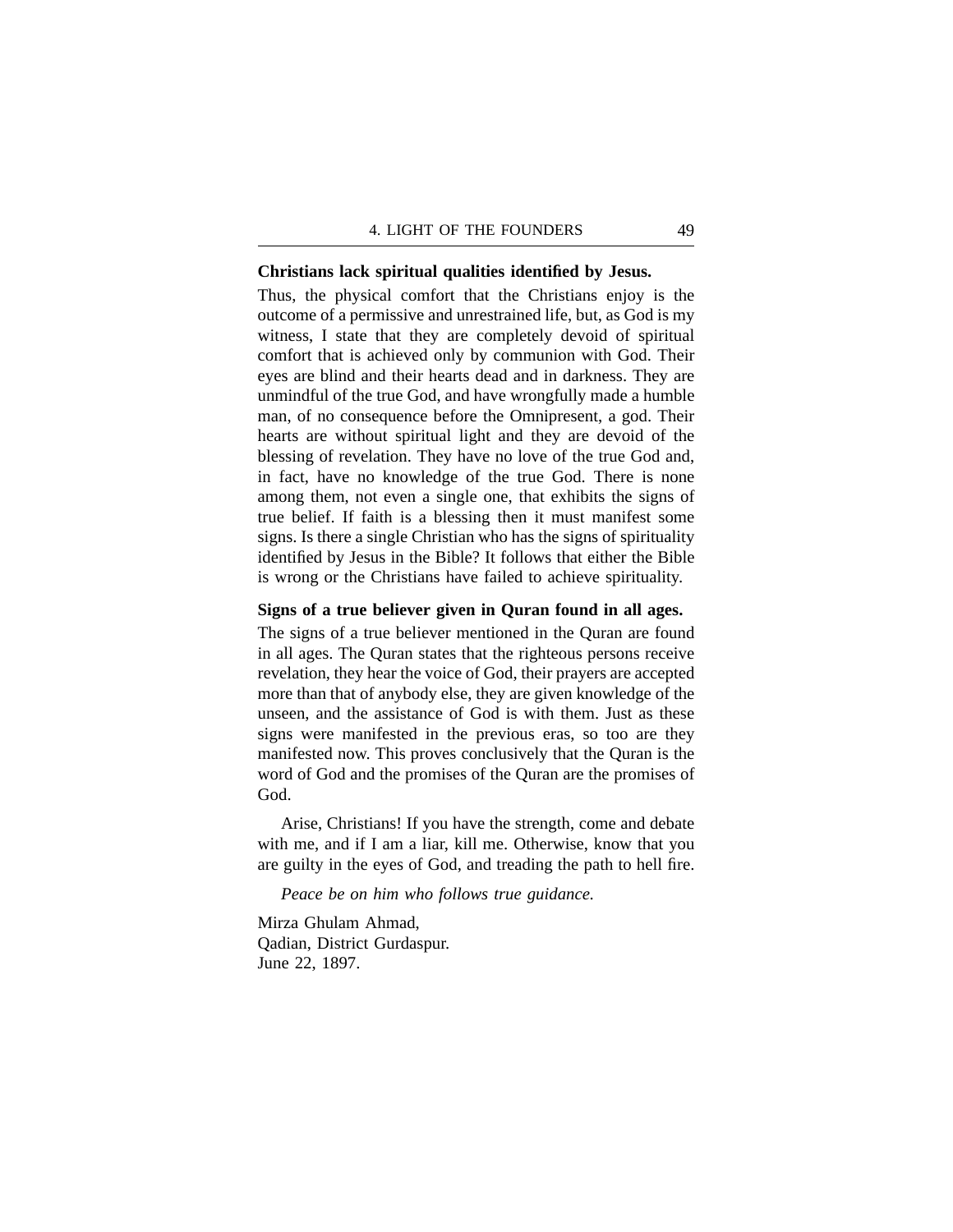**Christians lack spiritual qualities identified by Jesus.**

Thus, the physical comfort that the Christians enjoy is the outcome of a permissive and unrestrained life, but, as God is my witness, I state that they are completely devoid of spiritual comfort that is achieved only by communion with God. Their eyes are blind and their hearts dead and in darkness. They are unmindful of the true God, and have wrongfully made a humble man, of no consequence before the Omnipresent, a god. Their hearts are without spiritual light and they are devoid of the blessing of revelation. They have no love of the true God and, in fact, have no knowledge of the true God. There is none among them, not even a single one, that exhibits the signs of true belief. If faith is a blessing then it must manifest some signs. Is there a single Christian who has the signs of spirituality identified by Jesus in the Bible? It follows that either the Bible is wrong or the Christians have failed to achieve spirituality.

**Signs of a true believer given in Quran found in all ages.**

The signs of a true believer mentioned in the Quran are found in all ages. The Quran states that the righteous persons receive revelation, they hear the voice of God, their prayers are accepted more than that of anybody else, they are given knowledge of the unseen, and the assistance of God is with them. Just as these signs were manifested in the previous eras, so too are they manifested now. This proves conclusively that the Quran is the word of God and the promises of the Quran are the promises of God.

Arise, Christians! If you have the strength, come and debate with me, and if I am a liar, kill me. Otherwise, know that you are guilty in the eyes of God, and treading the path to hell fire.

*Peace be on him who follows true guidance.*

Mirza Ghulam Ahmad,
Qadian, District Gurdaspur.
June 22, 1897.